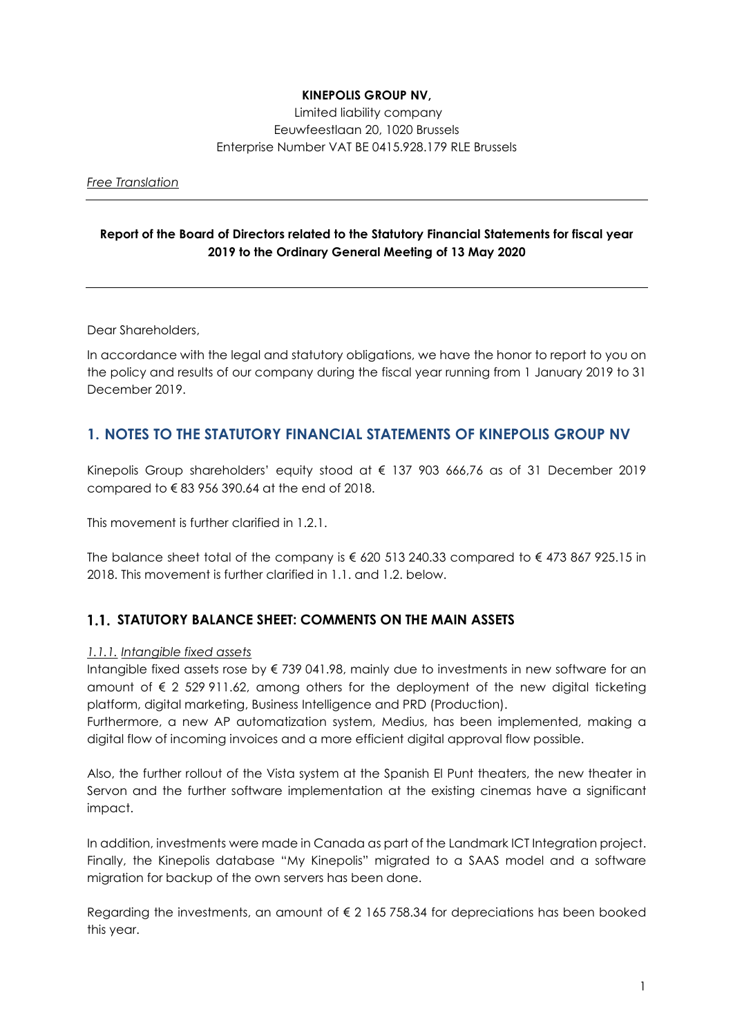**KINEPOLIS GROUP NV,**

Limited liability company
Eeuwfeestlaan 20, 1020 Brussels
Enterprise Number VAT BE 0415.928.179 RLE Brussels

*Free Translation*

---

**Report of the Board of Directors related to the Statutory Financial Statements for fiscal year 2019 to the Ordinary General Meeting of 13 May 2020**

---

Dear Shareholders,

In accordance with the legal and statutory obligations, we have the honor to report to you on the policy and results of our company during the fiscal year running from 1 January 2019 to 31 December 2019.

# 1. NOTES TO THE STATUTORY FINANCIAL STATEMENTS OF KINEPOLIS GROUP NV

Kinepolis Group shareholders' equity stood at € 137 903 666,76 as of 31 December 2019 compared to € 83 956 390.64 at the end of 2018.

This movement is further clarified in 1.2.1.

The balance sheet total of the company is € 620 513 240.33 compared to € 473 867 925.15 in 2018. This movement is further clarified in 1.1. and 1.2. below.

## 1.1. STATUTORY BALANCE SHEET: COMMENTS ON THE MAIN ASSETS

*1.1.1. Intangible fixed assets*

Intangible fixed assets rose by € 739 041.98, mainly due to investments in new software for an amount of € 2 529 911.62, among others for the deployment of the new digital ticketing platform, digital marketing, Business Intelligence and PRD (Production).

Furthermore, a new AP automatization system, Medius, has been implemented, making a digital flow of incoming invoices and a more efficient digital approval flow possible.

Also, the further rollout of the Vista system at the Spanish El Punt theaters, the new theater in Servon and the further software implementation at the existing cinemas have a significant impact.

In addition, investments were made in Canada as part of the Landmark ICT Integration project. Finally, the Kinepolis database "My Kinepolis" migrated to a SAAS model and a software migration for backup of the own servers has been done.

Regarding the investments, an amount of € 2 165 758.34 for depreciations has been booked this year.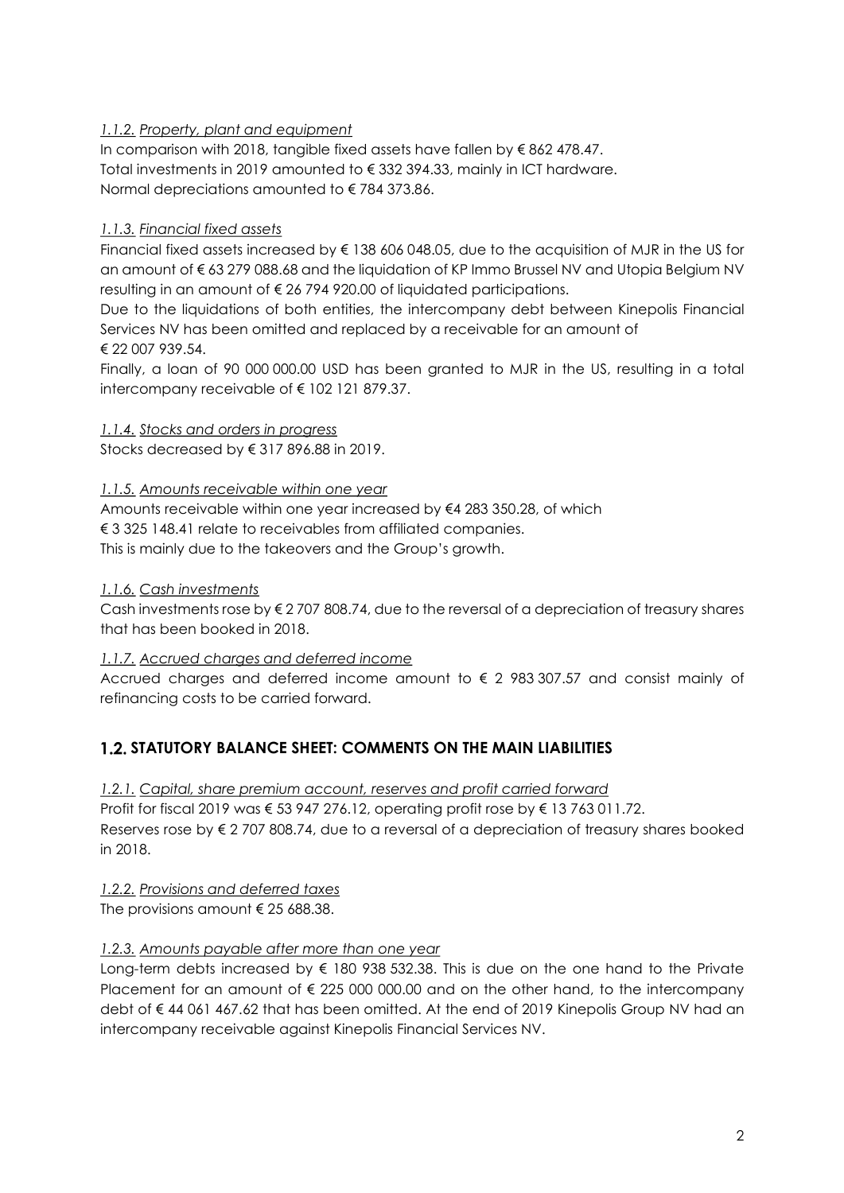### *1.1.2. Property, plant and equipment*

In comparison with 2018, tangible fixed assets have fallen by € 862 478.47.
Total investments in 2019 amounted to € 332 394.33, mainly in ICT hardware.
Normal depreciations amounted to € 784 373.86.

### *1.1.3. Financial fixed assets*

Financial fixed assets increased by € 138 606 048.05, due to the acquisition of MJR in the US for an amount of € 63 279 088.68 and the liquidation of KP Immo Brussel NV and Utopia Belgium NV resulting in an amount of € 26 794 920.00 of liquidated participations.

Due to the liquidations of both entities, the intercompany debt between Kinepolis Financial Services NV has been omitted and replaced by a receivable for an amount of € 22 007 939.54.

Finally, a loan of 90 000 000.00 USD has been granted to MJR in the US, resulting in a total intercompany receivable of € 102 121 879.37.

### *1.1.4. Stocks and orders in progress*

Stocks decreased by € 317 896.88 in 2019.

### *1.1.5. Amounts receivable within one year*

Amounts receivable within one year increased by €4 283 350.28, of which € 3 325 148.41 relate to receivables from affiliated companies.
This is mainly due to the takeovers and the Group's growth.

### *1.1.6. Cash investments*

Cash investments rose by € 2 707 808.74, due to the reversal of a depreciation of treasury shares that has been booked in 2018.

### *1.1.7. Accrued charges and deferred income*

Accrued charges and deferred income amount to € 2 983 307.57 and consist mainly of refinancing costs to be carried forward.

## 1.2. STATUTORY BALANCE SHEET: COMMENTS ON THE MAIN LIABILITIES

### *1.2.1. Capital, share premium account, reserves and profit carried forward*

Profit for fiscal 2019 was € 53 947 276.12, operating profit rose by € 13 763 011.72.
Reserves rose by € 2 707 808.74, due to a reversal of a depreciation of treasury shares booked in 2018.

### *1.2.2. Provisions and deferred taxes*

The provisions amount € 25 688.38.

### *1.2.3. Amounts payable after more than one year*

Long-term debts increased by € 180 938 532.38. This is due on the one hand to the Private Placement for an amount of € 225 000 000.00 and on the other hand, to the intercompany debt of € 44 061 467.62 that has been omitted. At the end of 2019 Kinepolis Group NV had an intercompany receivable against Kinepolis Financial Services NV.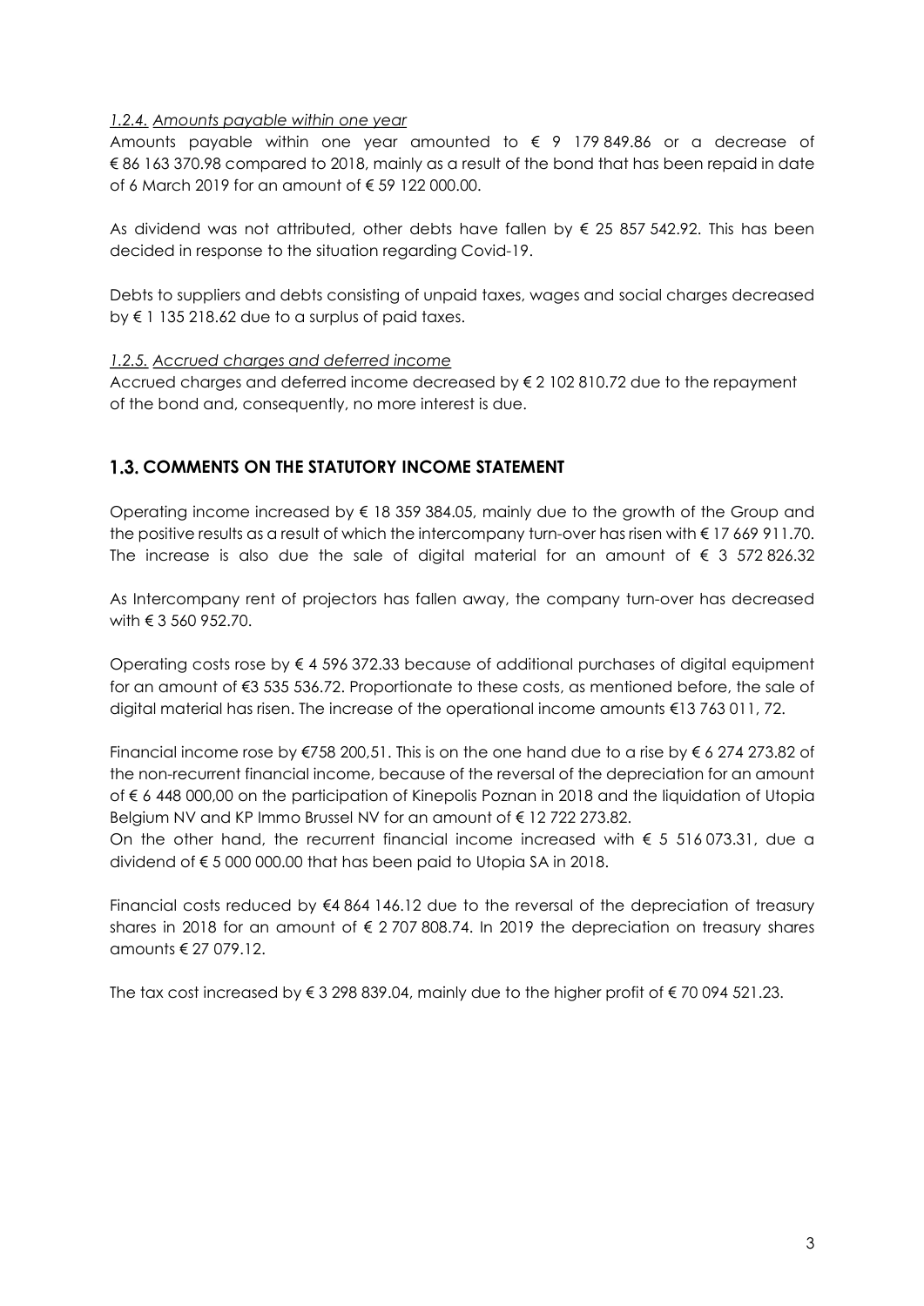*1.2.4. Amounts payable within one year*

Amounts payable within one year amounted to € 9 179 849.86 or a decrease of € 86 163 370.98 compared to 2018, mainly as a result of the bond that has been repaid in date of 6 March 2019 for an amount of € 59 122 000.00.

As dividend was not attributed, other debts have fallen by € 25 857 542.92. This has been decided in response to the situation regarding Covid-19.

Debts to suppliers and debts consisting of unpaid taxes, wages and social charges decreased by € 1 135 218.62 due to a surplus of paid taxes.

*1.2.5. Accrued charges and deferred income*

Accrued charges and deferred income decreased by € 2 102 810.72 due to the repayment of the bond and, consequently, no more interest is due.

## 1.3. COMMENTS ON THE STATUTORY INCOME STATEMENT

Operating income increased by € 18 359 384.05, mainly due to the growth of the Group and the positive results as a result of which the intercompany turn-over has risen with € 17 669 911.70. The increase is also due the sale of digital material for an amount of € 3 572 826.32

As Intercompany rent of projectors has fallen away, the company turn-over has decreased with € 3 560 952.70.

Operating costs rose by € 4 596 372.33 because of additional purchases of digital equipment for an amount of €3 535 536.72. Proportionate to these costs, as mentioned before, the sale of digital material has risen. The increase of the operational income amounts €13 763 011, 72.

Financial income rose by €758 200,51. This is on the one hand due to a rise by € 6 274 273.82 of the non-recurrent financial income, because of the reversal of the depreciation for an amount of € 6 448 000,00 on the participation of Kinepolis Poznan in 2018 and the liquidation of Utopia Belgium NV and KP Immo Brussel NV for an amount of € 12 722 273.82.
On the other hand, the recurrent financial income increased with € 5 516 073.31, due a dividend of € 5 000 000.00 that has been paid to Utopia SA in 2018.

Financial costs reduced by €4 864 146.12 due to the reversal of the depreciation of treasury shares in 2018 for an amount of € 2 707 808.74. In 2019 the depreciation on treasury shares amounts € 27 079.12.

The tax cost increased by € 3 298 839.04, mainly due to the higher profit of € 70 094 521.23.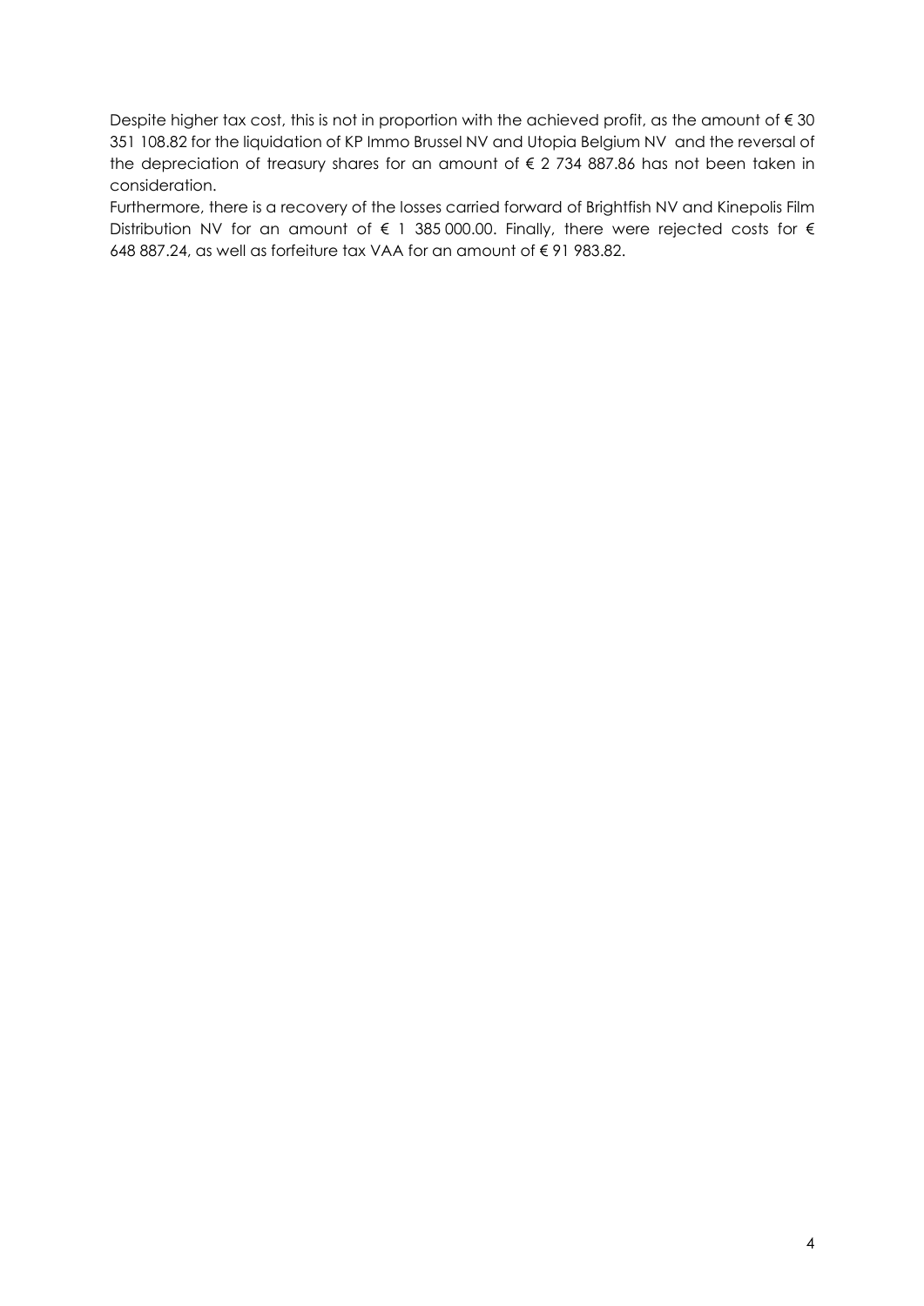Despite higher tax cost, this is not in proportion with the achieved profit, as the amount of € 30 351 108.82 for the liquidation of KP Immo Brussel NV and Utopia Belgium NV and the reversal of the depreciation of treasury shares for an amount of € 2 734 887.86 has not been taken in consideration.

Furthermore, there is a recovery of the losses carried forward of Brightfish NV and Kinepolis Film Distribution NV for an amount of € 1 385 000.00. Finally, there were rejected costs for € 648 887.24, as well as forfeiture tax VAA for an amount of € 91 983.82.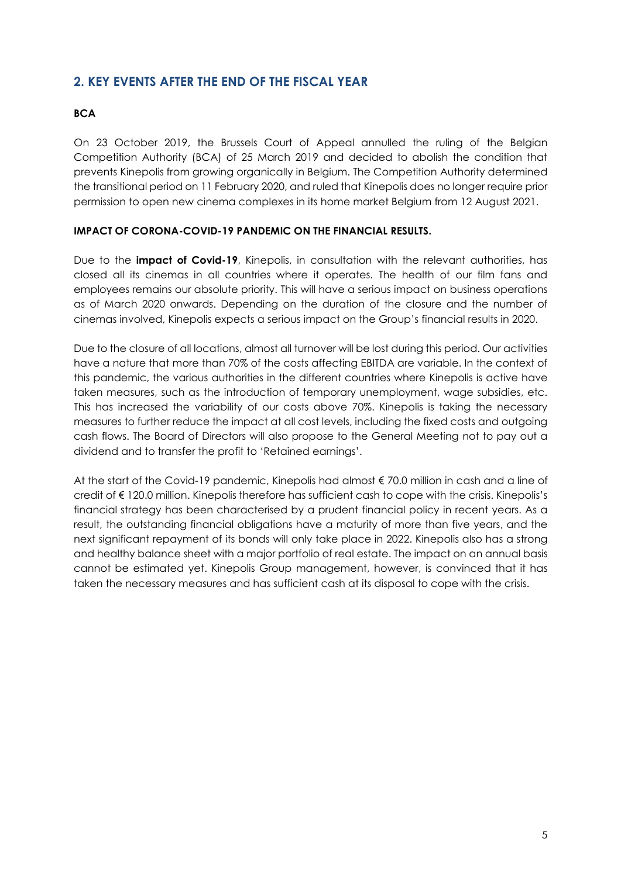## 2. KEY EVENTS AFTER THE END OF THE FISCAL YEAR

### BCA

On 23 October 2019, the Brussels Court of Appeal annulled the ruling of the Belgian Competition Authority (BCA) of 25 March 2019 and decided to abolish the condition that prevents Kinepolis from growing organically in Belgium. The Competition Authority determined the transitional period on 11 February 2020, and ruled that Kinepolis does no longer require prior permission to open new cinema complexes in its home market Belgium from 12 August 2021.

### IMPACT OF CORONA-COVID-19 PANDEMIC ON THE FINANCIAL RESULTS.

Due to the **impact of Covid-19**, Kinepolis, in consultation with the relevant authorities, has closed all its cinemas in all countries where it operates. The health of our film fans and employees remains our absolute priority. This will have a serious impact on business operations as of March 2020 onwards. Depending on the duration of the closure and the number of cinemas involved, Kinepolis expects a serious impact on the Group's financial results in 2020.

Due to the closure of all locations, almost all turnover will be lost during this period. Our activities have a nature that more than 70% of the costs affecting EBITDA are variable. In the context of this pandemic, the various authorities in the different countries where Kinepolis is active have taken measures, such as the introduction of temporary unemployment, wage subsidies, etc. This has increased the variability of our costs above 70%. Kinepolis is taking the necessary measures to further reduce the impact at all cost levels, including the fixed costs and outgoing cash flows. The Board of Directors will also propose to the General Meeting not to pay out a dividend and to transfer the profit to 'Retained earnings'.

At the start of the Covid-19 pandemic, Kinepolis had almost € 70.0 million in cash and a line of credit of € 120.0 million. Kinepolis therefore has sufficient cash to cope with the crisis. Kinepolis's financial strategy has been characterised by a prudent financial policy in recent years. As a result, the outstanding financial obligations have a maturity of more than five years, and the next significant repayment of its bonds will only take place in 2022. Kinepolis also has a strong and healthy balance sheet with a major portfolio of real estate. The impact on an annual basis cannot be estimated yet. Kinepolis Group management, however, is convinced that it has taken the necessary measures and has sufficient cash at its disposal to cope with the crisis.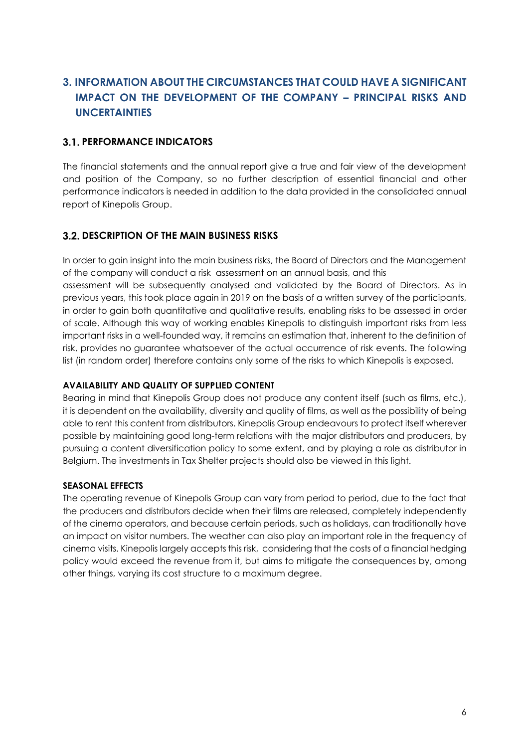# 3. INFORMATION ABOUT THE CIRCUMSTANCES THAT COULD HAVE A SIGNIFICANT IMPACT ON THE DEVELOPMENT OF THE COMPANY – PRINCIPAL RISKS AND UNCERTAINTIES

## 3.1. PERFORMANCE INDICATORS

The financial statements and the annual report give a true and fair view of the development and position of the Company, so no further description of essential financial and other performance indicators is needed in addition to the data provided in the consolidated annual report of Kinepolis Group.

## 3.2. DESCRIPTION OF THE MAIN BUSINESS RISKS

In order to gain insight into the main business risks, the Board of Directors and the Management of the company will conduct a risk assessment on an annual basis, and this assessment will be subsequently analysed and validated by the Board of Directors. As in previous years, this took place again in 2019 on the basis of a written survey of the participants, in order to gain both quantitative and qualitative results, enabling risks to be assessed in order of scale. Although this way of working enables Kinepolis to distinguish important risks from less important risks in a well-founded way, it remains an estimation that, inherent to the definition of risk, provides no guarantee whatsoever of the actual occurrence of risk events. The following list (in random order) therefore contains only some of the risks to which Kinepolis is exposed.

**AVAILABILITY AND QUALITY OF SUPPLIED CONTENT**

Bearing in mind that Kinepolis Group does not produce any content itself (such as films, etc.), it is dependent on the availability, diversity and quality of films, as well as the possibility of being able to rent this content from distributors. Kinepolis Group endeavours to protect itself wherever possible by maintaining good long-term relations with the major distributors and producers, by pursuing a content diversification policy to some extent, and by playing a role as distributor in Belgium. The investments in Tax Shelter projects should also be viewed in this light.

**SEASONAL EFFECTS**

The operating revenue of Kinepolis Group can vary from period to period, due to the fact that the producers and distributors decide when their films are released, completely independently of the cinema operators, and because certain periods, such as holidays, can traditionally have an impact on visitor numbers. The weather can also play an important role in the frequency of cinema visits. Kinepolis largely accepts this risk, considering that the costs of a financial hedging policy would exceed the revenue from it, but aims to mitigate the consequences by, among other things, varying its cost structure to a maximum degree.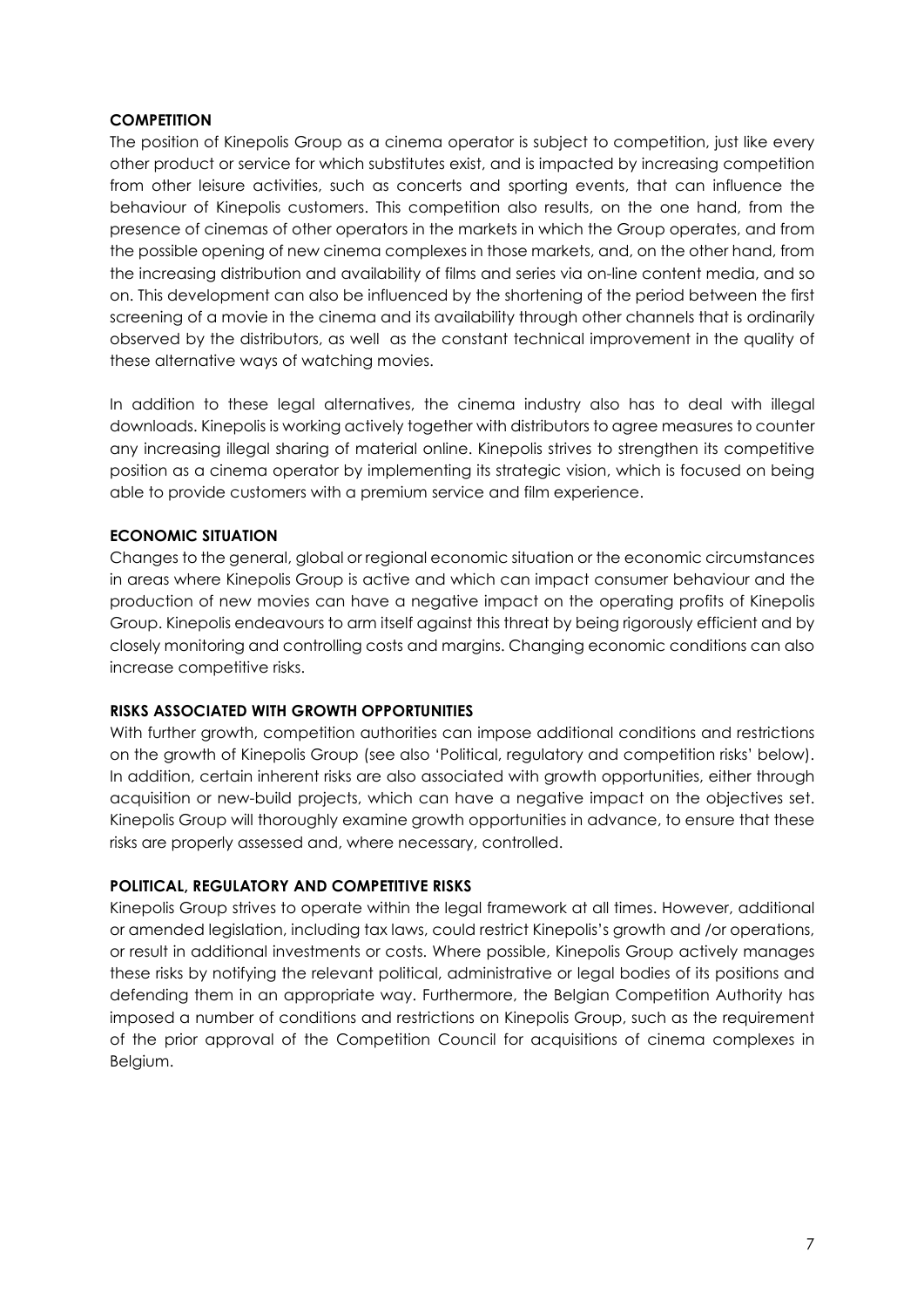**COMPETITION**

The position of Kinepolis Group as a cinema operator is subject to competition, just like every other product or service for which substitutes exist, and is impacted by increasing competition from other leisure activities, such as concerts and sporting events, that can influence the behaviour of Kinepolis customers. This competition also results, on the one hand, from the presence of cinemas of other operators in the markets in which the Group operates, and from the possible opening of new cinema complexes in those markets, and, on the other hand, from the increasing distribution and availability of films and series via on-line content media, and so on. This development can also be influenced by the shortening of the period between the first screening of a movie in the cinema and its availability through other channels that is ordinarily observed by the distributors, as well as the constant technical improvement in the quality of these alternative ways of watching movies.

In addition to these legal alternatives, the cinema industry also has to deal with illegal downloads. Kinepolis is working actively together with distributors to agree measures to counter any increasing illegal sharing of material online. Kinepolis strives to strengthen its competitive position as a cinema operator by implementing its strategic vision, which is focused on being able to provide customers with a premium service and film experience.

**ECONOMIC SITUATION**

Changes to the general, global or regional economic situation or the economic circumstances in areas where Kinepolis Group is active and which can impact consumer behaviour and the production of new movies can have a negative impact on the operating profits of Kinepolis Group. Kinepolis endeavours to arm itself against this threat by being rigorously efficient and by closely monitoring and controlling costs and margins. Changing economic conditions can also increase competitive risks.

**RISKS ASSOCIATED WITH GROWTH OPPORTUNITIES**

With further growth, competition authorities can impose additional conditions and restrictions on the growth of Kinepolis Group (see also 'Political, regulatory and competition risks' below). In addition, certain inherent risks are also associated with growth opportunities, either through acquisition or new-build projects, which can have a negative impact on the objectives set. Kinepolis Group will thoroughly examine growth opportunities in advance, to ensure that these risks are properly assessed and, where necessary, controlled.

**POLITICAL, REGULATORY AND COMPETITIVE RISKS**

Kinepolis Group strives to operate within the legal framework at all times. However, additional or amended legislation, including tax laws, could restrict Kinepolis's growth and /or operations, or result in additional investments or costs. Where possible, Kinepolis Group actively manages these risks by notifying the relevant political, administrative or legal bodies of its positions and defending them in an appropriate way. Furthermore, the Belgian Competition Authority has imposed a number of conditions and restrictions on Kinepolis Group, such as the requirement of the prior approval of the Competition Council for acquisitions of cinema complexes in Belgium.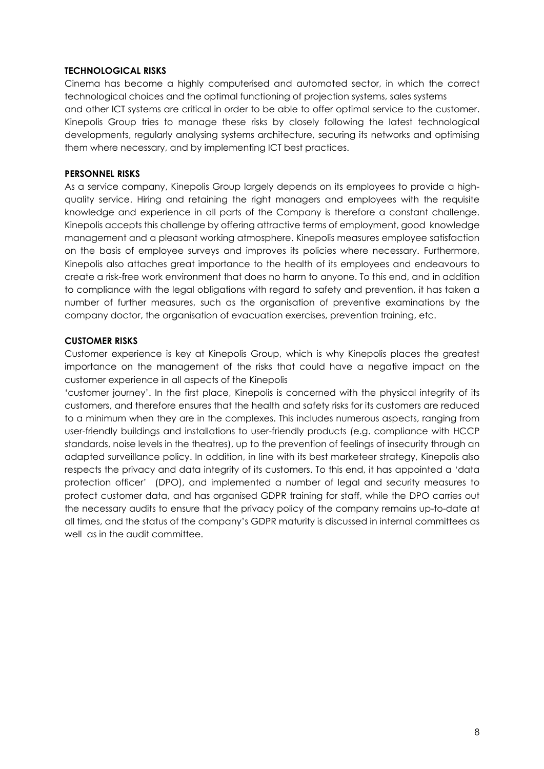**TECHNOLOGICAL RISKS**

Cinema has become a highly computerised and automated sector, in which the correct technological choices and the optimal functioning of projection systems, sales systems and other ICT systems are critical in order to be able to offer optimal service to the customer. Kinepolis Group tries to manage these risks by closely following the latest technological developments, regularly analysing systems architecture, securing its networks and optimising them where necessary, and by implementing ICT best practices.

**PERSONNEL RISKS**

As a service company, Kinepolis Group largely depends on its employees to provide a high-quality service. Hiring and retaining the right managers and employees with the requisite knowledge and experience in all parts of the Company is therefore a constant challenge. Kinepolis accepts this challenge by offering attractive terms of employment, good knowledge management and a pleasant working atmosphere. Kinepolis measures employee satisfaction on the basis of employee surveys and improves its policies where necessary. Furthermore, Kinepolis also attaches great importance to the health of its employees and endeavours to create a risk-free work environment that does no harm to anyone. To this end, and in addition to compliance with the legal obligations with regard to safety and prevention, it has taken a number of further measures, such as the organisation of preventive examinations by the company doctor, the organisation of evacuation exercises, prevention training, etc.

**CUSTOMER RISKS**

Customer experience is key at Kinepolis Group, which is why Kinepolis places the greatest importance on the management of the risks that could have a negative impact on the customer experience in all aspects of the Kinepolis 'customer journey'. In the first place, Kinepolis is concerned with the physical integrity of its customers, and therefore ensures that the health and safety risks for its customers are reduced to a minimum when they are in the complexes. This includes numerous aspects, ranging from user-friendly buildings and installations to user-friendly products (e.g. compliance with HCCP standards, noise levels in the theatres), up to the prevention of feelings of insecurity through an adapted surveillance policy. In addition, in line with its best marketeer strategy, Kinepolis also respects the privacy and data integrity of its customers. To this end, it has appointed a 'data protection officer' (DPO), and implemented a number of legal and security measures to protect customer data, and has organised GDPR training for staff, while the DPO carries out the necessary audits to ensure that the privacy policy of the company remains up-to-date at all times, and the status of the company's GDPR maturity is discussed in internal committees as well as in the audit committee.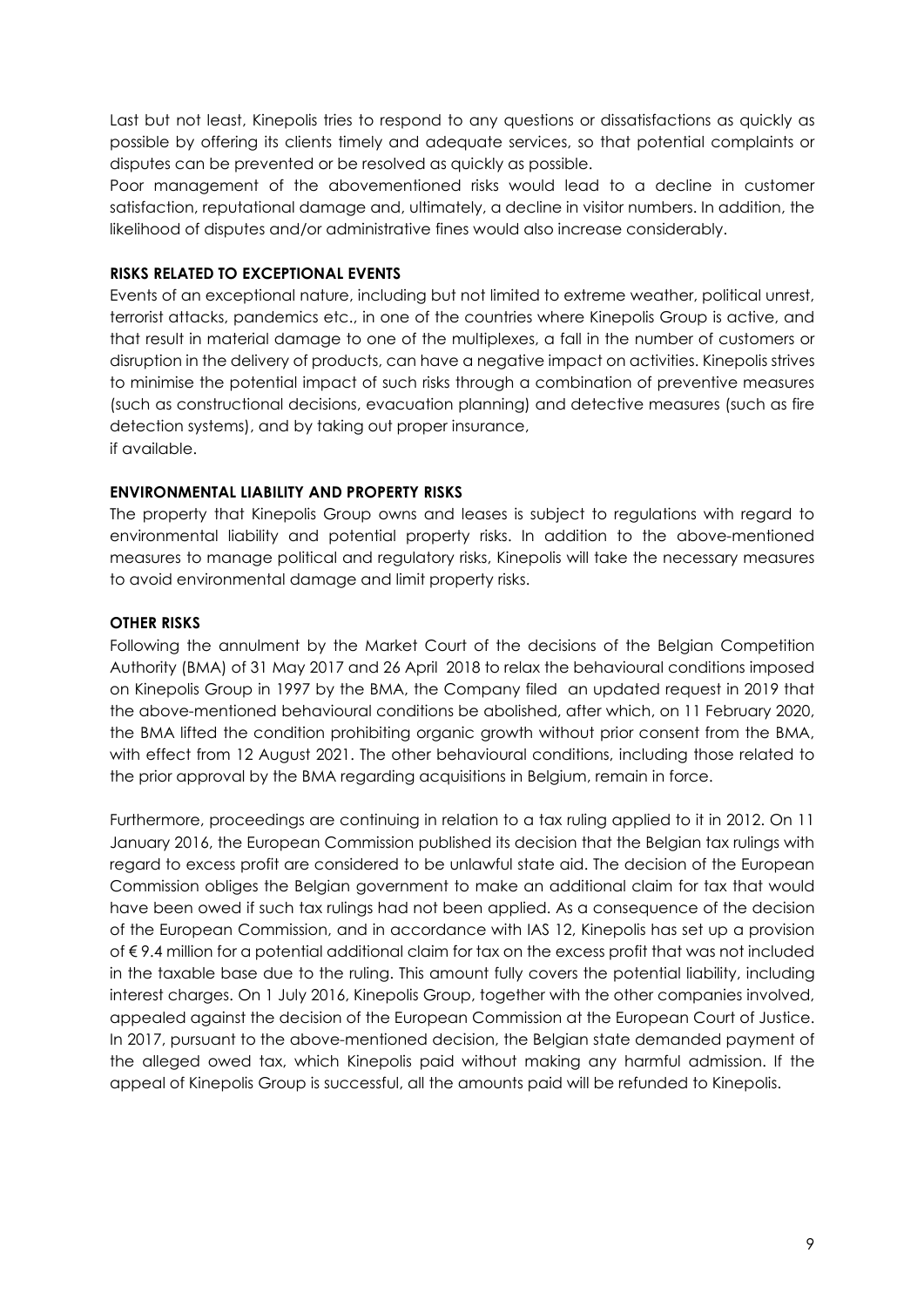Last but not least, Kinepolis tries to respond to any questions or dissatisfactions as quickly as possible by offering its clients timely and adequate services, so that potential complaints or disputes can be prevented or be resolved as quickly as possible.

Poor management of the abovementioned risks would lead to a decline in customer satisfaction, reputational damage and, ultimately, a decline in visitor numbers. In addition, the likelihood of disputes and/or administrative fines would also increase considerably.

**RISKS RELATED TO EXCEPTIONAL EVENTS**

Events of an exceptional nature, including but not limited to extreme weather, political unrest, terrorist attacks, pandemics etc., in one of the countries where Kinepolis Group is active, and that result in material damage to one of the multiplexes, a fall in the number of customers or disruption in the delivery of products, can have a negative impact on activities. Kinepolis strives to minimise the potential impact of such risks through a combination of preventive measures (such as constructional decisions, evacuation planning) and detective measures (such as fire detection systems), and by taking out proper insurance, if available.

**ENVIRONMENTAL LIABILITY AND PROPERTY RISKS**

The property that Kinepolis Group owns and leases is subject to regulations with regard to environmental liability and potential property risks. In addition to the above-mentioned measures to manage political and regulatory risks, Kinepolis will take the necessary measures to avoid environmental damage and limit property risks.

**OTHER RISKS**

Following the annulment by the Market Court of the decisions of the Belgian Competition Authority (BMA) of 31 May 2017 and 26 April 2018 to relax the behavioural conditions imposed on Kinepolis Group in 1997 by the BMA, the Company filed an updated request in 2019 that the above-mentioned behavioural conditions be abolished, after which, on 11 February 2020, the BMA lifted the condition prohibiting organic growth without prior consent from the BMA, with effect from 12 August 2021. The other behavioural conditions, including those related to the prior approval by the BMA regarding acquisitions in Belgium, remain in force.

Furthermore, proceedings are continuing in relation to a tax ruling applied to it in 2012. On 11 January 2016, the European Commission published its decision that the Belgian tax rulings with regard to excess profit are considered to be unlawful state aid. The decision of the European Commission obliges the Belgian government to make an additional claim for tax that would have been owed if such tax rulings had not been applied. As a consequence of the decision of the European Commission, and in accordance with IAS 12, Kinepolis has set up a provision of € 9.4 million for a potential additional claim for tax on the excess profit that was not included in the taxable base due to the ruling. This amount fully covers the potential liability, including interest charges. On 1 July 2016, Kinepolis Group, together with the other companies involved, appealed against the decision of the European Commission at the European Court of Justice. In 2017, pursuant to the above-mentioned decision, the Belgian state demanded payment of the alleged owed tax, which Kinepolis paid without making any harmful admission. If the appeal of Kinepolis Group is successful, all the amounts paid will be refunded to Kinepolis.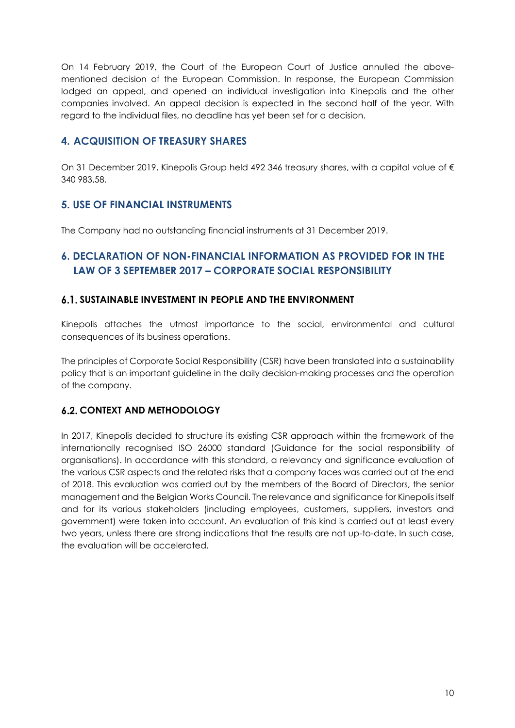On 14 February 2019, the Court of the European Court of Justice annulled the above-mentioned decision of the European Commission. In response, the European Commission lodged an appeal, and opened an individual investigation into Kinepolis and the other companies involved. An appeal decision is expected in the second half of the year. With regard to the individual files, no deadline has yet been set for a decision.

## 4. ACQUISITION OF TREASURY SHARES

On 31 December 2019, Kinepolis Group held 492 346 treasury shares, with a capital value of € 340 983,58.

## 5. USE OF FINANCIAL INSTRUMENTS

The Company had no outstanding financial instruments at 31 December 2019.

## 6. DECLARATION OF NON-FINANCIAL INFORMATION AS PROVIDED FOR IN THE LAW OF 3 SEPTEMBER 2017 – CORPORATE SOCIAL RESPONSIBILITY

### 6.1. SUSTAINABLE INVESTMENT IN PEOPLE AND THE ENVIRONMENT

Kinepolis attaches the utmost importance to the social, environmental and cultural consequences of its business operations.

The principles of Corporate Social Responsibility (CSR) have been translated into a sustainability policy that is an important guideline in the daily decision-making processes and the operation of the company.

### 6.2. CONTEXT AND METHODOLOGY

In 2017, Kinepolis decided to structure its existing CSR approach within the framework of the internationally recognised ISO 26000 standard (Guidance for the social responsibility of organisations). In accordance with this standard, a relevancy and significance evaluation of the various CSR aspects and the related risks that a company faces was carried out at the end of 2018. This evaluation was carried out by the members of the Board of Directors, the senior management and the Belgian Works Council. The relevance and significance for Kinepolis itself and for its various stakeholders (including employees, customers, suppliers, investors and government) were taken into account. An evaluation of this kind is carried out at least every two years, unless there are strong indications that the results are not up-to-date. In such case, the evaluation will be accelerated.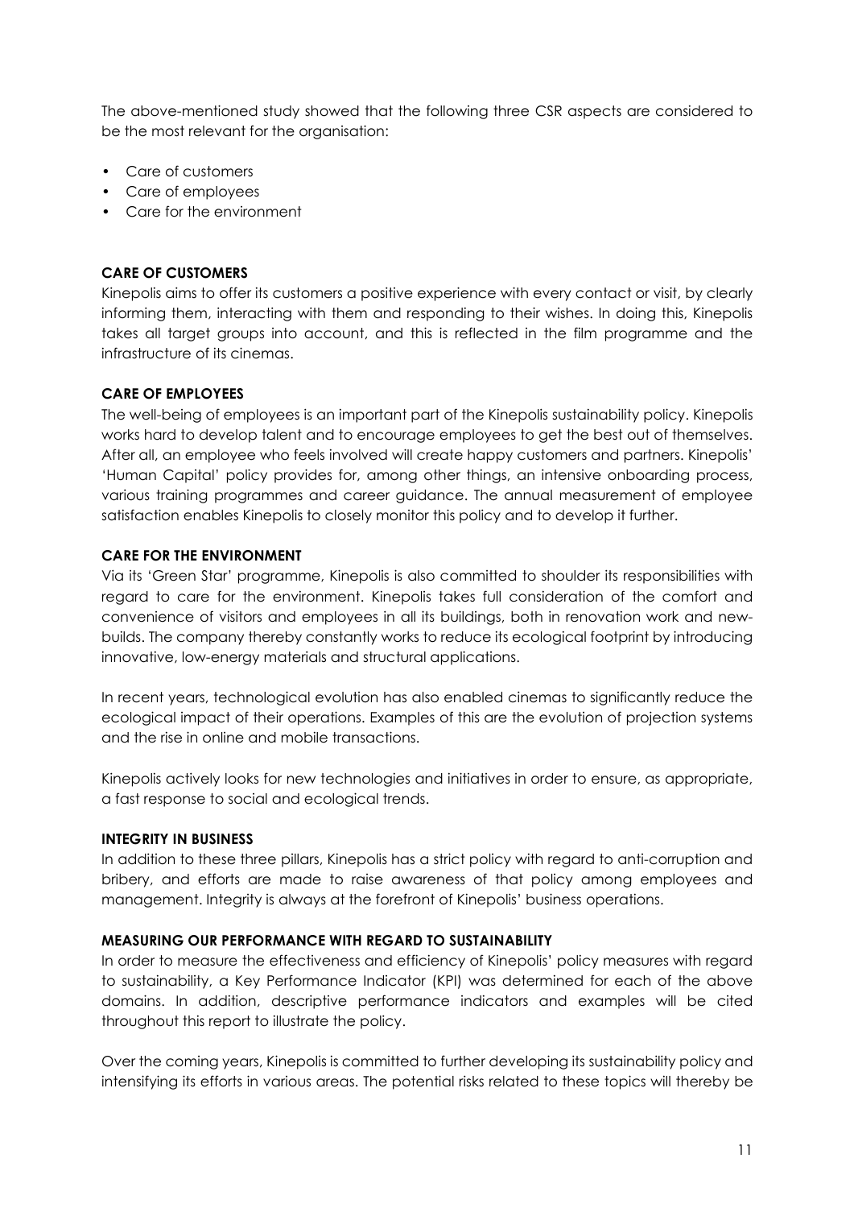The above-mentioned study showed that the following three CSR aspects are considered to be the most relevant for the organisation:

- Care of customers
- Care of employees
- Care for the environment

**CARE OF CUSTOMERS**

Kinepolis aims to offer its customers a positive experience with every contact or visit, by clearly informing them, interacting with them and responding to their wishes. In doing this, Kinepolis takes all target groups into account, and this is reflected in the film programme and the infrastructure of its cinemas.

**CARE OF EMPLOYEES**

The well-being of employees is an important part of the Kinepolis sustainability policy. Kinepolis works hard to develop talent and to encourage employees to get the best out of themselves. After all, an employee who feels involved will create happy customers and partners. Kinepolis' 'Human Capital' policy provides for, among other things, an intensive onboarding process, various training programmes and career guidance. The annual measurement of employee satisfaction enables Kinepolis to closely monitor this policy and to develop it further.

**CARE FOR THE ENVIRONMENT**

Via its 'Green Star' programme, Kinepolis is also committed to shoulder its responsibilities with regard to care for the environment. Kinepolis takes full consideration of the comfort and convenience of visitors and employees in all its buildings, both in renovation work and new-builds. The company thereby constantly works to reduce its ecological footprint by introducing innovative, low-energy materials and structural applications.

In recent years, technological evolution has also enabled cinemas to significantly reduce the ecological impact of their operations. Examples of this are the evolution of projection systems and the rise in online and mobile transactions.

Kinepolis actively looks for new technologies and initiatives in order to ensure, as appropriate, a fast response to social and ecological trends.

**INTEGRITY IN BUSINESS**

In addition to these three pillars, Kinepolis has a strict policy with regard to anti-corruption and bribery, and efforts are made to raise awareness of that policy among employees and management. Integrity is always at the forefront of Kinepolis' business operations.

**MEASURING OUR PERFORMANCE WITH REGARD TO SUSTAINABILITY**

In order to measure the effectiveness and efficiency of Kinepolis' policy measures with regard to sustainability, a Key Performance Indicator (KPI) was determined for each of the above domains. In addition, descriptive performance indicators and examples will be cited throughout this report to illustrate the policy.

Over the coming years, Kinepolis is committed to further developing its sustainability policy and intensifying its efforts in various areas. The potential risks related to these topics will thereby be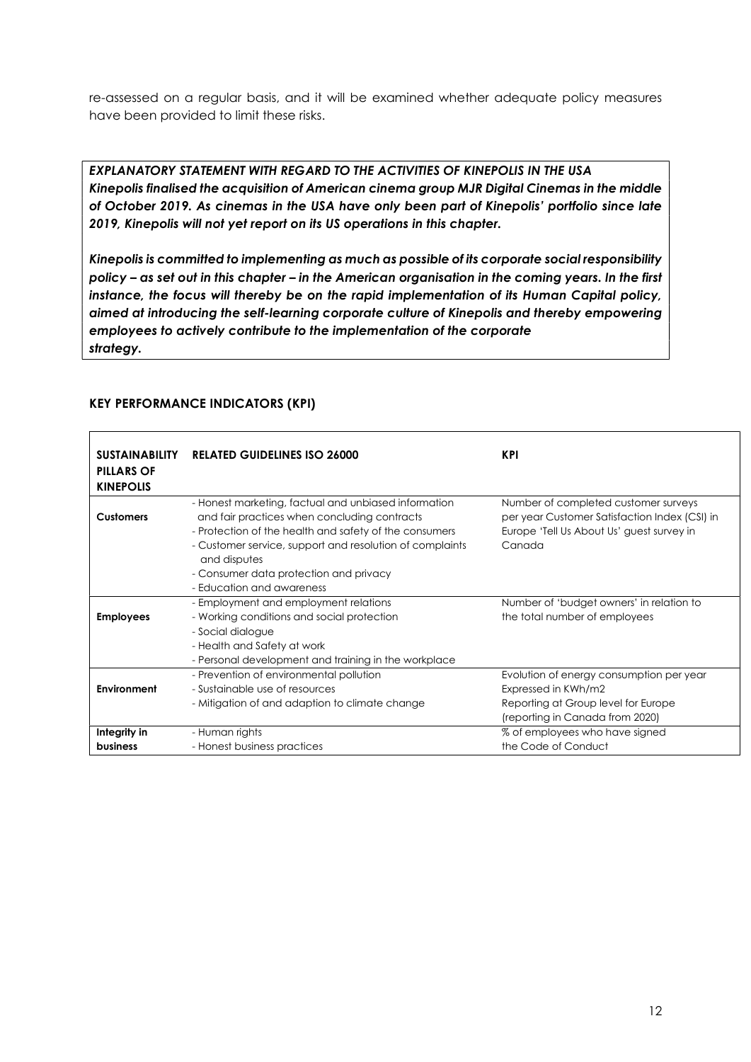re-assessed on a regular basis, and it will be examined whether adequate policy measures have been provided to limit these risks.

***EXPLANATORY STATEMENT WITH REGARD TO THE ACTIVITIES OF KINEPOLIS IN THE USA***
***Kinepolis finalised the acquisition of American cinema group MJR Digital Cinemas in the middle of October 2019. As cinemas in the USA have only been part of Kinepolis' portfolio since late 2019, Kinepolis will not yet report on its US operations in this chapter.***

***Kinepolis is committed to implementing as much as possible of its corporate social responsibility policy – as set out in this chapter – in the American organisation in the coming years. In the first instance, the focus will thereby be on the rapid implementation of its Human Capital policy, aimed at introducing the self-learning corporate culture of Kinepolis and thereby empowering employees to actively contribute to the implementation of the corporate strategy.***

### KEY PERFORMANCE INDICATORS (KPI)

| SUSTAINABILITY PILLARS OF KINEPOLIS | RELATED GUIDELINES ISO 26000 | KPI |
|---|---|---|
| **Customers** | - Honest marketing, factual and unbiased information and fair practices when concluding contracts<br>- Protection of the health and safety of the consumers<br>- Customer service, support and resolution of complaints and disputes<br>- Consumer data protection and privacy<br>- Education and awareness | Number of completed customer surveys per year Customer Satisfaction Index (CSI) in Europe 'Tell Us About Us' guest survey in Canada |
| **Employees** | - Employment and employment relations<br>- Working conditions and social protection<br>- Social dialogue<br>- Health and Safety at work<br>- Personal development and training in the workplace | Number of 'budget owners' in relation to the total number of employees |
| **Environment** | - Prevention of environmental pollution<br>- Sustainable use of resources<br>- Mitigation of and adaption to climate change | Evolution of energy consumption per year Expressed in KWh/m2 Reporting at Group level for Europe (reporting in Canada from 2020) |
| **Integrity in business** | - Human rights<br>- Honest business practices | % of employees who have signed the Code of Conduct |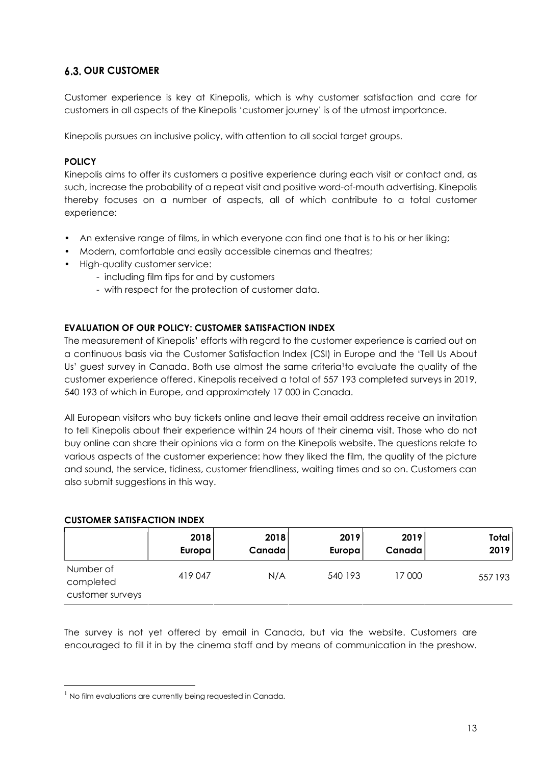## 6.3. OUR CUSTOMER

Customer experience is key at Kinepolis, which is why customer satisfaction and care for customers in all aspects of the Kinepolis 'customer journey' is of the utmost importance.

Kinepolis pursues an inclusive policy, with attention to all social target groups.

**POLICY**

Kinepolis aims to offer its customers a positive experience during each visit or contact and, as such, increase the probability of a repeat visit and positive word-of-mouth advertising. Kinepolis thereby focuses on a number of aspects, all of which contribute to a total customer experience:

- An extensive range of films, in which everyone can find one that is to his or her liking;
- Modern, comfortable and easily accessible cinemas and theatres;
- High-quality customer service:
  - including film tips for and by customers
  - with respect for the protection of customer data.

**EVALUATION OF OUR POLICY: CUSTOMER SATISFACTION INDEX**

The measurement of Kinepolis' efforts with regard to the customer experience is carried out on a continuous basis via the Customer Satisfaction Index (CSI) in Europe and the 'Tell Us About Us' guest survey in Canada. Both use almost the same criteria[1] to evaluate the quality of the customer experience offered. Kinepolis received a total of 557 193 completed surveys in 2019, 540 193 of which in Europe, and approximately 17 000 in Canada.

All European visitors who buy tickets online and leave their email address receive an invitation to tell Kinepolis about their experience within 24 hours of their cinema visit. Those who do not buy online can share their opinions via a form on the Kinepolis website. The questions relate to various aspects of the customer experience: how they liked the film, the quality of the picture and sound, the service, tidiness, customer friendliness, waiting times and so on. Customers can also submit suggestions in this way.

**CUSTOMER SATISFACTION INDEX**

| | 2018 Europa | 2018 Canada | 2019 Europa | 2019 Canada | Total 2019 |
|---|---|---|---|---|---|
| Number of completed customer surveys | 419 047 | N/A | 540 193 | 17 000 | 557 193 |

The survey is not yet offered by email in Canada, but via the website. Customers are encouraged to fill it in by the cinema staff and by means of communication in the preshow.

[1] No film evaluations are currently being requested in Canada.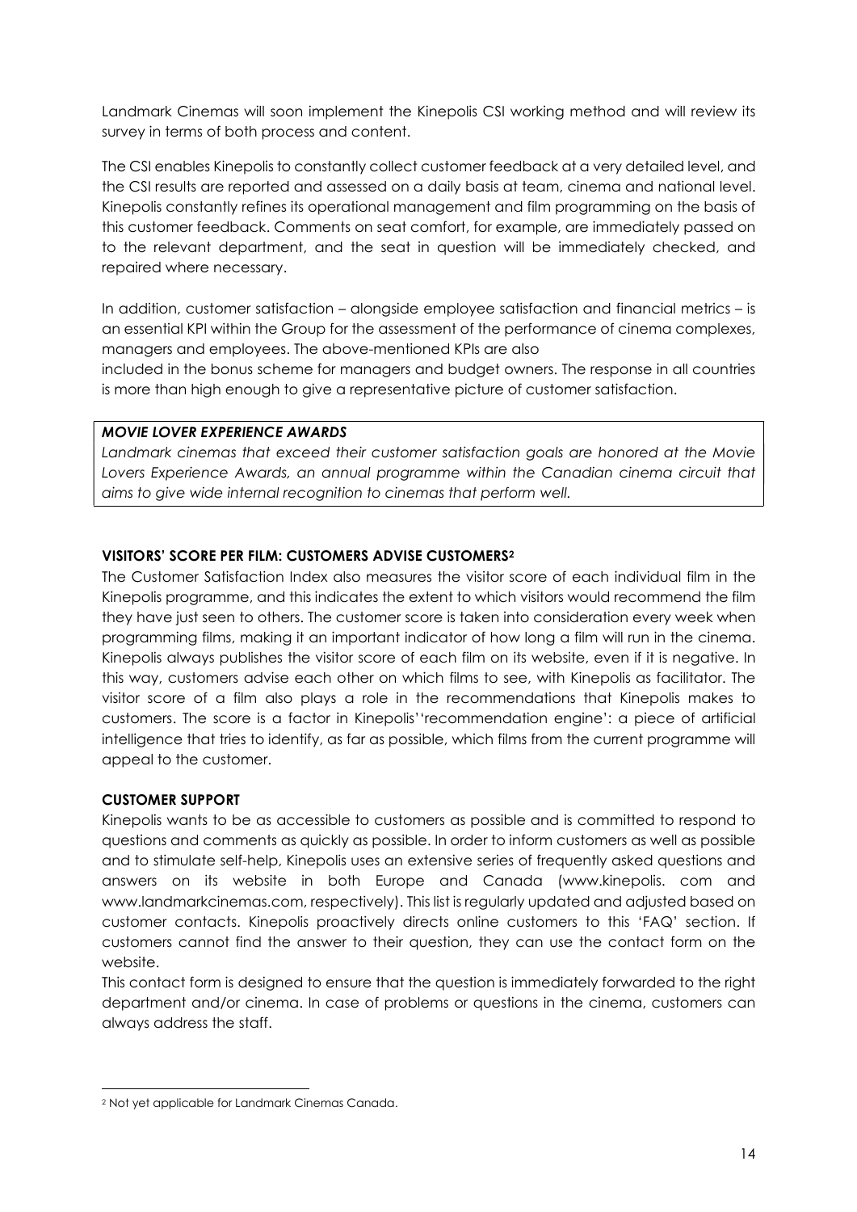Landmark Cinemas will soon implement the Kinepolis CSI working method and will review its survey in terms of both process and content.

The CSI enables Kinepolis to constantly collect customer feedback at a very detailed level, and the CSI results are reported and assessed on a daily basis at team, cinema and national level. Kinepolis constantly refines its operational management and film programming on the basis of this customer feedback. Comments on seat comfort, for example, are immediately passed on to the relevant department, and the seat in question will be immediately checked, and repaired where necessary.

In addition, customer satisfaction – alongside employee satisfaction and financial metrics – is an essential KPI within the Group for the assessment of the performance of cinema complexes, managers and employees. The above-mentioned KPIs are also included in the bonus scheme for managers and budget owners. The response in all countries is more than high enough to give a representative picture of customer satisfaction.

***MOVIE LOVER EXPERIENCE AWARDS***

*Landmark cinemas that exceed their customer satisfaction goals are honored at the Movie Lovers Experience Awards, an annual programme within the Canadian cinema circuit that aims to give wide internal recognition to cinemas that perform well.*

**VISITORS' SCORE PER FILM: CUSTOMERS ADVISE CUSTOMERS[2]**

The Customer Satisfaction Index also measures the visitor score of each individual film in the Kinepolis programme, and this indicates the extent to which visitors would recommend the film they have just seen to others. The customer score is taken into consideration every week when programming films, making it an important indicator of how long a film will run in the cinema. Kinepolis always publishes the visitor score of each film on its website, even if it is negative. In this way, customers advise each other on which films to see, with Kinepolis as facilitator. The visitor score of a film also plays a role in the recommendations that Kinepolis makes to customers. The score is a factor in Kinepolis' 'recommendation engine': a piece of artificial intelligence that tries to identify, as far as possible, which films from the current programme will appeal to the customer.

**CUSTOMER SUPPORT**

Kinepolis wants to be as accessible to customers as possible and is committed to respond to questions and comments as quickly as possible. In order to inform customers as well as possible and to stimulate self-help, Kinepolis uses an extensive series of frequently asked questions and answers on its website in both Europe and Canada (www.kinepolis. com and www.landmarkcinemas.com, respectively). This list is regularly updated and adjusted based on customer contacts. Kinepolis proactively directs online customers to this 'FAQ' section. If customers cannot find the answer to their question, they can use the contact form on the website.

This contact form is designed to ensure that the question is immediately forwarded to the right department and/or cinema. In case of problems or questions in the cinema, customers can always address the staff.

[2] Not yet applicable for Landmark Cinemas Canada.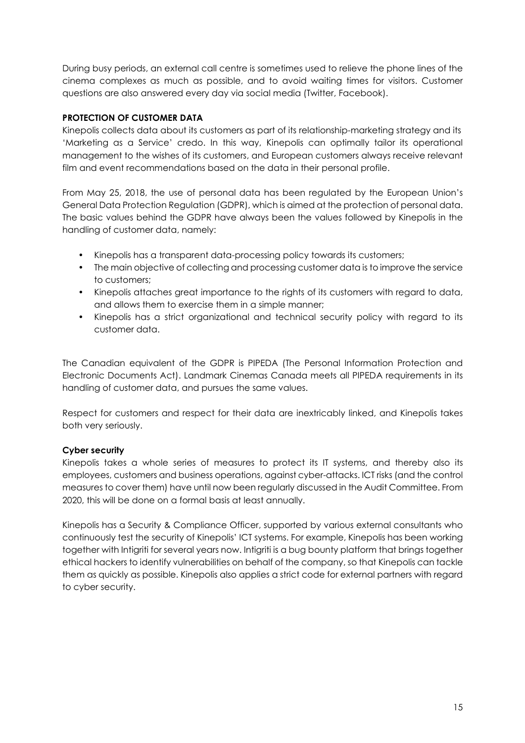During busy periods, an external call centre is sometimes used to relieve the phone lines of the cinema complexes as much as possible, and to avoid waiting times for visitors. Customer questions are also answered every day via social media (Twitter, Facebook).

## PROTECTION OF CUSTOMER DATA

Kinepolis collects data about its customers as part of its relationship-marketing strategy and its 'Marketing as a Service' credo. In this way, Kinepolis can optimally tailor its operational management to the wishes of its customers, and European customers always receive relevant film and event recommendations based on the data in their personal profile.

From May 25, 2018, the use of personal data has been regulated by the European Union's General Data Protection Regulation (GDPR), which is aimed at the protection of personal data. The basic values behind the GDPR have always been the values followed by Kinepolis in the handling of customer data, namely:

- Kinepolis has a transparent data-processing policy towards its customers;
- The main objective of collecting and processing customer data is to improve the service to customers;
- Kinepolis attaches great importance to the rights of its customers with regard to data, and allows them to exercise them in a simple manner;
- Kinepolis has a strict organizational and technical security policy with regard to its customer data.

The Canadian equivalent of the GDPR is PIPEDA (The Personal Information Protection and Electronic Documents Act). Landmark Cinemas Canada meets all PIPEDA requirements in its handling of customer data, and pursues the same values.

Respect for customers and respect for their data are inextricably linked, and Kinepolis takes both very seriously.

### Cyber security

Kinepolis takes a whole series of measures to protect its IT systems, and thereby also its employees, customers and business operations, against cyber-attacks. ICT risks (and the control measures to cover them) have until now been regularly discussed in the Audit Committee. From 2020, this will be done on a formal basis at least annually.

Kinepolis has a Security & Compliance Officer, supported by various external consultants who continuously test the security of Kinepolis' ICT systems. For example, Kinepolis has been working together with Intigriti for several years now. Intigriti is a bug bounty platform that brings together ethical hackers to identify vulnerabilities on behalf of the company, so that Kinepolis can tackle them as quickly as possible. Kinepolis also applies a strict code for external partners with regard to cyber security.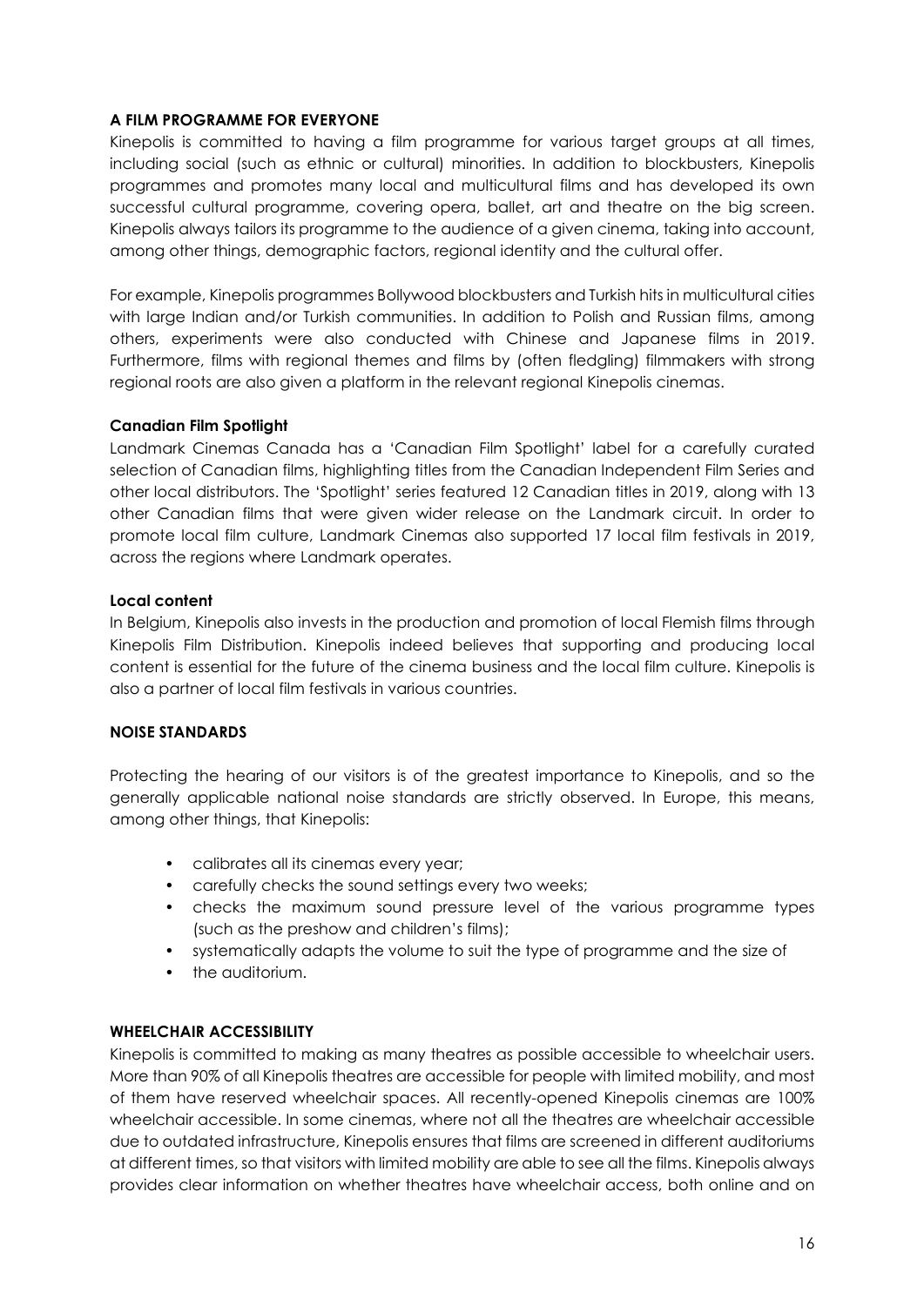**A FILM PROGRAMME FOR EVERYONE**

Kinepolis is committed to having a film programme for various target groups at all times, including social (such as ethnic or cultural) minorities. In addition to blockbusters, Kinepolis programmes and promotes many local and multicultural films and has developed its own successful cultural programme, covering opera, ballet, art and theatre on the big screen. Kinepolis always tailors its programme to the audience of a given cinema, taking into account, among other things, demographic factors, regional identity and the cultural offer.

For example, Kinepolis programmes Bollywood blockbusters and Turkish hits in multicultural cities with large Indian and/or Turkish communities. In addition to Polish and Russian films, among others, experiments were also conducted with Chinese and Japanese films in 2019. Furthermore, films with regional themes and films by (often fledgling) filmmakers with strong regional roots are also given a platform in the relevant regional Kinepolis cinemas.

**Canadian Film Spotlight**

Landmark Cinemas Canada has a 'Canadian Film Spotlight' label for a carefully curated selection of Canadian films, highlighting titles from the Canadian Independent Film Series and other local distributors. The 'Spotlight' series featured 12 Canadian titles in 2019, along with 13 other Canadian films that were given wider release on the Landmark circuit. In order to promote local film culture, Landmark Cinemas also supported 17 local film festivals in 2019, across the regions where Landmark operates.

**Local content**

In Belgium, Kinepolis also invests in the production and promotion of local Flemish films through Kinepolis Film Distribution. Kinepolis indeed believes that supporting and producing local content is essential for the future of the cinema business and the local film culture. Kinepolis is also a partner of local film festivals in various countries.

**NOISE STANDARDS**

Protecting the hearing of our visitors is of the greatest importance to Kinepolis, and so the generally applicable national noise standards are strictly observed. In Europe, this means, among other things, that Kinepolis:

- calibrates all its cinemas every year;
- carefully checks the sound settings every two weeks;
- checks the maximum sound pressure level of the various programme types (such as the preshow and children's films);
- systematically adapts the volume to suit the type of programme and the size of
- the auditorium.

**WHEELCHAIR ACCESSIBILITY**

Kinepolis is committed to making as many theatres as possible accessible to wheelchair users. More than 90% of all Kinepolis theatres are accessible for people with limited mobility, and most of them have reserved wheelchair spaces. All recently-opened Kinepolis cinemas are 100% wheelchair accessible. In some cinemas, where not all the theatres are wheelchair accessible due to outdated infrastructure, Kinepolis ensures that films are screened in different auditoriums at different times, so that visitors with limited mobility are able to see all the films. Kinepolis always provides clear information on whether theatres have wheelchair access, both online and on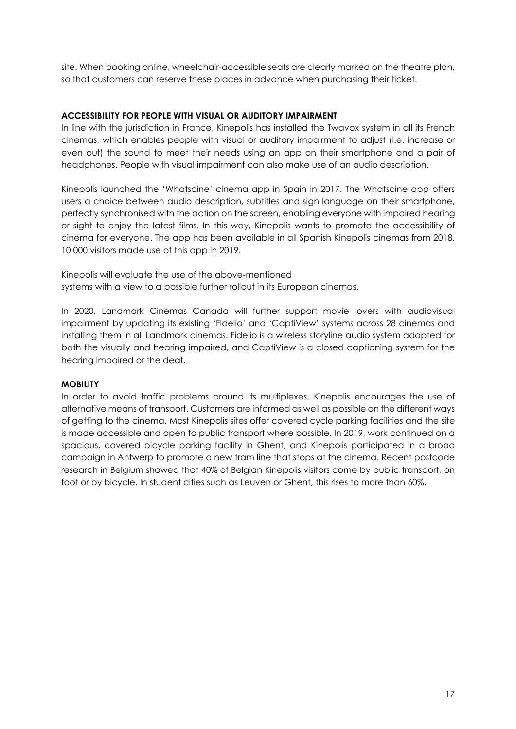site. When booking online, wheelchair-accessible seats are clearly marked on the theatre plan, so that customers can reserve these places in advance when purchasing their ticket.

**ACCESSIBILITY FOR PEOPLE WITH VISUAL OR AUDITORY IMPAIRMENT**

In line with the jurisdiction in France, Kinepolis has installed the Twavox system in all its French cinemas, which enables people with visual or auditory impairment to adjust (i.e. increase or even out) the sound to meet their needs using an app on their smartphone and a pair of headphones. People with visual impairment can also make use of an audio description.

Kinepolis launched the 'Whatscine' cinema app in Spain in 2017. The Whatscine app offers users a choice between audio description, subtitles and sign language on their smartphone, perfectly synchronised with the action on the screen, enabling everyone with impaired hearing or sight to enjoy the latest films. In this way, Kinepolis wants to promote the accessibility of cinema for everyone. The app has been available in all Spanish Kinepolis cinemas from 2018. 10 000 visitors made use of this app in 2019.

Kinepolis will evaluate the use of the above-mentioned systems with a view to a possible further rollout in its European cinemas.

In 2020, Landmark Cinemas Canada will further support movie lovers with audiovisual impairment by updating its existing 'Fidelio' and 'CaptiView' systems across 28 cinemas and installing them in all Landmark cinemas. Fidelio is a wireless storyline audio system adapted for both the visually and hearing impaired, and CaptiView is a closed captioning system for the hearing impaired or the deaf.

**MOBILITY**

In order to avoid traffic problems around its multiplexes, Kinepolis encourages the use of alternative means of transport. Customers are informed as well as possible on the different ways of getting to the cinema. Most Kinepolis sites offer covered cycle parking facilities and the site is made accessible and open to public transport where possible. In 2019, work continued on a spacious, covered bicycle parking facility in Ghent, and Kinepolis participated in a broad campaign in Antwerp to promote a new tram line that stops at the cinema. Recent postcode research in Belgium showed that 40% of Belgian Kinepolis visitors come by public transport, on foot or by bicycle. In student cities such as Leuven or Ghent, this rises to more than 60%.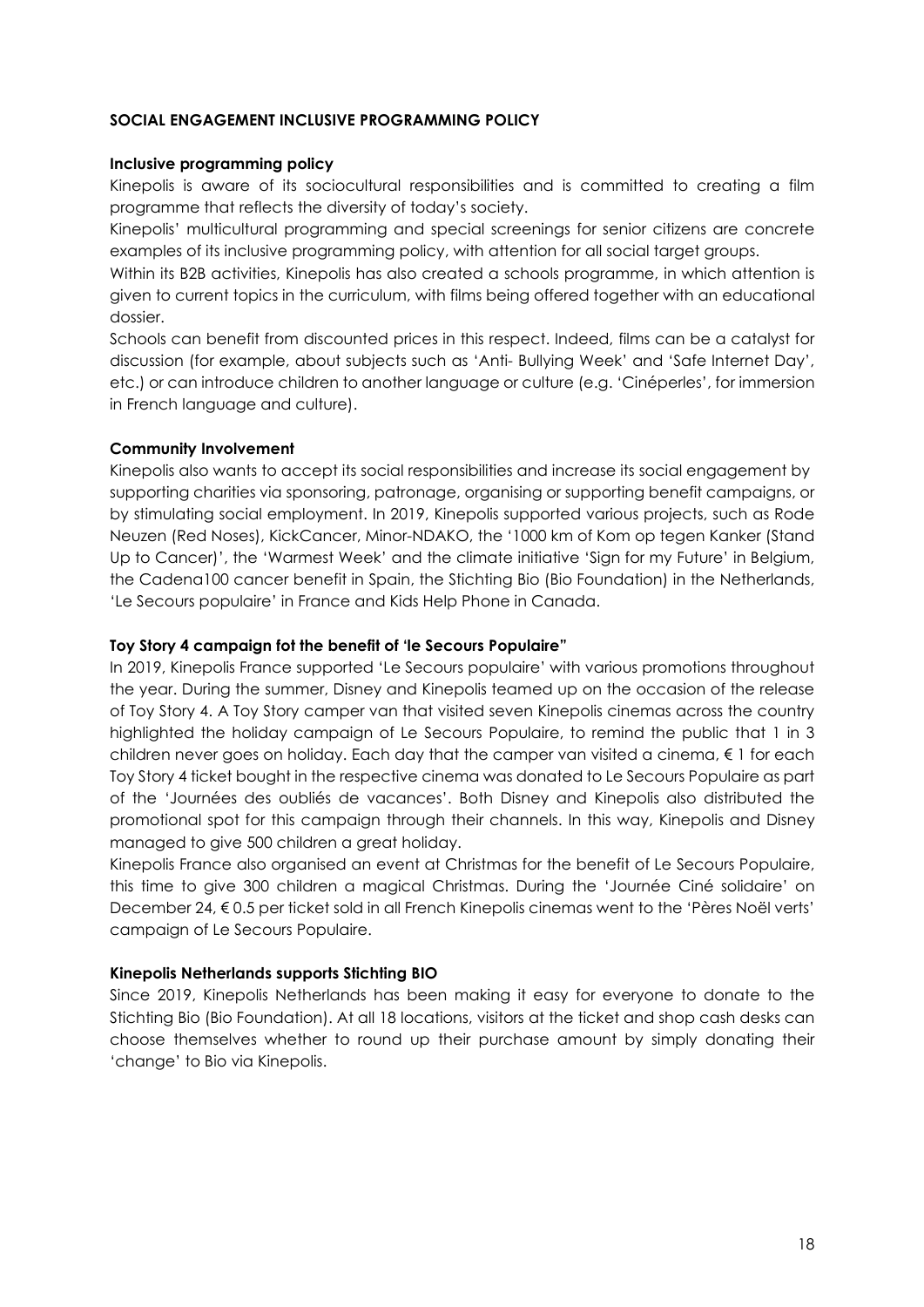## SOCIAL ENGAGEMENT INCLUSIVE PROGRAMMING POLICY

### Inclusive programming policy

Kinepolis is aware of its sociocultural responsibilities and is committed to creating a film programme that reflects the diversity of today's society.

Kinepolis' multicultural programming and special screenings for senior citizens are concrete examples of its inclusive programming policy, with attention for all social target groups.

Within its B2B activities, Kinepolis has also created a schools programme, in which attention is given to current topics in the curriculum, with films being offered together with an educational dossier.

Schools can benefit from discounted prices in this respect. Indeed, films can be a catalyst for discussion (for example, about subjects such as 'Anti- Bullying Week' and 'Safe Internet Day', etc.) or can introduce children to another language or culture (e.g. 'Cinéperles', for immersion in French language and culture).

### Community Involvement

Kinepolis also wants to accept its social responsibilities and increase its social engagement by supporting charities via sponsoring, patronage, organising or supporting benefit campaigns, or by stimulating social employment. In 2019, Kinepolis supported various projects, such as Rode Neuzen (Red Noses), KickCancer, Minor-NDAKO, the '1000 km of Kom op tegen Kanker (Stand Up to Cancer)', the 'Warmest Week' and the climate initiative 'Sign for my Future' in Belgium, the Cadena100 cancer benefit in Spain, the Stichting Bio (Bio Foundation) in the Netherlands, 'Le Secours populaire' in France and Kids Help Phone in Canada.

### Toy Story 4 campaign fot the benefit of 'le Secours Populaire"

In 2019, Kinepolis France supported 'Le Secours populaire' with various promotions throughout the year. During the summer, Disney and Kinepolis teamed up on the occasion of the release of Toy Story 4. A Toy Story camper van that visited seven Kinepolis cinemas across the country highlighted the holiday campaign of Le Secours Populaire, to remind the public that 1 in 3 children never goes on holiday. Each day that the camper van visited a cinema, € 1 for each Toy Story 4 ticket bought in the respective cinema was donated to Le Secours Populaire as part of the 'Journées des oubliés de vacances'. Both Disney and Kinepolis also distributed the promotional spot for this campaign through their channels. In this way, Kinepolis and Disney managed to give 500 children a great holiday.

Kinepolis France also organised an event at Christmas for the benefit of Le Secours Populaire, this time to give 300 children a magical Christmas. During the 'Journée Ciné solidaire' on December 24, € 0.5 per ticket sold in all French Kinepolis cinemas went to the 'Pères Noël verts' campaign of Le Secours Populaire.

### Kinepolis Netherlands supports Stichting BIO

Since 2019, Kinepolis Netherlands has been making it easy for everyone to donate to the Stichting Bio (Bio Foundation). At all 18 locations, visitors at the ticket and shop cash desks can choose themselves whether to round up their purchase amount by simply donating their 'change' to Bio via Kinepolis.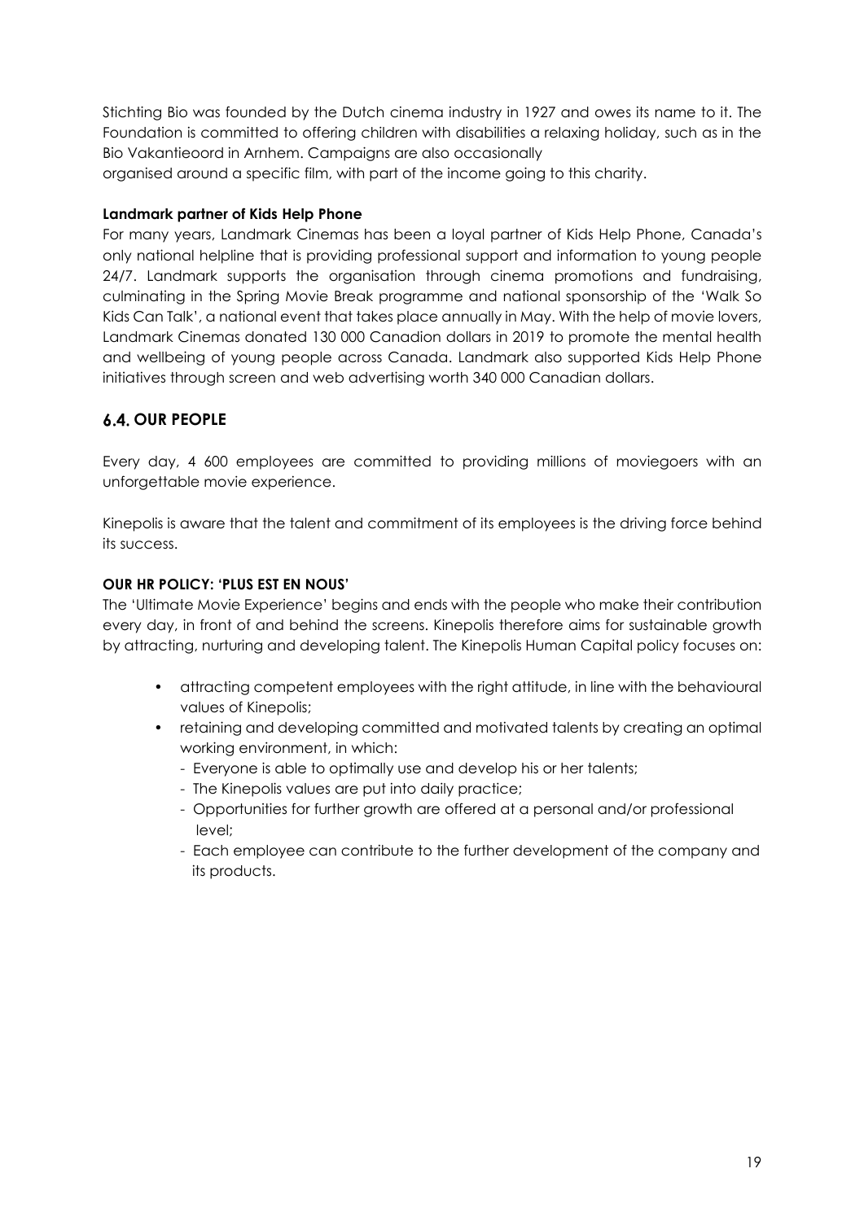Stichting Bio was founded by the Dutch cinema industry in 1927 and owes its name to it. The Foundation is committed to offering children with disabilities a relaxing holiday, such as in the Bio Vakantieoord in Arnhem. Campaigns are also occasionally
organised around a specific film, with part of the income going to this charity.

**Landmark partner of Kids Help Phone**

For many years, Landmark Cinemas has been a loyal partner of Kids Help Phone, Canada's only national helpline that is providing professional support and information to young people 24/7. Landmark supports the organisation through cinema promotions and fundraising, culminating in the Spring Movie Break programme and national sponsorship of the 'Walk So Kids Can Talk', a national event that takes place annually in May. With the help of movie lovers, Landmark Cinemas donated 130 000 Canadion dollars in 2019 to promote the mental health and wellbeing of young people across Canada. Landmark also supported Kids Help Phone initiatives through screen and web advertising worth 340 000 Canadian dollars.

## 6.4. OUR PEOPLE

Every day, 4 600 employees are committed to providing millions of moviegoers with an unforgettable movie experience.

Kinepolis is aware that the talent and commitment of its employees is the driving force behind its success.

**OUR HR POLICY: 'PLUS EST EN NOUS'**

The 'Ultimate Movie Experience' begins and ends with the people who make their contribution every day, in front of and behind the screens. Kinepolis therefore aims for sustainable growth by attracting, nurturing and developing talent. The Kinepolis Human Capital policy focuses on:

- attracting competent employees with the right attitude, in line with the behavioural values of Kinepolis;
- retaining and developing committed and motivated talents by creating an optimal working environment, in which:
  - Everyone is able to optimally use and develop his or her talents;
  - The Kinepolis values are put into daily practice;
  - Opportunities for further growth are offered at a personal and/or professional level;
  - Each employee can contribute to the further development of the company and its products.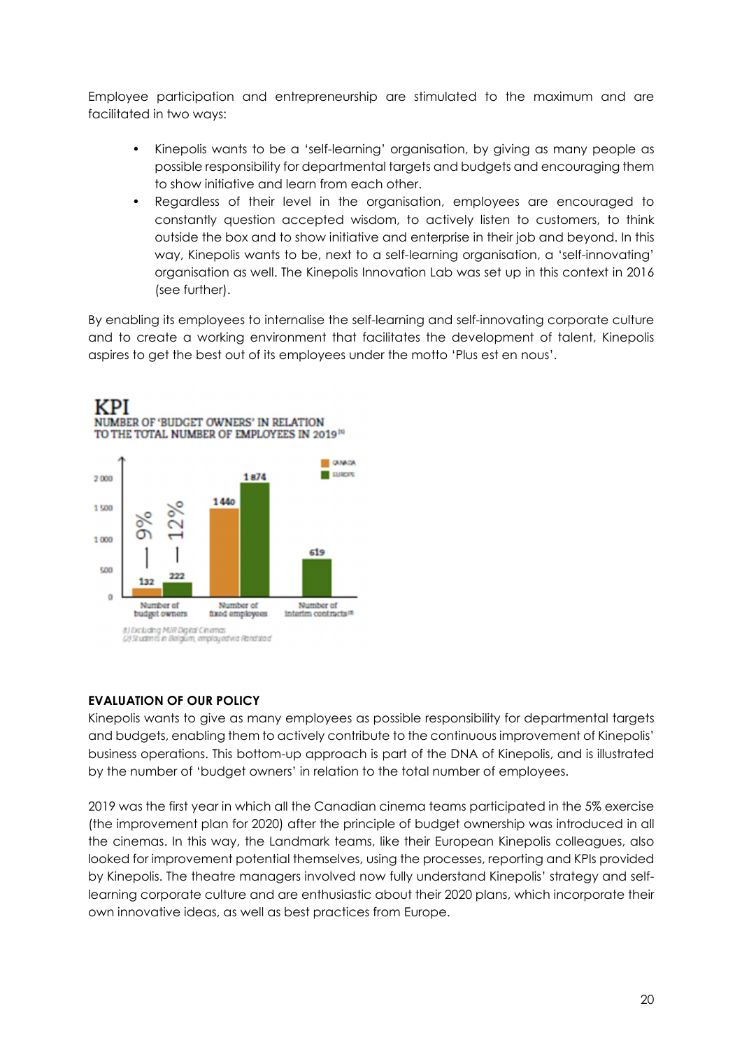Employee participation and entrepreneurship are stimulated to the maximum and are facilitated in two ways:

- Kinepolis wants to be a 'self-learning' organisation, by giving as many people as possible responsibility for departmental targets and budgets and encouraging them to show initiative and learn from each other.
- Regardless of their level in the organisation, employees are encouraged to constantly question accepted wisdom, to actively listen to customers, to think outside the box and to show initiative and enterprise in their job and beyond. In this way, Kinepolis wants to be, next to a self-learning organisation, a 'self-innovating' organisation as well. The Kinepolis Innovation Lab was set up in this context in 2016 (see further).

By enabling its employees to internalise the self-learning and self-innovating corporate culture and to create a working environment that facilitates the development of talent, Kinepolis aspires to get the best out of its employees under the motto 'Plus est en nous'.

**KPI**

**NUMBER OF 'BUDGET OWNERS' IN RELATION TO THE TOTAL NUMBER OF EMPLOYEES IN 2019[1]**

| | Canada | Europe |
|---|---|---|
| Number of budget owners | 132 (9%) | 222 (12%) |
| Number of fixed employees | 1 440 | 1 874 |
| Number of interim contracts[2] | | 619 |

(1) Excluding MJR Digital Cinemas
(2) Students in Belgium, employed via Randstad

### EVALUATION OF OUR POLICY

Kinepolis wants to give as many employees as possible responsibility for departmental targets and budgets, enabling them to actively contribute to the continuous improvement of Kinepolis' business operations. This bottom-up approach is part of the DNA of Kinepolis, and is illustrated by the number of 'budget owners' in relation to the total number of employees.

2019 was the first year in which all the Canadian cinema teams participated in the 5% exercise (the improvement plan for 2020) after the principle of budget ownership was introduced in all the cinemas. In this way, the Landmark teams, like their European Kinepolis colleagues, also looked for improvement potential themselves, using the processes, reporting and KPIs provided by Kinepolis. The theatre managers involved now fully understand Kinepolis' strategy and self-learning corporate culture and are enthusiastic about their 2020 plans, which incorporate their own innovative ideas, as well as best practices from Europe.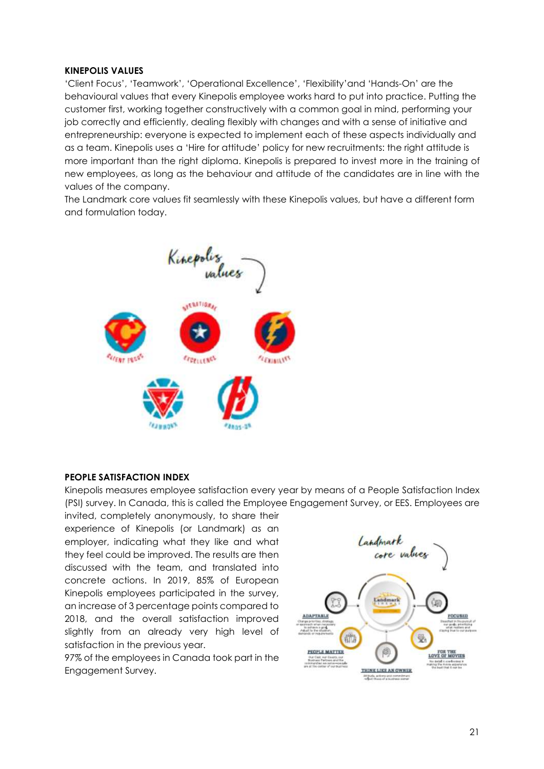**KINEPOLIS VALUES**

'Client Focus', 'Teamwork', 'Operational Excellence', 'Flexibility'and 'Hands-On' are the behavioural values that every Kinepolis employee works hard to put into practice. Putting the customer first, working together constructively with a common goal in mind, performing your job correctly and efficiently, dealing flexibly with changes and with a sense of initiative and entrepreneurship: everyone is expected to implement each of these aspects individually and as a team. Kinepolis uses a 'Hire for attitude' policy for new recruitments: the right attitude is more important than the right diploma. Kinepolis is prepared to invest more in the training of new employees, as long as the behaviour and attitude of the candidates are in line with the values of the company.

The Landmark core values fit seamlessly with these Kinepolis values, but have a different form and formulation today.

**PEOPLE SATISFACTION INDEX**

Kinepolis measures employee satisfaction every year by means of a People Satisfaction Index (PSI) survey. In Canada, this is called the Employee Engagement Survey, or EES. Employees are invited, completely anonymously, to share their experience of Kinepolis (or Landmark) as an employer, indicating what they like and what they feel could be improved. The results are then discussed with the team, and translated into concrete actions. In 2019, 85% of European Kinepolis employees participated in the survey, an increase of 3 percentage points compared to 2018, and the overall satisfaction improved slightly from an already very high level of satisfaction in the previous year.

97% of the employees in Canada took part in the Engagement Survey.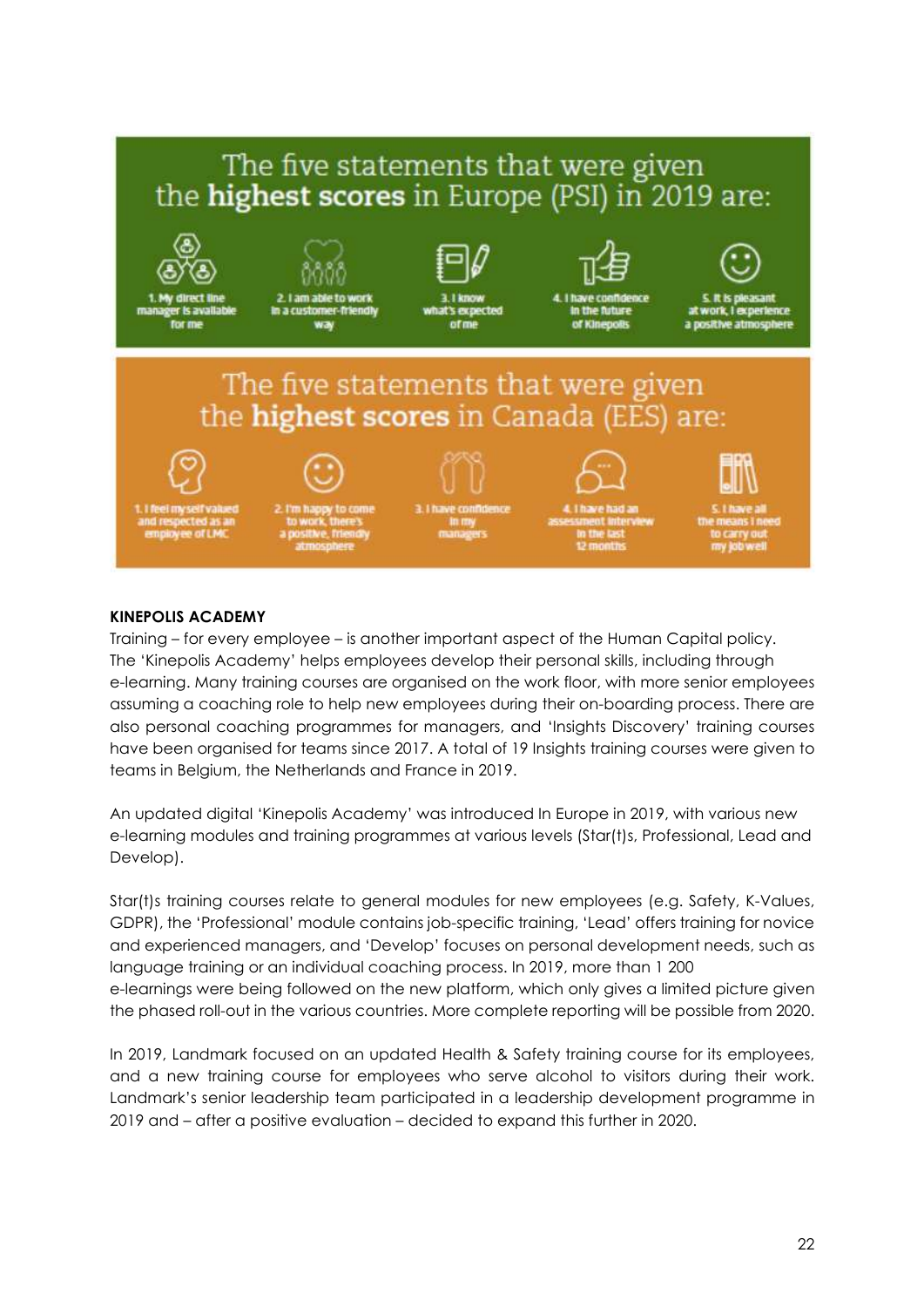## The five statements that were given the **highest scores** in Europe (PSI) in 2019 are:

1. My direct line manager is available for me
2. I am able to work in a customer-friendly way
3. I know what's expected of me
4. I have confidence in the future of Kinepolis
5. It is pleasant at work, I experience a positive atmosphere

## The five statements that were given the **highest scores** in Canada (EES) are:

1. I feel myself valued and respected as an employee of LMC
2. I'm happy to come to work, there's a positive, friendly atmosphere
3. I have confidence in my managers
4. I have had an assessment interview in the last 12 months
5. I have all the means I need to carry out my job well

**KINEPOLIS ACADEMY**

Training – for every employee – is another important aspect of the Human Capital policy. The 'Kinepolis Academy' helps employees develop their personal skills, including through e-learning. Many training courses are organised on the work floor, with more senior employees assuming a coaching role to help new employees during their on-boarding process. There are also personal coaching programmes for managers, and 'Insights Discovery' training courses have been organised for teams since 2017. A total of 19 Insights training courses were given to teams in Belgium, the Netherlands and France in 2019.

An updated digital 'Kinepolis Academy' was introduced In Europe in 2019, with various new e-learning modules and training programmes at various levels (Star(t)s, Professional, Lead and Develop).

Star(t)s training courses relate to general modules for new employees (e.g. Safety, K-Values, GDPR), the 'Professional' module contains job-specific training, 'Lead' offers training for novice and experienced managers, and 'Develop' focuses on personal development needs, such as language training or an individual coaching process. In 2019, more than 1 200 e-learnings were being followed on the new platform, which only gives a limited picture given the phased roll-out in the various countries. More complete reporting will be possible from 2020.

In 2019, Landmark focused on an updated Health & Safety training course for its employees, and a new training course for employees who serve alcohol to visitors during their work. Landmark's senior leadership team participated in a leadership development programme in 2019 and – after a positive evaluation – decided to expand this further in 2020.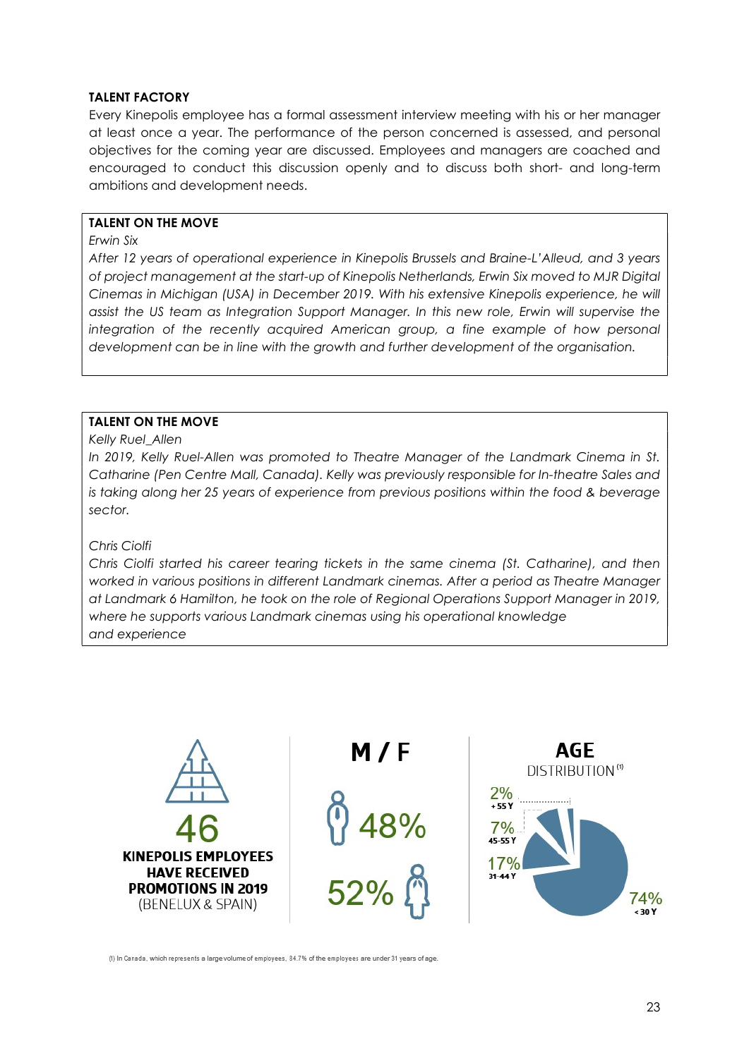### TALENT FACTORY

Every Kinepolis employee has a formal assessment interview meeting with his or her manager at least once a year. The performance of the person concerned is assessed, and personal objectives for the coming year are discussed. Employees and managers are coached and encouraged to conduct this discussion openly and to discuss both short- and long-term ambitions and development needs.

> **TALENT ON THE MOVE**
>
> *Erwin Six*
>
> *After 12 years of operational experience in Kinepolis Brussels and Braine-L'Alleud, and 3 years of project management at the start-up of Kinepolis Netherlands, Erwin Six moved to MJR Digital Cinemas in Michigan (USA) in December 2019. With his extensive Kinepolis experience, he will assist the US team as Integration Support Manager. In this new role, Erwin will supervise the integration of the recently acquired American group, a fine example of how personal development can be in line with the growth and further development of the organisation.*

> **TALENT ON THE MOVE**
>
> *Kelly Ruel_Allen*
>
> *In 2019, Kelly Ruel-Allen was promoted to Theatre Manager of the Landmark Cinema in St. Catharine (Pen Centre Mall, Canada). Kelly was previously responsible for In-theatre Sales and is taking along her 25 years of experience from previous positions within the food & beverage sector.*
>
> *Chris Ciolfi*
>
> *Chris Ciolfi started his career tearing tickets in the same cinema (St. Catharine), and then worked in various positions in different Landmark cinemas. After a period as Theatre Manager at Landmark 6 Hamilton, he took on the role of Regional Operations Support Manager in 2019, where he supports various Landmark cinemas using his operational knowledge and experience*

**46**
**KINEPOLIS EMPLOYEES HAVE RECEIVED PROMOTIONS IN 2019**
(BENELUX & SPAIN)

**M / F**

48% (M)
52% (F)

**AGE**
DISTRIBUTION[1]

- 2% +55 Y
- 7% 45-55 Y
- 17% 31-44 Y
- 74% < 30 Y

(1) In Canada, which represents a large volume of employees, 84.7% of the employees are under 31 years of age.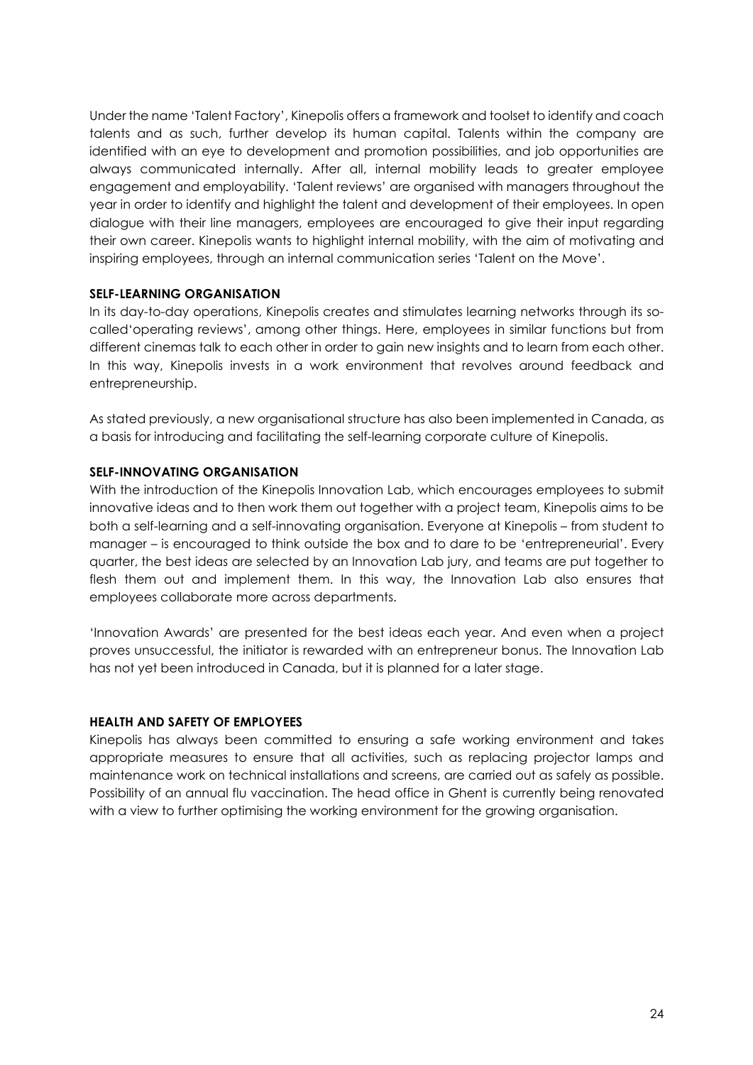Under the name 'Talent Factory', Kinepolis offers a framework and toolset to identify and coach talents and as such, further develop its human capital. Talents within the company are identified with an eye to development and promotion possibilities, and job opportunities are always communicated internally. After all, internal mobility leads to greater employee engagement and employability. 'Talent reviews' are organised with managers throughout the year in order to identify and highlight the talent and development of their employees. In open dialogue with their line managers, employees are encouraged to give their input regarding their own career. Kinepolis wants to highlight internal mobility, with the aim of motivating and inspiring employees, through an internal communication series 'Talent on the Move'.

**SELF-LEARNING ORGANISATION**

In its day-to-day operations, Kinepolis creates and stimulates learning networks through its so-called'operating reviews', among other things. Here, employees in similar functions but from different cinemas talk to each other in order to gain new insights and to learn from each other. In this way, Kinepolis invests in a work environment that revolves around feedback and entrepreneurship.

As stated previously, a new organisational structure has also been implemented in Canada, as a basis for introducing and facilitating the self-learning corporate culture of Kinepolis.

**SELF-INNOVATING ORGANISATION**

With the introduction of the Kinepolis Innovation Lab, which encourages employees to submit innovative ideas and to then work them out together with a project team, Kinepolis aims to be both a self-learning and a self-innovating organisation. Everyone at Kinepolis – from student to manager – is encouraged to think outside the box and to dare to be 'entrepreneurial'. Every quarter, the best ideas are selected by an Innovation Lab jury, and teams are put together to flesh them out and implement them. In this way, the Innovation Lab also ensures that employees collaborate more across departments.

'Innovation Awards' are presented for the best ideas each year. And even when a project proves unsuccessful, the initiator is rewarded with an entrepreneur bonus. The Innovation Lab has not yet been introduced in Canada, but it is planned for a later stage.

**HEALTH AND SAFETY OF EMPLOYEES**

Kinepolis has always been committed to ensuring a safe working environment and takes appropriate measures to ensure that all activities, such as replacing projector lamps and maintenance work on technical installations and screens, are carried out as safely as possible. Possibility of an annual flu vaccination. The head office in Ghent is currently being renovated with a view to further optimising the working environment for the growing organisation.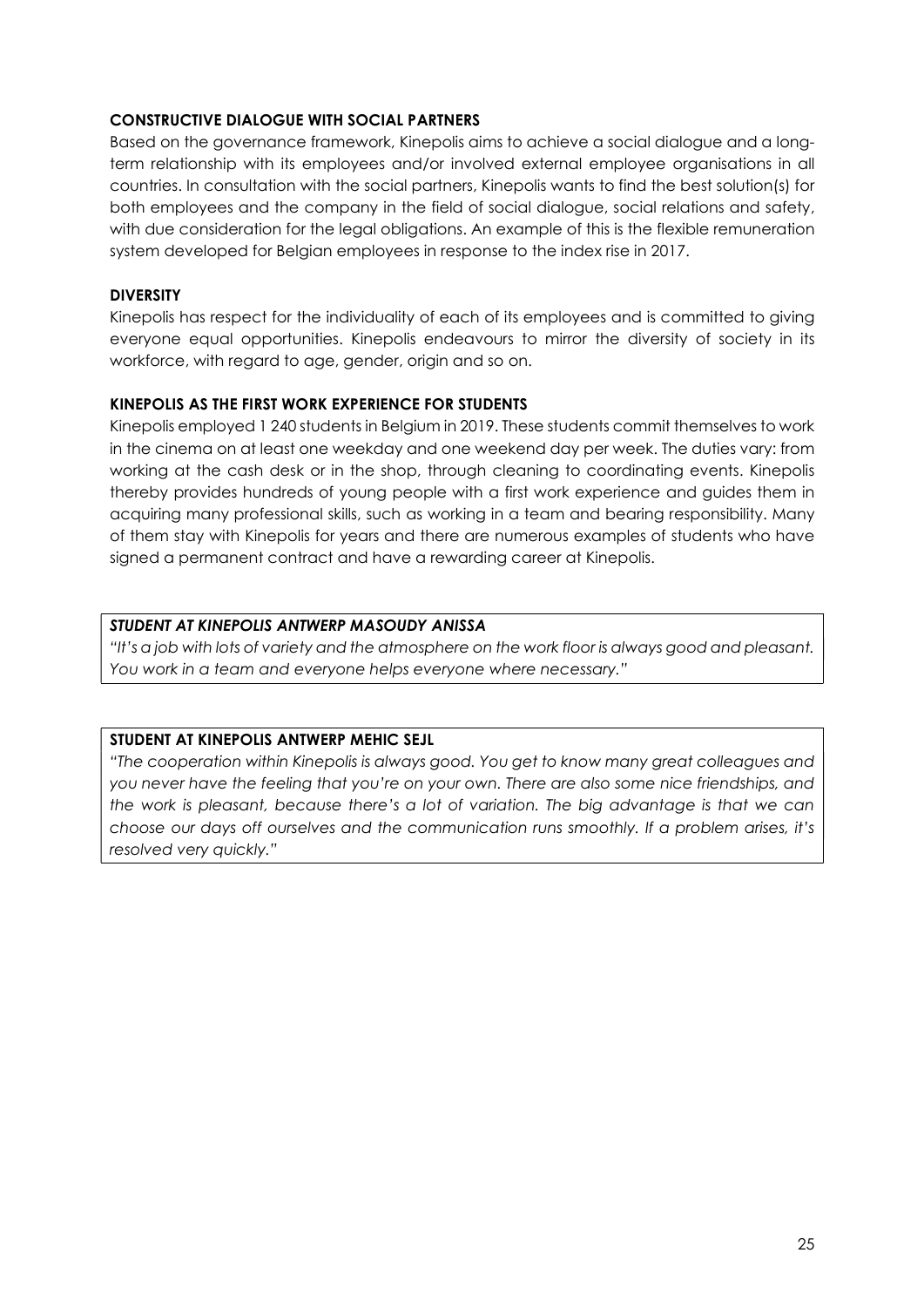**CONSTRUCTIVE DIALOGUE WITH SOCIAL PARTNERS**

Based on the governance framework, Kinepolis aims to achieve a social dialogue and a long-term relationship with its employees and/or involved external employee organisations in all countries. In consultation with the social partners, Kinepolis wants to find the best solution(s) for both employees and the company in the field of social dialogue, social relations and safety, with due consideration for the legal obligations. An example of this is the flexible remuneration system developed for Belgian employees in response to the index rise in 2017.

**DIVERSITY**

Kinepolis has respect for the individuality of each of its employees and is committed to giving everyone equal opportunities. Kinepolis endeavours to mirror the diversity of society in its workforce, with regard to age, gender, origin and so on.

**KINEPOLIS AS THE FIRST WORK EXPERIENCE FOR STUDENTS**

Kinepolis employed 1 240 students in Belgium in 2019. These students commit themselves to work in the cinema on at least one weekday and one weekend day per week. The duties vary: from working at the cash desk or in the shop, through cleaning to coordinating events. Kinepolis thereby provides hundreds of young people with a first work experience and guides them in acquiring many professional skills, such as working in a team and bearing responsibility. Many of them stay with Kinepolis for years and there are numerous examples of students who have signed a permanent contract and have a rewarding career at Kinepolis.

***STUDENT AT KINEPOLIS ANTWERP MASOUDY ANISSA***

*"It's a job with lots of variety and the atmosphere on the work floor is always good and pleasant. You work in a team and everyone helps everyone where necessary."*

**STUDENT AT KINEPOLIS ANTWERP MEHIC SEJL**

*"The cooperation within Kinepolis is always good. You get to know many great colleagues and you never have the feeling that you're on your own. There are also some nice friendships, and the work is pleasant, because there's a lot of variation. The big advantage is that we can choose our days off ourselves and the communication runs smoothly. If a problem arises, it's resolved very quickly."*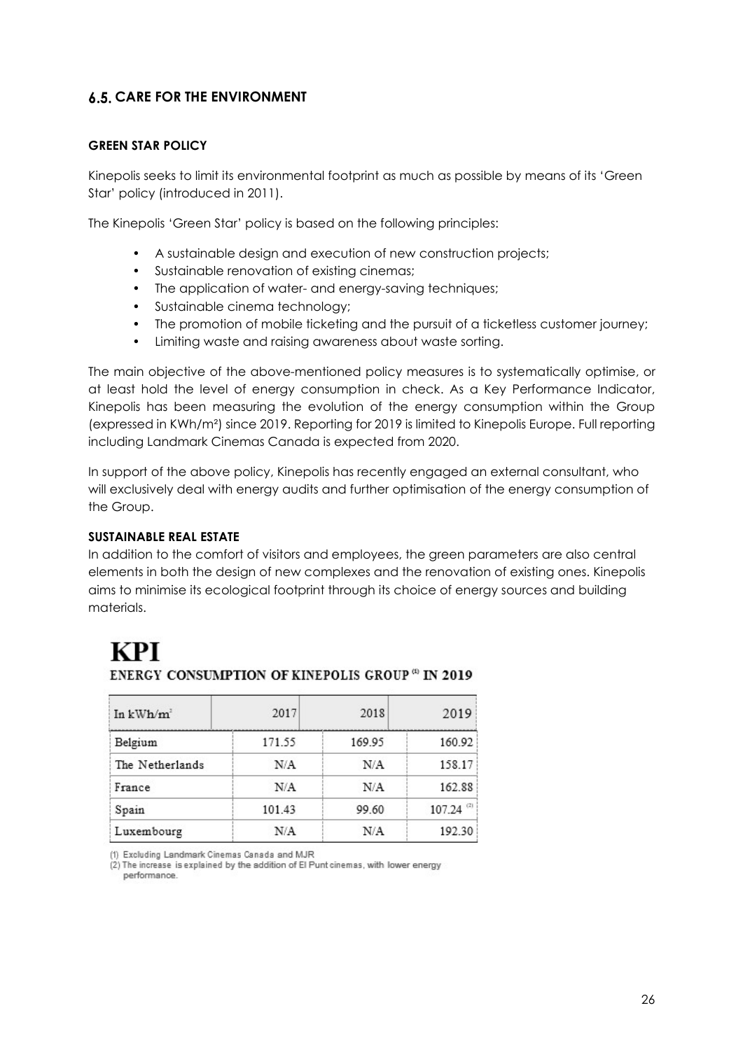## 6.5. CARE FOR THE ENVIRONMENT

### GREEN STAR POLICY

Kinepolis seeks to limit its environmental footprint as much as possible by means of its 'Green Star' policy (introduced in 2011).

The Kinepolis 'Green Star' policy is based on the following principles:

- A sustainable design and execution of new construction projects;
- Sustainable renovation of existing cinemas;
- The application of water- and energy-saving techniques;
- Sustainable cinema technology;
- The promotion of mobile ticketing and the pursuit of a ticketless customer journey;
- Limiting waste and raising awareness about waste sorting.

The main objective of the above-mentioned policy measures is to systematically optimise, or at least hold the level of energy consumption in check. As a Key Performance Indicator, Kinepolis has been measuring the evolution of the energy consumption within the Group (expressed in KWh/m²) since 2019. Reporting for 2019 is limited to Kinepolis Europe. Full reporting including Landmark Cinemas Canada is expected from 2020.

In support of the above policy, Kinepolis has recently engaged an external consultant, who will exclusively deal with energy audits and further optimisation of the energy consumption of the Group.

### SUSTAINABLE REAL ESTATE

In addition to the comfort of visitors and employees, the green parameters are also central elements in both the design of new complexes and the renovation of existing ones. Kinepolis aims to minimise its ecological footprint through its choice of energy sources and building materials.

# KPI

**ENERGY CONSUMPTION OF KINEPOLIS GROUP [1] IN 2019**

| In kWh/m² | 2017 | 2018 | 2019 |
|---|---|---|---|
| Belgium | 171.55 | 169.95 | 160.92 |
| The Netherlands | N/A | N/A | 158.17 |
| France | N/A | N/A | 162.88 |
| Spain | 101.43 | 99.60 | 107.24 [2] |
| Luxembourg | N/A | N/A | 192.30 |

(1) Excluding Landmark Cinemas Canada and MJR

(2) The increase is explained by the addition of El Punt cinemas, with lower energy performance.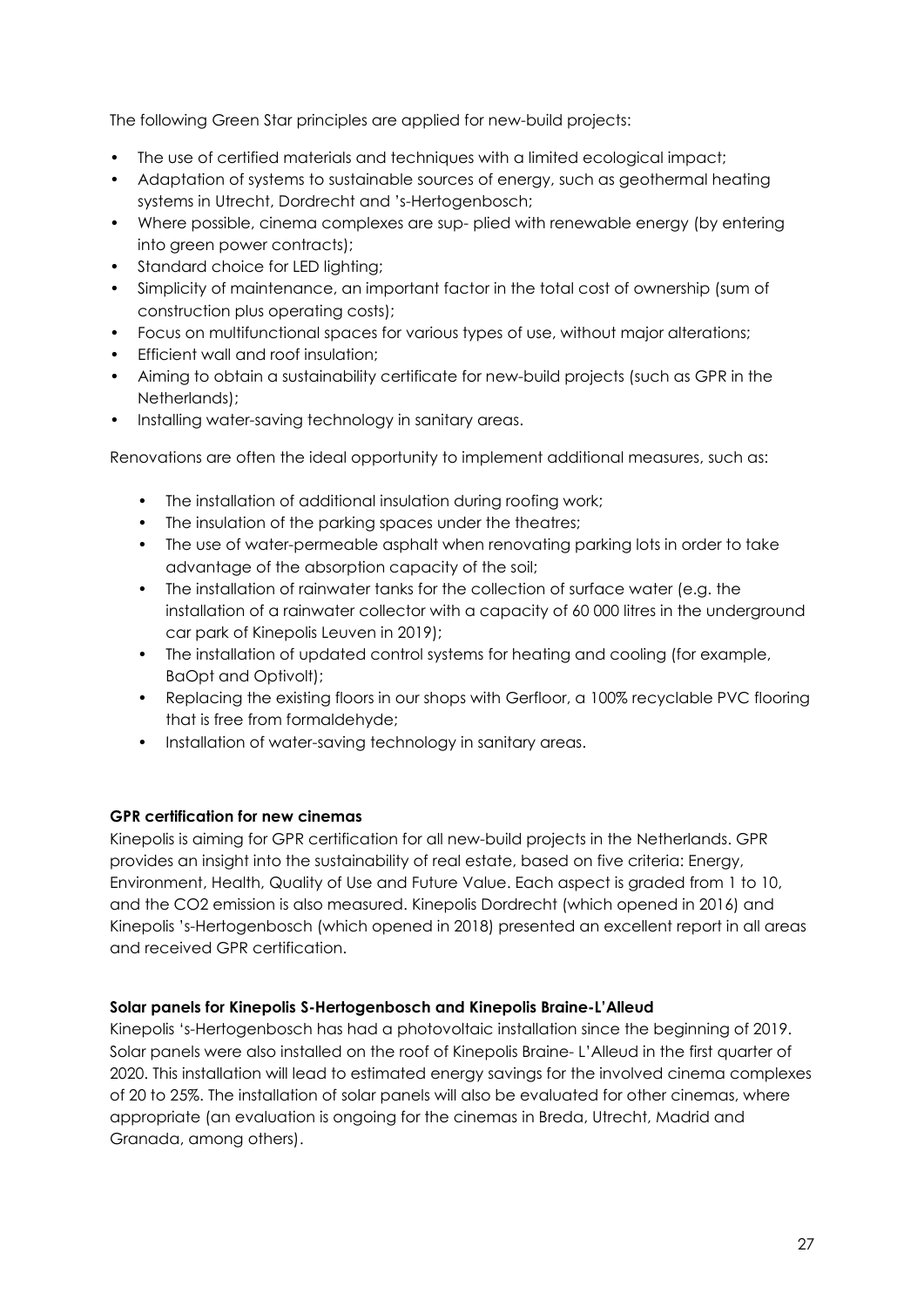The following Green Star principles are applied for new-build projects:

- The use of certified materials and techniques with a limited ecological impact;
- Adaptation of systems to sustainable sources of energy, such as geothermal heating systems in Utrecht, Dordrecht and 's-Hertogenbosch;
- Where possible, cinema complexes are sup- plied with renewable energy (by entering into green power contracts);
- Standard choice for LED lighting;
- Simplicity of maintenance, an important factor in the total cost of ownership (sum of construction plus operating costs);
- Focus on multifunctional spaces for various types of use, without major alterations;
- Efficient wall and roof insulation;
- Aiming to obtain a sustainability certificate for new-build projects (such as GPR in the Netherlands);
- Installing water-saving technology in sanitary areas.

Renovations are often the ideal opportunity to implement additional measures, such as:

- The installation of additional insulation during roofing work;
- The insulation of the parking spaces under the theatres;
- The use of water-permeable asphalt when renovating parking lots in order to take advantage of the absorption capacity of the soil;
- The installation of rainwater tanks for the collection of surface water (e.g. the installation of a rainwater collector with a capacity of 60 000 litres in the underground car park of Kinepolis Leuven in 2019);
- The installation of updated control systems for heating and cooling (for example, BaOpt and Optivolt);
- Replacing the existing floors in our shops with Gerfloor, a 100% recyclable PVC flooring that is free from formaldehyde;
- Installation of water-saving technology in sanitary areas.

**GPR certification for new cinemas**

Kinepolis is aiming for GPR certification for all new-build projects in the Netherlands. GPR provides an insight into the sustainability of real estate, based on five criteria: Energy, Environment, Health, Quality of Use and Future Value. Each aspect is graded from 1 to 10, and the $CO_2$ emission is also measured. Kinepolis Dordrecht (which opened in 2016) and Kinepolis 's-Hertogenbosch (which opened in 2018) presented an excellent report in all areas and received GPR certification.

**Solar panels for Kinepolis S-Hertogenbosch and Kinepolis Braine-L'Alleud**

Kinepolis 's-Hertogenbosch has had a photovoltaic installation since the beginning of 2019. Solar panels were also installed on the roof of Kinepolis Braine- L'Alleud in the first quarter of 2020. This installation will lead to estimated energy savings for the involved cinema complexes of 20 to 25%. The installation of solar panels will also be evaluated for other cinemas, where appropriate (an evaluation is ongoing for the cinemas in Breda, Utrecht, Madrid and Granada, among others).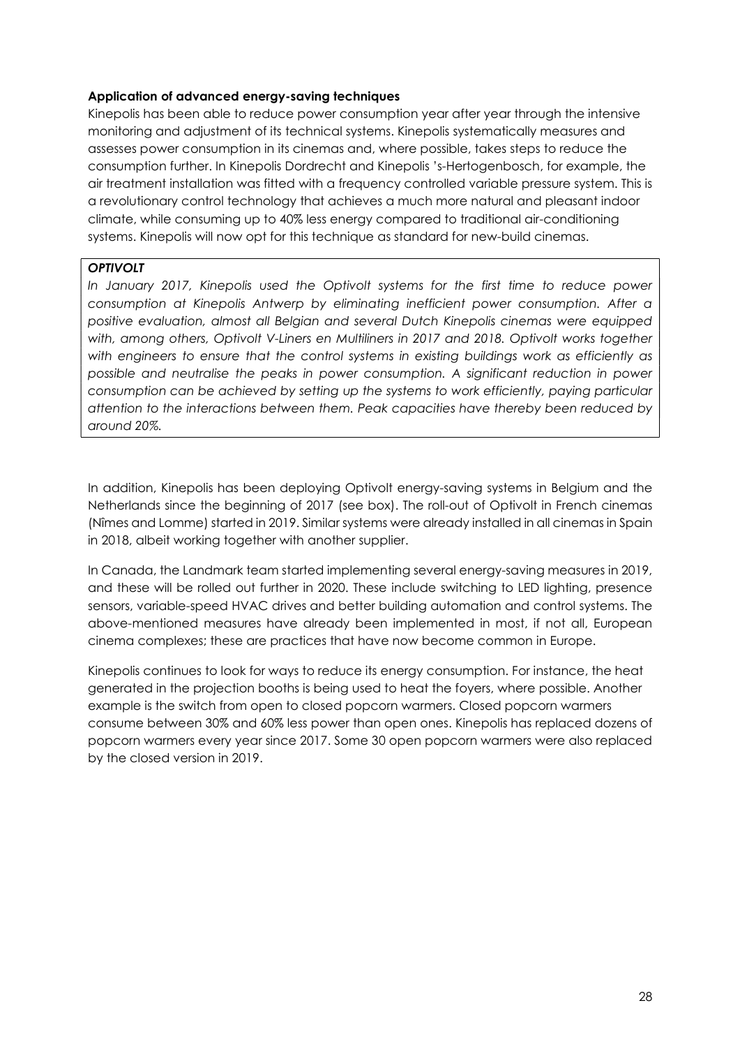**Application of advanced energy-saving techniques**

Kinepolis has been able to reduce power consumption year after year through the intensive monitoring and adjustment of its technical systems. Kinepolis systematically measures and assesses power consumption in its cinemas and, where possible, takes steps to reduce the consumption further. In Kinepolis Dordrecht and Kinepolis 's-Hertogenbosch, for example, the air treatment installation was fitted with a frequency controlled variable pressure system. This is a revolutionary control technology that achieves a much more natural and pleasant indoor climate, while consuming up to 40% less energy compared to traditional air-conditioning systems. Kinepolis will now opt for this technique as standard for new-build cinemas.

***OPTIVOLT***

*In January 2017, Kinepolis used the Optivolt systems for the first time to reduce power consumption at Kinepolis Antwerp by eliminating inefficient power consumption. After a positive evaluation, almost all Belgian and several Dutch Kinepolis cinemas were equipped with, among others, Optivolt V-Liners en Multiliners in 2017 and 2018. Optivolt works together with engineers to ensure that the control systems in existing buildings work as efficiently as possible and neutralise the peaks in power consumption. A significant reduction in power consumption can be achieved by setting up the systems to work efficiently, paying particular attention to the interactions between them. Peak capacities have thereby been reduced by around 20%.*

In addition, Kinepolis has been deploying Optivolt energy-saving systems in Belgium and the Netherlands since the beginning of 2017 (see box). The roll-out of Optivolt in French cinemas (Nîmes and Lomme) started in 2019. Similar systems were already installed in all cinemas in Spain in 2018, albeit working together with another supplier.

In Canada, the Landmark team started implementing several energy-saving measures in 2019, and these will be rolled out further in 2020. These include switching to LED lighting, presence sensors, variable-speed HVAC drives and better building automation and control systems. The above-mentioned measures have already been implemented in most, if not all, European cinema complexes; these are practices that have now become common in Europe.

Kinepolis continues to look for ways to reduce its energy consumption. For instance, the heat generated in the projection booths is being used to heat the foyers, where possible. Another example is the switch from open to closed popcorn warmers. Closed popcorn warmers consume between 30% and 60% less power than open ones. Kinepolis has replaced dozens of popcorn warmers every year since 2017. Some 30 open popcorn warmers were also replaced by the closed version in 2019.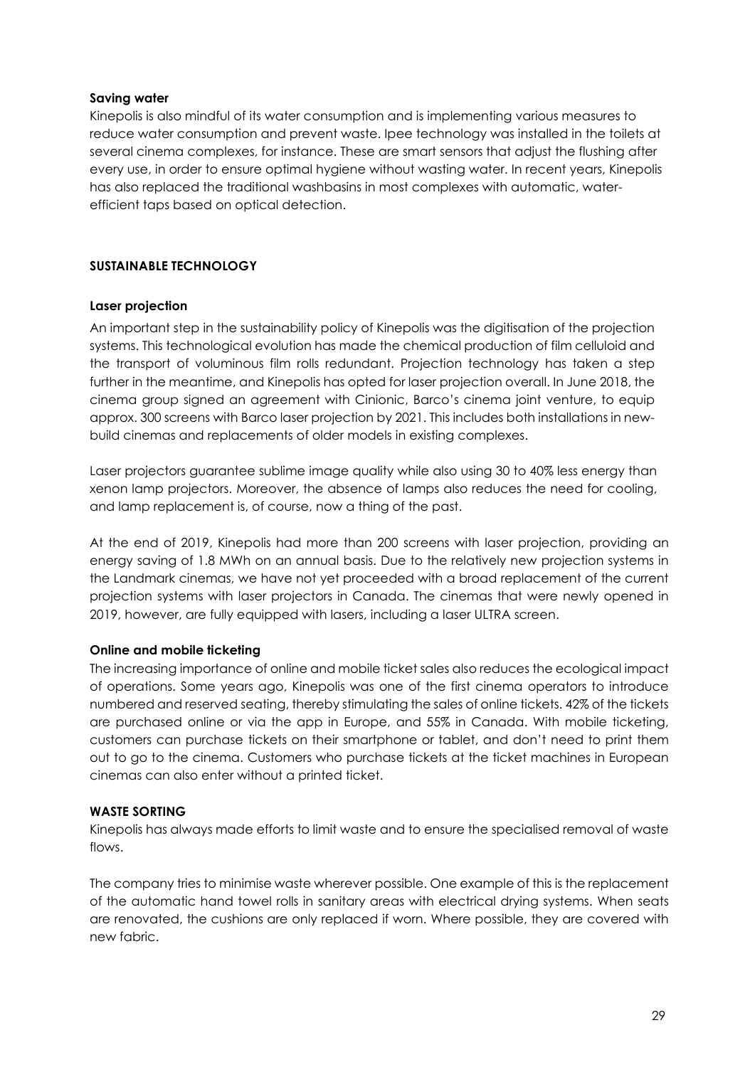**Saving water**

Kinepolis is also mindful of its water consumption and is implementing various measures to reduce water consumption and prevent waste. Ipee technology was installed in the toilets at several cinema complexes, for instance. These are smart sensors that adjust the flushing after every use, in order to ensure optimal hygiene without wasting water. In recent years, Kinepolis has also replaced the traditional washbasins in most complexes with automatic, water-efficient taps based on optical detection.

## SUSTAINABLE TECHNOLOGY

**Laser projection**

An important step in the sustainability policy of Kinepolis was the digitisation of the projection systems. This technological evolution has made the chemical production of film celluloid and the transport of voluminous film rolls redundant. Projection technology has taken a step further in the meantime, and Kinepolis has opted for laser projection overall. In June 2018, the cinema group signed an agreement with Cinionic, Barco's cinema joint venture, to equip approx. 300 screens with Barco laser projection by 2021. This includes both installations in new-build cinemas and replacements of older models in existing complexes.

Laser projectors guarantee sublime image quality while also using 30 to 40% less energy than xenon lamp projectors. Moreover, the absence of lamps also reduces the need for cooling, and lamp replacement is, of course, now a thing of the past.

At the end of 2019, Kinepolis had more than 200 screens with laser projection, providing an energy saving of 1.8 MWh on an annual basis. Due to the relatively new projection systems in the Landmark cinemas, we have not yet proceeded with a broad replacement of the current projection systems with laser projectors in Canada. The cinemas that were newly opened in 2019, however, are fully equipped with lasers, including a laser ULTRA screen.

**Online and mobile ticketing**

The increasing importance of online and mobile ticket sales also reduces the ecological impact of operations. Some years ago, Kinepolis was one of the first cinema operators to introduce numbered and reserved seating, thereby stimulating the sales of online tickets. 42% of the tickets are purchased online or via the app in Europe, and 55% in Canada. With mobile ticketing, customers can purchase tickets on their smartphone or tablet, and don't need to print them out to go to the cinema. Customers who purchase tickets at the ticket machines in European cinemas can also enter without a printed ticket.

## WASTE SORTING

Kinepolis has always made efforts to limit waste and to ensure the specialised removal of waste flows.

The company tries to minimise waste wherever possible. One example of this is the replacement of the automatic hand towel rolls in sanitary areas with electrical drying systems. When seats are renovated, the cushions are only replaced if worn. Where possible, they are covered with new fabric.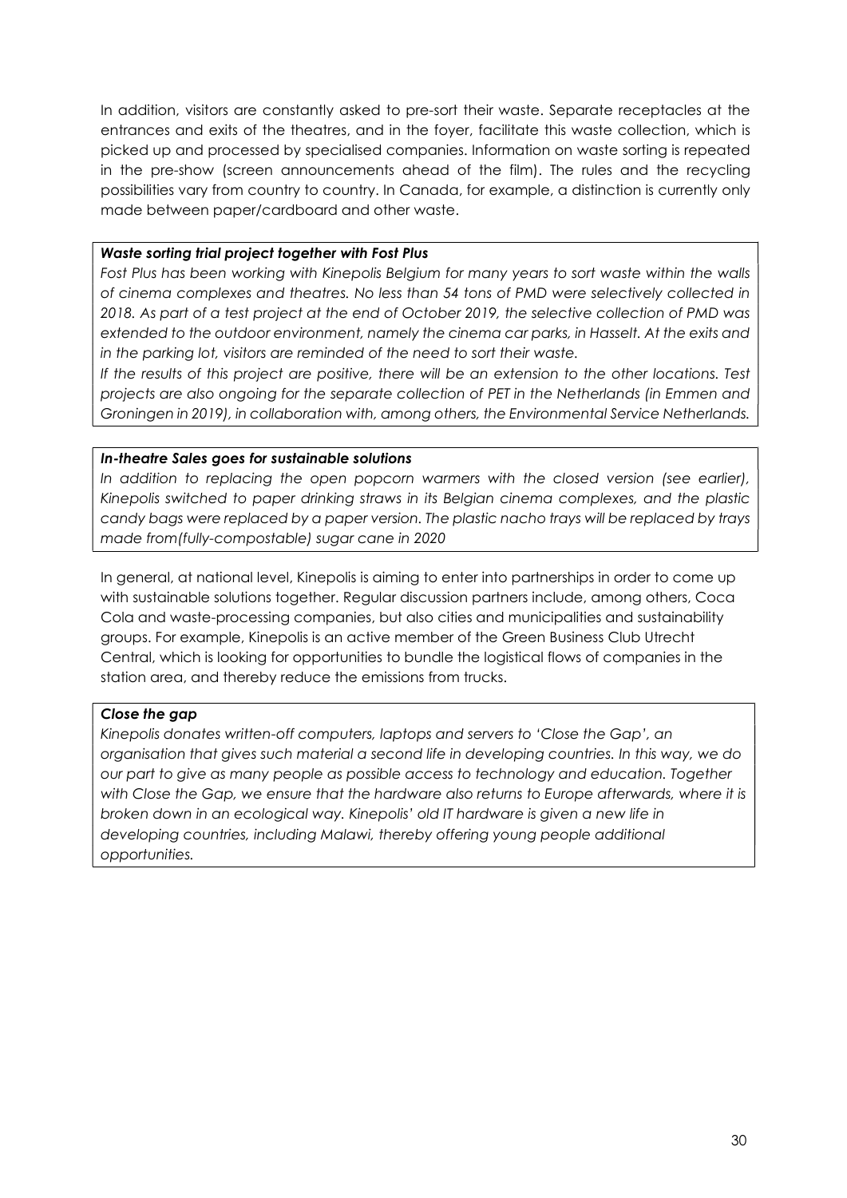In addition, visitors are constantly asked to pre-sort their waste. Separate receptacles at the entrances and exits of the theatres, and in the foyer, facilitate this waste collection, which is picked up and processed by specialised companies. Information on waste sorting is repeated in the pre-show (screen announcements ahead of the film). The rules and the recycling possibilities vary from country to country. In Canada, for example, a distinction is currently only made between paper/cardboard and other waste.

***Waste sorting trial project together with Fost Plus***

*Fost Plus has been working with Kinepolis Belgium for many years to sort waste within the walls of cinema complexes and theatres. No less than 54 tons of PMD were selectively collected in 2018. As part of a test project at the end of October 2019, the selective collection of PMD was extended to the outdoor environment, namely the cinema car parks, in Hasselt. At the exits and in the parking lot, visitors are reminded of the need to sort their waste.*

*If the results of this project are positive, there will be an extension to the other locations. Test projects are also ongoing for the separate collection of PET in the Netherlands (in Emmen and Groningen in 2019), in collaboration with, among others, the Environmental Service Netherlands.*

***In-theatre Sales goes for sustainable solutions***

*In addition to replacing the open popcorn warmers with the closed version (see earlier), Kinepolis switched to paper drinking straws in its Belgian cinema complexes, and the plastic candy bags were replaced by a paper version. The plastic nacho trays will be replaced by trays made from(fully-compostable) sugar cane in 2020*

In general, at national level, Kinepolis is aiming to enter into partnerships in order to come up with sustainable solutions together. Regular discussion partners include, among others, Coca Cola and waste-processing companies, but also cities and municipalities and sustainability groups. For example, Kinepolis is an active member of the Green Business Club Utrecht Central, which is looking for opportunities to bundle the logistical flows of companies in the station area, and thereby reduce the emissions from trucks.

***Close the gap***

*Kinepolis donates written-off computers, laptops and servers to 'Close the Gap', an organisation that gives such material a second life in developing countries. In this way, we do our part to give as many people as possible access to technology and education. Together with Close the Gap, we ensure that the hardware also returns to Europe afterwards, where it is broken down in an ecological way. Kinepolis' old IT hardware is given a new life in developing countries, including Malawi, thereby offering young people additional opportunities.*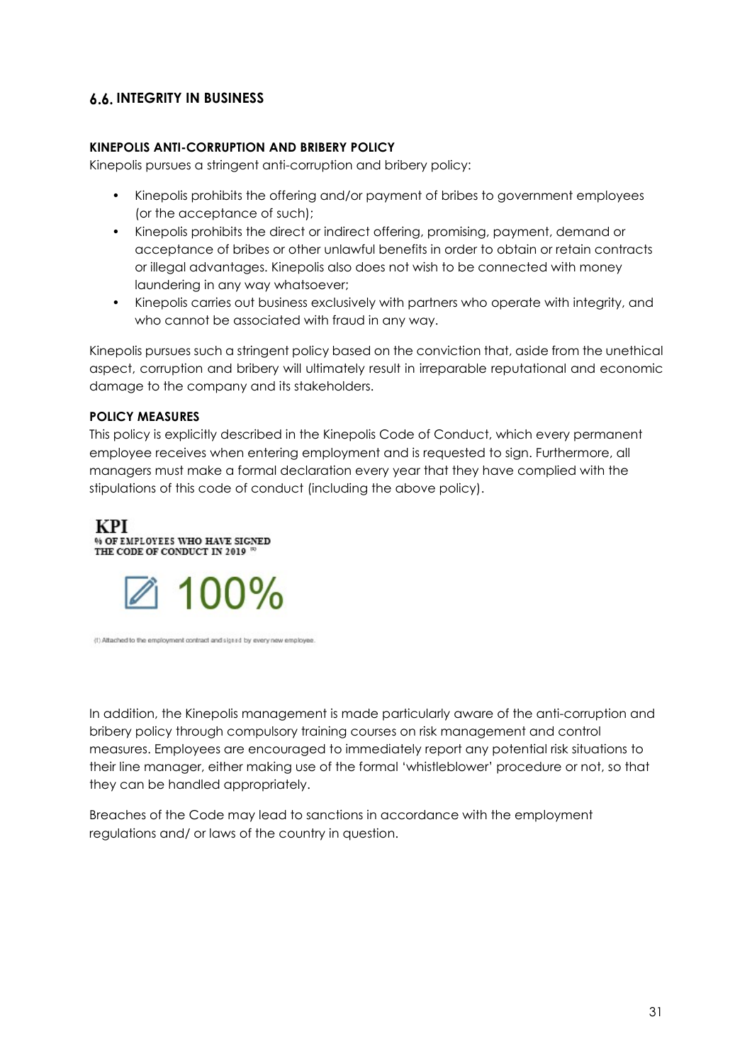## 6.6. INTEGRITY IN BUSINESS

### KINEPOLIS ANTI-CORRUPTION AND BRIBERY POLICY

Kinepolis pursues a stringent anti-corruption and bribery policy:

- Kinepolis prohibits the offering and/or payment of bribes to government employees (or the acceptance of such);
- Kinepolis prohibits the direct or indirect offering, promising, payment, demand or acceptance of bribes or other unlawful benefits in order to obtain or retain contracts or illegal advantages. Kinepolis also does not wish to be connected with money laundering in any way whatsoever;
- Kinepolis carries out business exclusively with partners who operate with integrity, and who cannot be associated with fraud in any way.

Kinepolis pursues such a stringent policy based on the conviction that, aside from the unethical aspect, corruption and bribery will ultimately result in irreparable reputational and economic damage to the company and its stakeholders.

### POLICY MEASURES

This policy is explicitly described in the Kinepolis Code of Conduct, which every permanent employee receives when entering employment and is requested to sign. Furthermore, all managers must make a formal declaration every year that they have complied with the stipulations of this code of conduct (including the above policy).

**KPI**

**% OF EMPLOYEES WHO HAVE SIGNED THE CODE OF CONDUCT IN 2019 [1]**

**100%**

(1) Attached to the employment contract and signed by every new employee.

In addition, the Kinepolis management is made particularly aware of the anti-corruption and bribery policy through compulsory training courses on risk management and control measures. Employees are encouraged to immediately report any potential risk situations to their line manager, either making use of the formal 'whistleblower' procedure or not, so that they can be handled appropriately.

Breaches of the Code may lead to sanctions in accordance with the employment regulations and/ or laws of the country in question.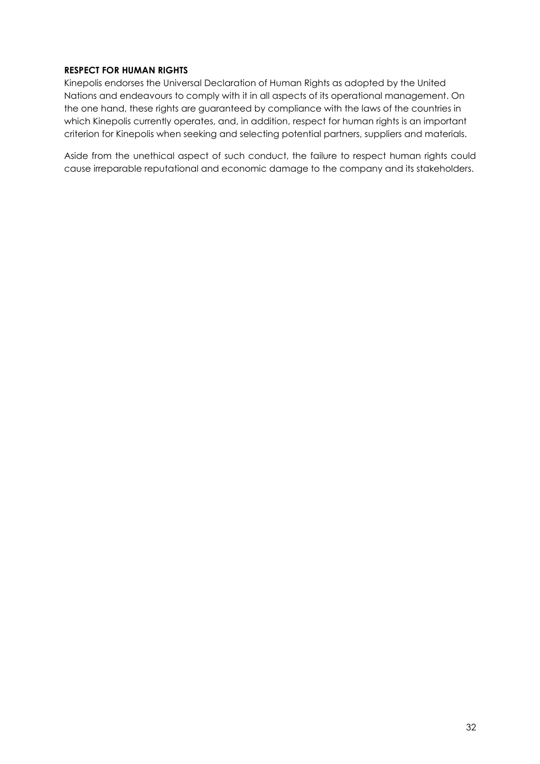**RESPECT FOR HUMAN RIGHTS**

Kinepolis endorses the Universal Declaration of Human Rights as adopted by the United Nations and endeavours to comply with it in all aspects of its operational management. On the one hand, these rights are guaranteed by compliance with the laws of the countries in which Kinepolis currently operates, and, in addition, respect for human rights is an important criterion for Kinepolis when seeking and selecting potential partners, suppliers and materials.

Aside from the unethical aspect of such conduct, the failure to respect human rights could cause irreparable reputational and economic damage to the company and its stakeholders.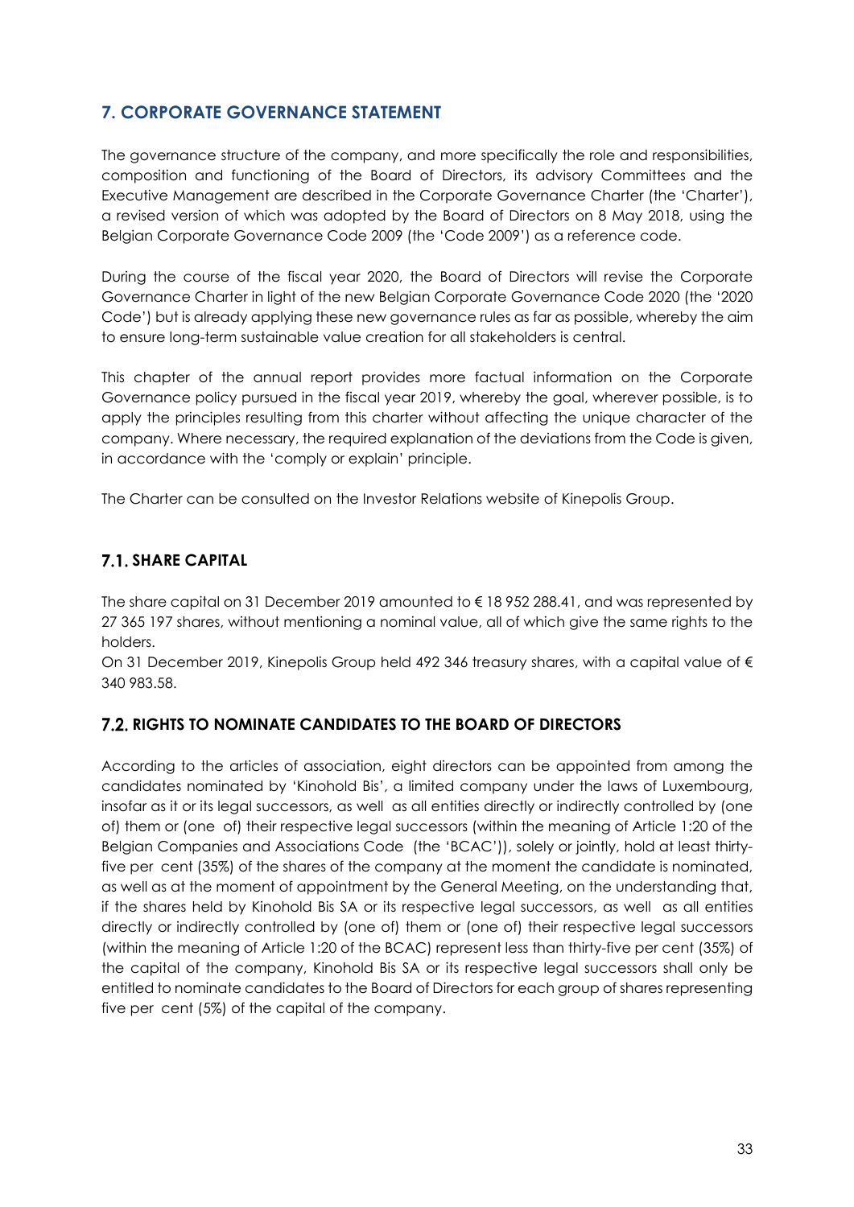## 7. CORPORATE GOVERNANCE STATEMENT

The governance structure of the company, and more specifically the role and responsibilities, composition and functioning of the Board of Directors, its advisory Committees and the Executive Management are described in the Corporate Governance Charter (the 'Charter'), a revised version of which was adopted by the Board of Directors on 8 May 2018, using the Belgian Corporate Governance Code 2009 (the 'Code 2009') as a reference code.

During the course of the fiscal year 2020, the Board of Directors will revise the Corporate Governance Charter in light of the new Belgian Corporate Governance Code 2020 (the '2020 Code') but is already applying these new governance rules as far as possible, whereby the aim to ensure long-term sustainable value creation for all stakeholders is central.

This chapter of the annual report provides more factual information on the Corporate Governance policy pursued in the fiscal year 2019, whereby the goal, wherever possible, is to apply the principles resulting from this charter without affecting the unique character of the company. Where necessary, the required explanation of the deviations from the Code is given, in accordance with the 'comply or explain' principle.

The Charter can be consulted on the Investor Relations website of Kinepolis Group.

### 7.1. SHARE CAPITAL

The share capital on 31 December 2019 amounted to € 18 952 288.41, and was represented by 27 365 197 shares, without mentioning a nominal value, all of which give the same rights to the holders.

On 31 December 2019, Kinepolis Group held 492 346 treasury shares, with a capital value of € 340 983.58.

### 7.2. RIGHTS TO NOMINATE CANDIDATES TO THE BOARD OF DIRECTORS

According to the articles of association, eight directors can be appointed from among the candidates nominated by 'Kinohold Bis', a limited company under the laws of Luxembourg, insofar as it or its legal successors, as well as all entities directly or indirectly controlled by (one of) them or (one of) their respective legal successors (within the meaning of Article 1:20 of the Belgian Companies and Associations Code (the 'BCAC')), solely or jointly, hold at least thirty-five per cent (35%) of the shares of the company at the moment the candidate is nominated, as well as at the moment of appointment by the General Meeting, on the understanding that, if the shares held by Kinohold Bis SA or its respective legal successors, as well as all entities directly or indirectly controlled by (one of) them or (one of) their respective legal successors (within the meaning of Article 1:20 of the BCAC) represent less than thirty-five per cent (35%) of the capital of the company, Kinohold Bis SA or its respective legal successors shall only be entitled to nominate candidates to the Board of Directors for each group of shares representing five per cent (5%) of the capital of the company.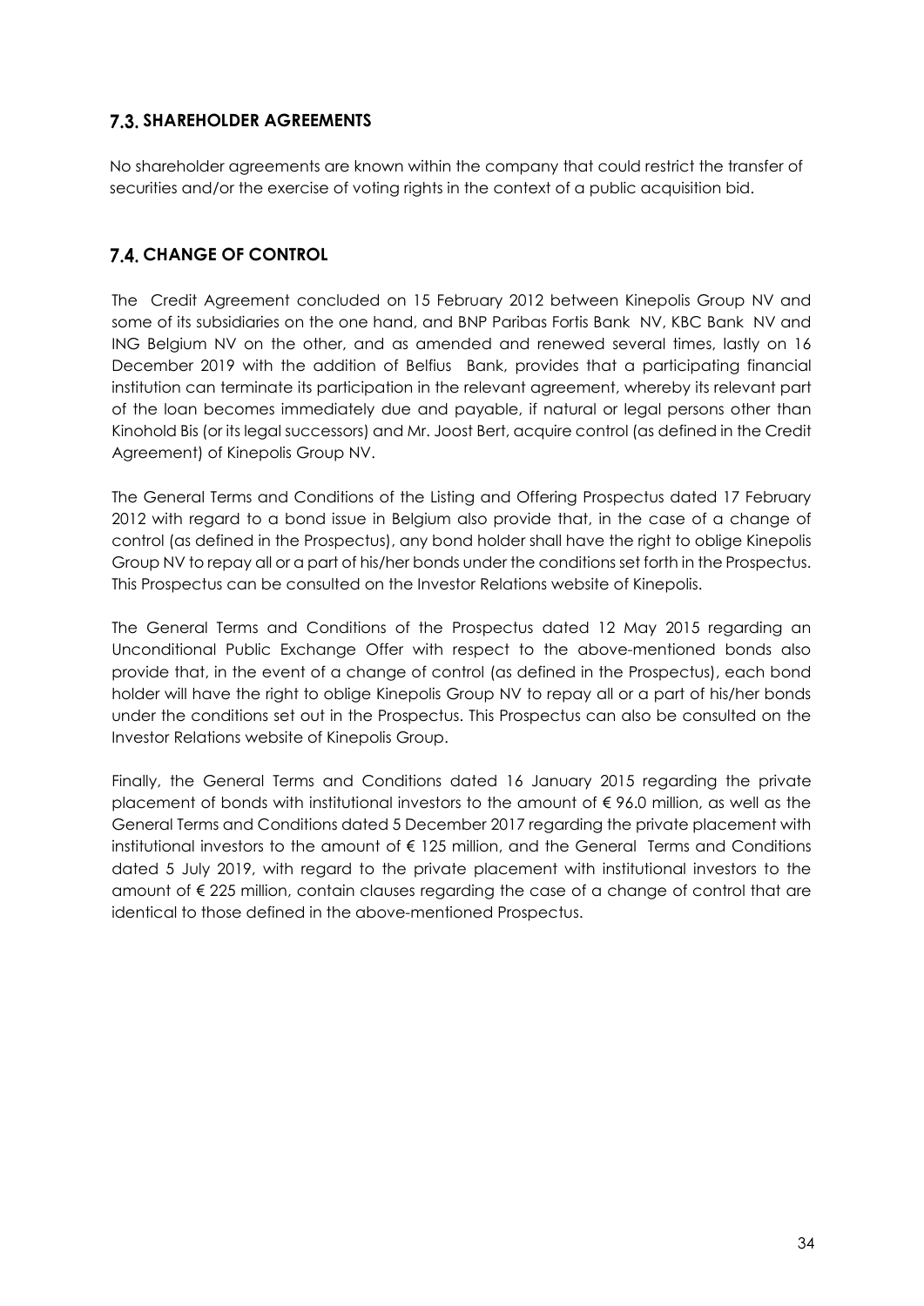## 7.3. SHAREHOLDER AGREEMENTS

No shareholder agreements are known within the company that could restrict the transfer of securities and/or the exercise of voting rights in the context of a public acquisition bid.

## 7.4. CHANGE OF CONTROL

The Credit Agreement concluded on 15 February 2012 between Kinepolis Group NV and some of its subsidiaries on the one hand, and BNP Paribas Fortis Bank NV, KBC Bank NV and ING Belgium NV on the other, and as amended and renewed several times, lastly on 16 December 2019 with the addition of Belfius Bank, provides that a participating financial institution can terminate its participation in the relevant agreement, whereby its relevant part of the loan becomes immediately due and payable, if natural or legal persons other than Kinohold Bis (or its legal successors) and Mr. Joost Bert, acquire control (as defined in the Credit Agreement) of Kinepolis Group NV.

The General Terms and Conditions of the Listing and Offering Prospectus dated 17 February 2012 with regard to a bond issue in Belgium also provide that, in the case of a change of control (as defined in the Prospectus), any bond holder shall have the right to oblige Kinepolis Group NV to repay all or a part of his/her bonds under the conditions set forth in the Prospectus. This Prospectus can be consulted on the Investor Relations website of Kinepolis.

The General Terms and Conditions of the Prospectus dated 12 May 2015 regarding an Unconditional Public Exchange Offer with respect to the above-mentioned bonds also provide that, in the event of a change of control (as defined in the Prospectus), each bond holder will have the right to oblige Kinepolis Group NV to repay all or a part of his/her bonds under the conditions set out in the Prospectus. This Prospectus can also be consulted on the Investor Relations website of Kinepolis Group.

Finally, the General Terms and Conditions dated 16 January 2015 regarding the private placement of bonds with institutional investors to the amount of € 96.0 million, as well as the General Terms and Conditions dated 5 December 2017 regarding the private placement with institutional investors to the amount of € 125 million, and the General Terms and Conditions dated 5 July 2019, with regard to the private placement with institutional investors to the amount of € 225 million, contain clauses regarding the case of a change of control that are identical to those defined in the above-mentioned Prospectus.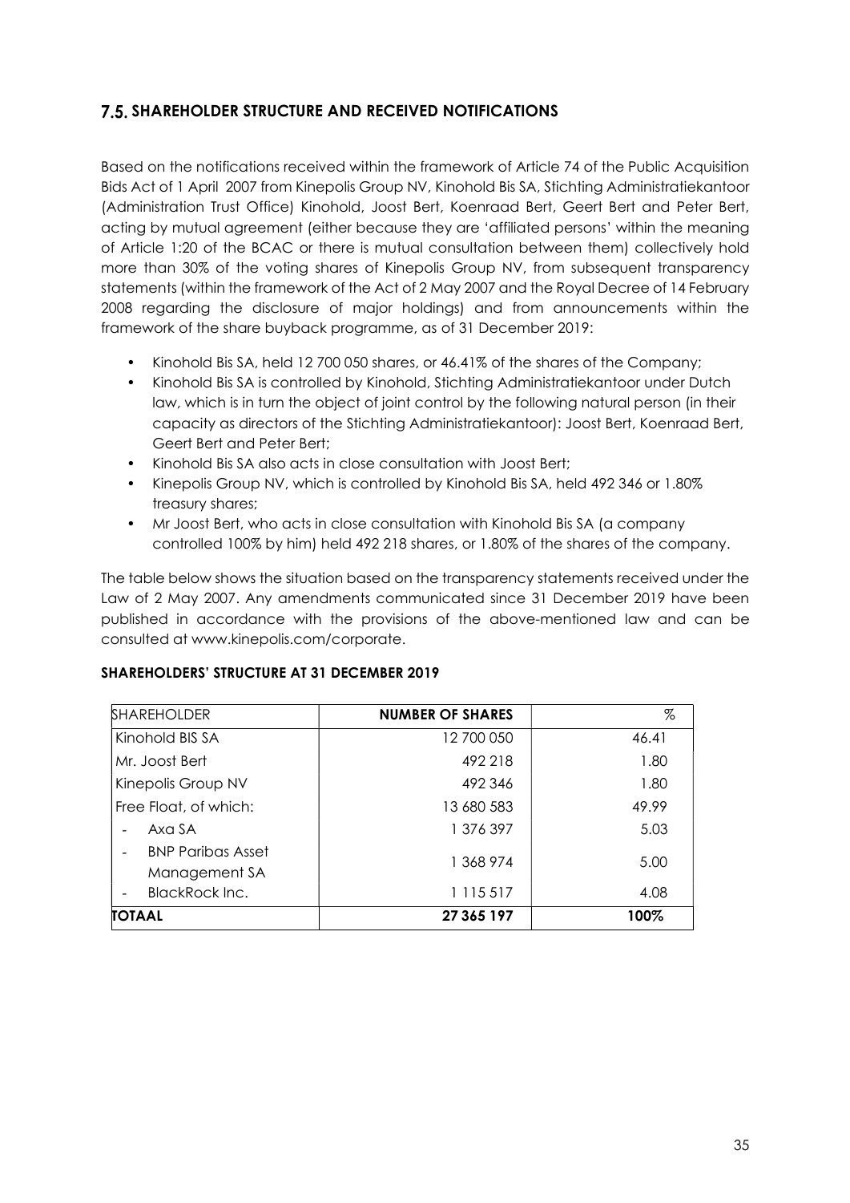## 7.5. SHAREHOLDER STRUCTURE AND RECEIVED NOTIFICATIONS

Based on the notifications received within the framework of Article 74 of the Public Acquisition Bids Act of 1 April 2007 from Kinepolis Group NV, Kinohold Bis SA, Stichting Administratiekantoor (Administration Trust Office) Kinohold, Joost Bert, Koenraad Bert, Geert Bert and Peter Bert, acting by mutual agreement (either because they are 'affiliated persons' within the meaning of Article 1:20 of the BCAC or there is mutual consultation between them) collectively hold more than 30% of the voting shares of Kinepolis Group NV, from subsequent transparency statements (within the framework of the Act of 2 May 2007 and the Royal Decree of 14 February 2008 regarding the disclosure of major holdings) and from announcements within the framework of the share buyback programme, as of 31 December 2019:

- Kinohold Bis SA, held 12 700 050 shares, or 46.41% of the shares of the Company;
- Kinohold Bis SA is controlled by Kinohold, Stichting Administratiekantoor under Dutch law, which is in turn the object of joint control by the following natural person (in their capacity as directors of the Stichting Administratiekantoor): Joost Bert, Koenraad Bert, Geert Bert and Peter Bert;
- Kinohold Bis SA also acts in close consultation with Joost Bert;
- Kinepolis Group NV, which is controlled by Kinohold Bis SA, held 492 346 or 1.80% treasury shares;
- Mr Joost Bert, who acts in close consultation with Kinohold Bis SA (a company controlled 100% by him) held 492 218 shares, or 1.80% of the shares of the company.

The table below shows the situation based on the transparency statements received under the Law of 2 May 2007. Any amendments communicated since 31 December 2019 have been published in accordance with the provisions of the above-mentioned law and can be consulted at www.kinepolis.com/corporate.

**SHAREHOLDERS' STRUCTURE AT 31 DECEMBER 2019**

| SHAREHOLDER | NUMBER OF SHARES | % |
|---|---|---|
| Kinohold BIS SA | 12 700 050 | 46.41 |
| Mr. Joost Bert | 492 218 | 1.80 |
| Kinepolis Group NV | 492 346 | 1.80 |
| Free Float, of which: | 13 680 583 | 49.99 |
| - Axa SA | 1 376 397 | 5.03 |
| - BNP Paribas Asset Management SA | 1 368 974 | 5.00 |
| - BlackRock Inc. | 1 115 517 | 4.08 |
| **TOTAAL** | **27 365 197** | **100%** |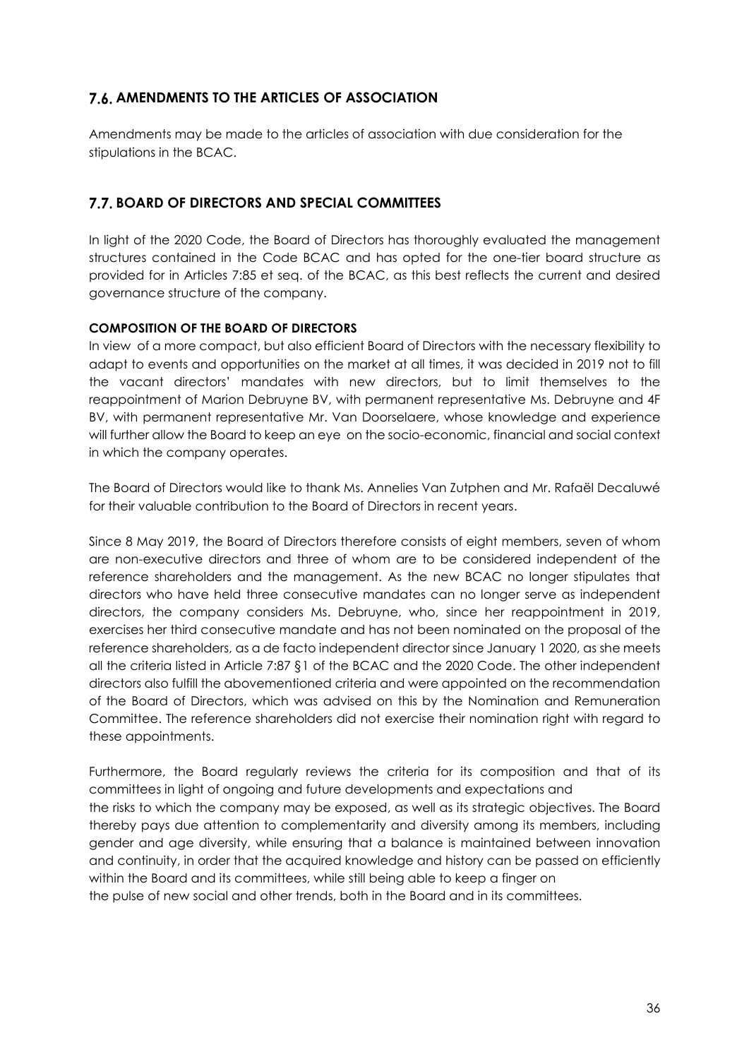## 7.6. AMENDMENTS TO THE ARTICLES OF ASSOCIATION

Amendments may be made to the articles of association with due consideration for the stipulations in the BCAC.

## 7.7. BOARD OF DIRECTORS AND SPECIAL COMMITTEES

In light of the 2020 Code, the Board of Directors has thoroughly evaluated the management structures contained in the Code BCAC and has opted for the one-tier board structure as provided for in Articles 7:85 et seq. of the BCAC, as this best reflects the current and desired governance structure of the company.

**COMPOSITION OF THE BOARD OF DIRECTORS**

In view of a more compact, but also efficient Board of Directors with the necessary flexibility to adapt to events and opportunities on the market at all times, it was decided in 2019 not to fill the vacant directors' mandates with new directors, but to limit themselves to the reappointment of Marion Debruyne BV, with permanent representative Ms. Debruyne and 4F BV, with permanent representative Mr. Van Doorselaere, whose knowledge and experience will further allow the Board to keep an eye on the socio-economic, financial and social context in which the company operates.

The Board of Directors would like to thank Ms. Annelies Van Zutphen and Mr. Rafaël Decaluwé for their valuable contribution to the Board of Directors in recent years.

Since 8 May 2019, the Board of Directors therefore consists of eight members, seven of whom are non-executive directors and three of whom are to be considered independent of the reference shareholders and the management. As the new BCAC no longer stipulates that directors who have held three consecutive mandates can no longer serve as independent directors, the company considers Ms. Debruyne, who, since her reappointment in 2019, exercises her third consecutive mandate and has not been nominated on the proposal of the reference shareholders, as a de facto independent director since January 1 2020, as she meets all the criteria listed in Article 7:87 §1 of the BCAC and the 2020 Code. The other independent directors also fulfill the abovementioned criteria and were appointed on the recommendation of the Board of Directors, which was advised on this by the Nomination and Remuneration Committee. The reference shareholders did not exercise their nomination right with regard to these appointments.

Furthermore, the Board regularly reviews the criteria for its composition and that of its committees in light of ongoing and future developments and expectations and the risks to which the company may be exposed, as well as its strategic objectives. The Board thereby pays due attention to complementarity and diversity among its members, including gender and age diversity, while ensuring that a balance is maintained between innovation and continuity, in order that the acquired knowledge and history can be passed on efficiently within the Board and its committees, while still being able to keep a finger on the pulse of new social and other trends, both in the Board and in its committees.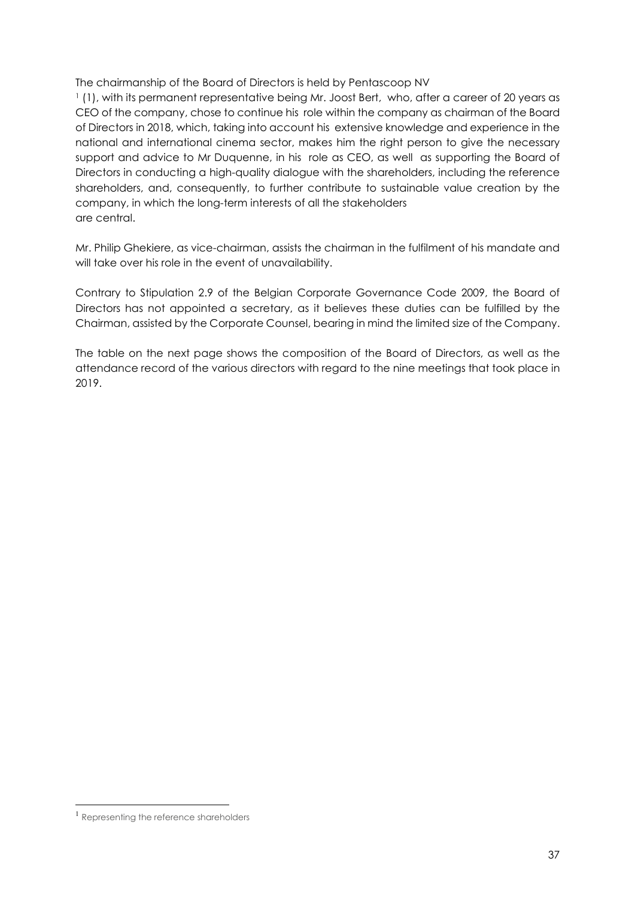The chairmanship of the Board of Directors is held by Pentascoop NV [1] (1), with its permanent representative being Mr. Joost Bert, who, after a career of 20 years as CEO of the company, chose to continue his role within the company as chairman of the Board of Directors in 2018, which, taking into account his extensive knowledge and experience in the national and international cinema sector, makes him the right person to give the necessary support and advice to Mr Duquenne, in his role as CEO, as well as supporting the Board of Directors in conducting a high-quality dialogue with the shareholders, including the reference shareholders, and, consequently, to further contribute to sustainable value creation by the company, in which the long-term interests of all the stakeholders are central.

Mr. Philip Ghekiere, as vice-chairman, assists the chairman in the fulfilment of his mandate and will take over his role in the event of unavailability.

Contrary to Stipulation 2.9 of the Belgian Corporate Governance Code 2009, the Board of Directors has not appointed a secretary, as it believes these duties can be fulfilled by the Chairman, assisted by the Corporate Counsel, bearing in mind the limited size of the Company.

The table on the next page shows the composition of the Board of Directors, as well as the attendance record of the various directors with regard to the nine meetings that took place in 2019.

[1] Representing the reference shareholders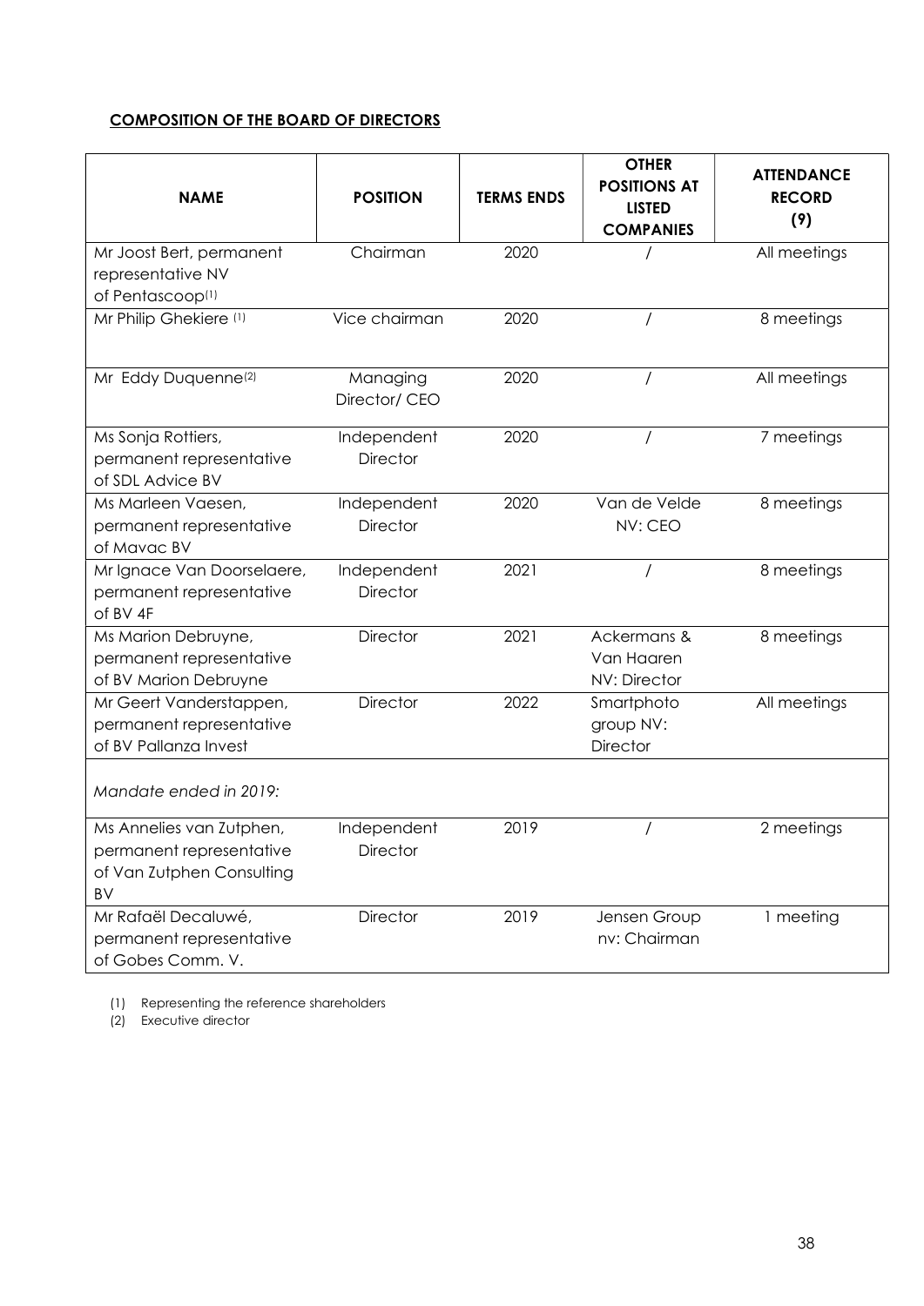**COMPOSITION OF THE BOARD OF DIRECTORS**

| NAME | POSITION | TERMS ENDS | OTHER POSITIONS AT LISTED COMPANIES | ATTENDANCE RECORD (9) |
|---|---|---|---|---|
| Mr Joost Bert, permanent representative NV of Pentascoop[1] | Chairman | 2020 | / | All meetings |
| Mr Philip Ghekiere [1] | Vice chairman | 2020 | / | 8 meetings |
| Mr Eddy Duquenne[2] | Managing Director/ CEO | 2020 | / | All meetings |
| Ms Sonja Rottiers, permanent representative of SDL Advice BV | Independent Director | 2020 | / | 7 meetings |
| Ms Marleen Vaesen, permanent representative of Mavac BV | Independent Director | 2020 | Van de Velde NV: CEO | 8 meetings |
| Mr Ignace Van Doorselaere, permanent representative of BV 4F | Independent Director | 2021 | / | 8 meetings |
| Ms Marion Debruyne, permanent representative of BV Marion Debruyne | Director | 2021 | Ackermans & Van Haaren NV: Director | 8 meetings |
| Mr Geert Vanderstappen, permanent representative of BV Pallanza Invest | Director | 2022 | Smartphoto group NV: Director | All meetings |
| *Mandate ended in 2019:* | | | | |
| Ms Annelies van Zutphen, permanent representative of Van Zutphen Consulting BV | Independent Director | 2019 | / | 2 meetings |
| Mr Rafaël Decaluwé, permanent representative of Gobes Comm. V. | Director | 2019 | Jensen Group nv: Chairman | 1 meeting |

(1) Representing the reference shareholders

(2) Executive director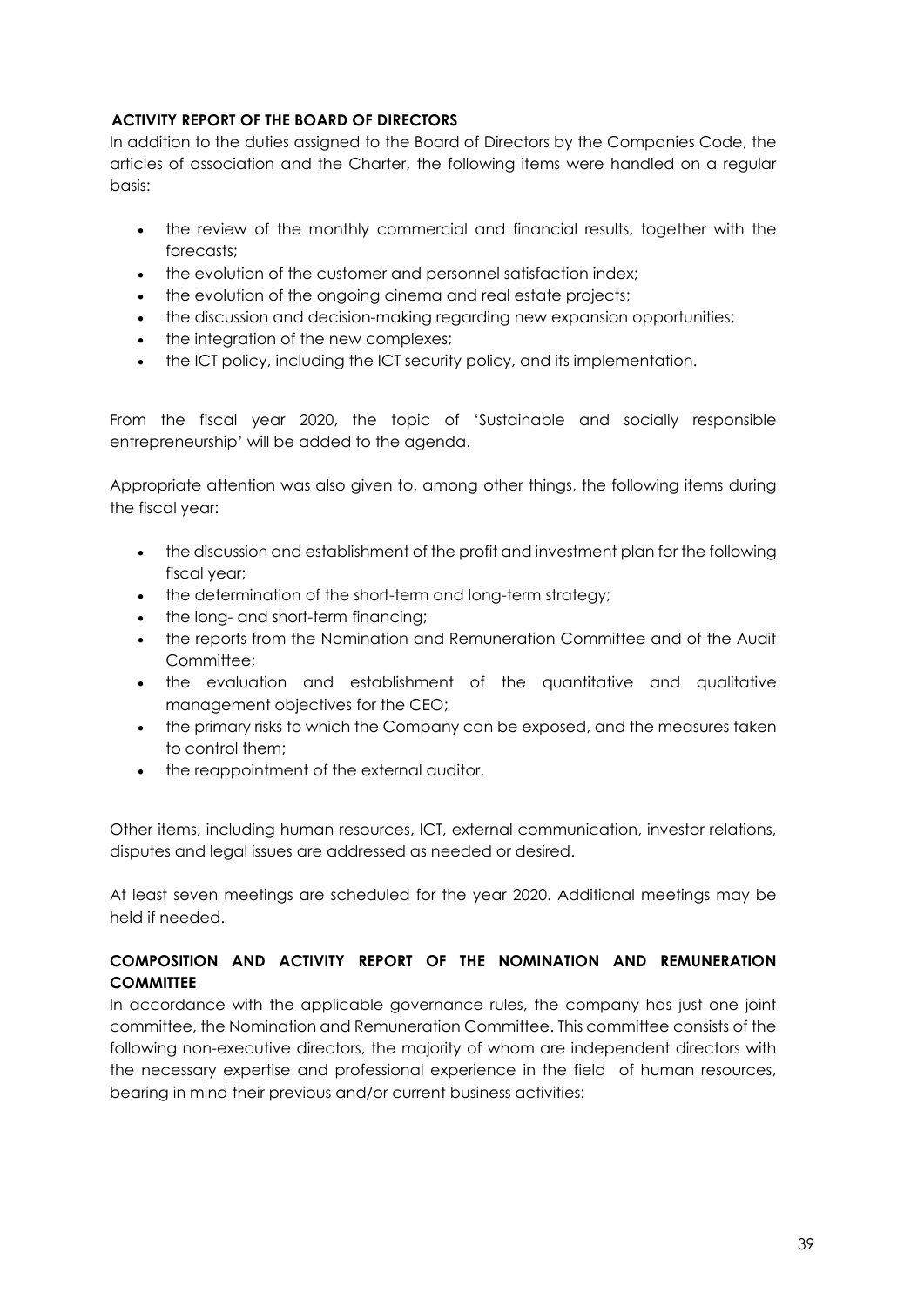## ACTIVITY REPORT OF THE BOARD OF DIRECTORS

In addition to the duties assigned to the Board of Directors by the Companies Code, the articles of association and the Charter, the following items were handled on a regular basis:

- the review of the monthly commercial and financial results, together with the forecasts;
- the evolution of the customer and personnel satisfaction index;
- the evolution of the ongoing cinema and real estate projects;
- the discussion and decision-making regarding new expansion opportunities;
- the integration of the new complexes;
- the ICT policy, including the ICT security policy, and its implementation.

From the fiscal year 2020, the topic of 'Sustainable and socially responsible entrepreneurship' will be added to the agenda.

Appropriate attention was also given to, among other things, the following items during the fiscal year:

- the discussion and establishment of the profit and investment plan for the following fiscal year;
- the determination of the short-term and long-term strategy;
- the long- and short-term financing;
- the reports from the Nomination and Remuneration Committee and of the Audit Committee;
- the evaluation and establishment of the quantitative and qualitative management objectives for the CEO;
- the primary risks to which the Company can be exposed, and the measures taken to control them;
- the reappointment of the external auditor.

Other items, including human resources, ICT, external communication, investor relations, disputes and legal issues are addressed as needed or desired.

At least seven meetings are scheduled for the year 2020. Additional meetings may be held if needed.

## COMPOSITION AND ACTIVITY REPORT OF THE NOMINATION AND REMUNERATION COMMITTEE

In accordance with the applicable governance rules, the company has just one joint committee, the Nomination and Remuneration Committee. This committee consists of the following non-executive directors, the majority of whom are independent directors with the necessary expertise and professional experience in the field of human resources, bearing in mind their previous and/or current business activities: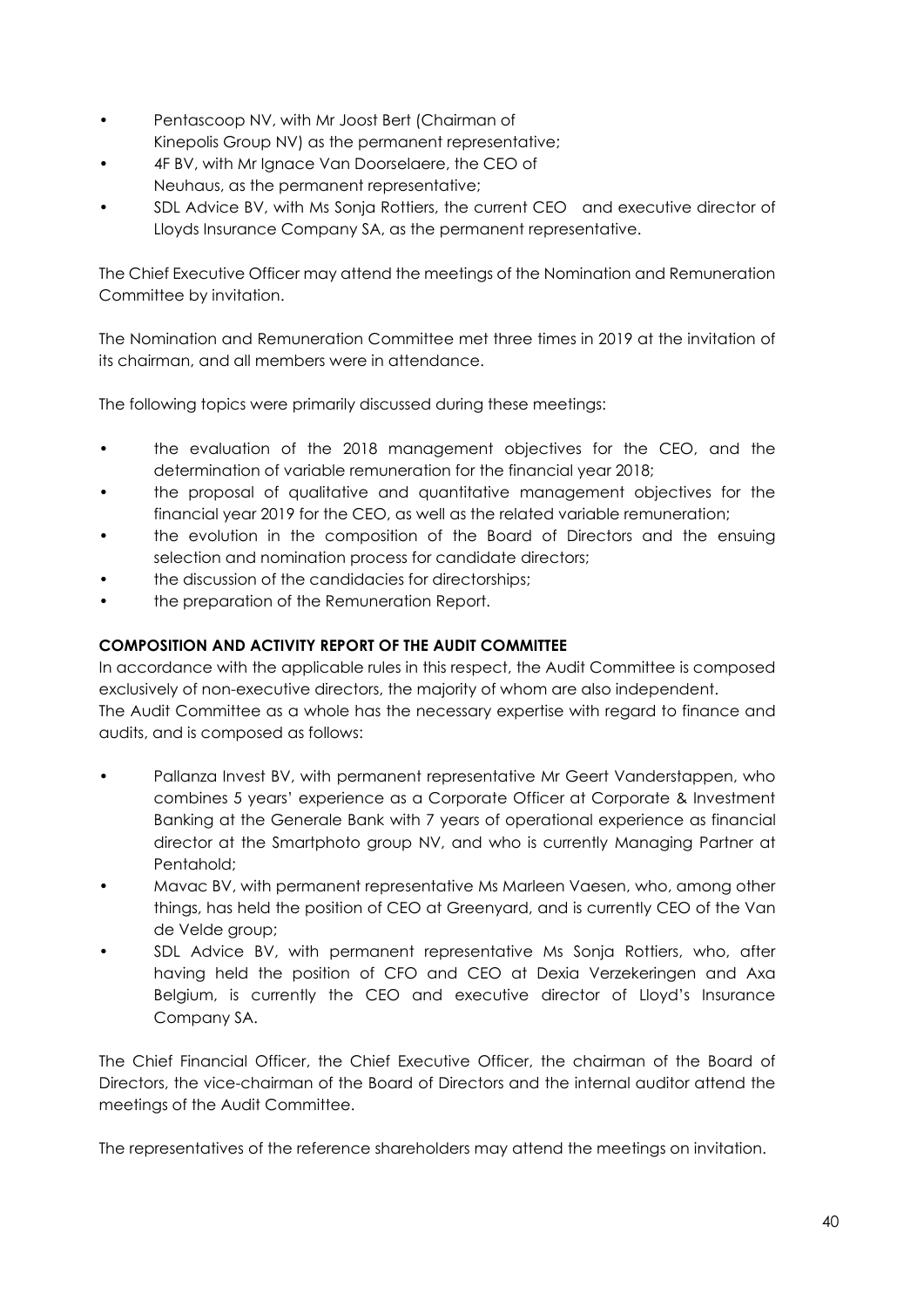- Pentascoop NV, with Mr Joost Bert (Chairman of Kinepolis Group NV) as the permanent representative;
- 4F BV, with Mr Ignace Van Doorselaere, the CEO of Neuhaus, as the permanent representative;
- SDL Advice BV, with Ms Sonja Rottiers, the current CEO and executive director of Lloyds Insurance Company SA, as the permanent representative.

The Chief Executive Officer may attend the meetings of the Nomination and Remuneration Committee by invitation.

The Nomination and Remuneration Committee met three times in 2019 at the invitation of its chairman, and all members were in attendance.

The following topics were primarily discussed during these meetings:

- the evaluation of the 2018 management objectives for the CEO, and the determination of variable remuneration for the financial year 2018;
- the proposal of qualitative and quantitative management objectives for the financial year 2019 for the CEO, as well as the related variable remuneration;
- the evolution in the composition of the Board of Directors and the ensuing selection and nomination process for candidate directors;
- the discussion of the candidacies for directorships;
- the preparation of the Remuneration Report.

**COMPOSITION AND ACTIVITY REPORT OF THE AUDIT COMMITTEE**

In accordance with the applicable rules in this respect, the Audit Committee is composed exclusively of non-executive directors, the majority of whom are also independent.
The Audit Committee as a whole has the necessary expertise with regard to finance and audits, and is composed as follows:

- Pallanza Invest BV, with permanent representative Mr Geert Vanderstappen, who combines 5 years' experience as a Corporate Officer at Corporate & Investment Banking at the Generale Bank with 7 years of operational experience as financial director at the Smartphoto group NV, and who is currently Managing Partner at Pentahold;
- Mavac BV, with permanent representative Ms Marleen Vaesen, who, among other things, has held the position of CEO at Greenyard, and is currently CEO of the Van de Velde group;
- SDL Advice BV, with permanent representative Ms Sonja Rottiers, who, after having held the position of CFO and CEO at Dexia Verzekeringen and Axa Belgium, is currently the CEO and executive director of Lloyd's Insurance Company SA.

The Chief Financial Officer, the Chief Executive Officer, the chairman of the Board of Directors, the vice-chairman of the Board of Directors and the internal auditor attend the meetings of the Audit Committee.

The representatives of the reference shareholders may attend the meetings on invitation.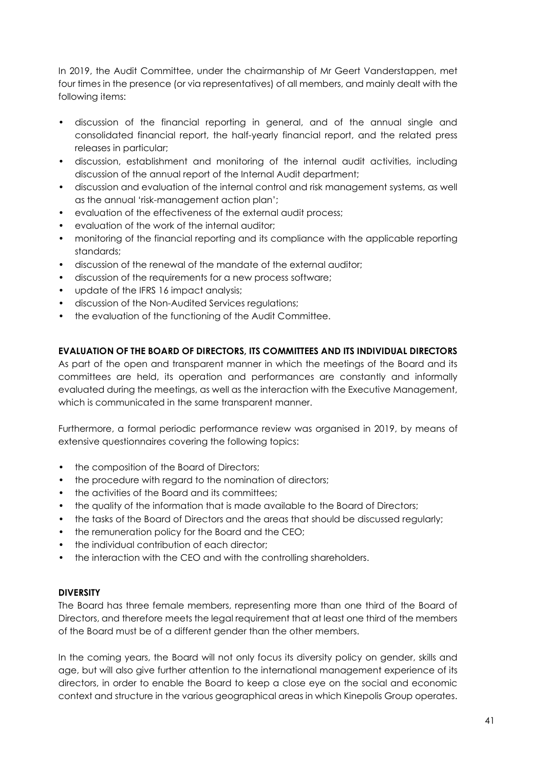In 2019, the Audit Committee, under the chairmanship of Mr Geert Vanderstappen, met four times in the presence (or via representatives) of all members, and mainly dealt with the following items:

- discussion of the financial reporting in general, and of the annual single and consolidated financial report, the half-yearly financial report, and the related press releases in particular;
- discussion, establishment and monitoring of the internal audit activities, including discussion of the annual report of the Internal Audit department;
- discussion and evaluation of the internal control and risk management systems, as well as the annual 'risk-management action plan';
- evaluation of the effectiveness of the external audit process;
- evaluation of the work of the internal auditor;
- monitoring of the financial reporting and its compliance with the applicable reporting standards;
- discussion of the renewal of the mandate of the external auditor;
- discussion of the requirements for a new process software;
- update of the IFRS 16 impact analysis;
- discussion of the Non-Audited Services regulations;
- the evaluation of the functioning of the Audit Committee.

**EVALUATION OF THE BOARD OF DIRECTORS, ITS COMMITTEES AND ITS INDIVIDUAL DIRECTORS**

As part of the open and transparent manner in which the meetings of the Board and its committees are held, its operation and performances are constantly and informally evaluated during the meetings, as well as the interaction with the Executive Management, which is communicated in the same transparent manner.

Furthermore, a formal periodic performance review was organised in 2019, by means of extensive questionnaires covering the following topics:

- the composition of the Board of Directors;
- the procedure with regard to the nomination of directors;
- the activities of the Board and its committees;
- the quality of the information that is made available to the Board of Directors;
- the tasks of the Board of Directors and the areas that should be discussed regularly;
- the remuneration policy for the Board and the CEO;
- the individual contribution of each director;
- the interaction with the CEO and with the controlling shareholders.

**DIVERSITY**

The Board has three female members, representing more than one third of the Board of Directors, and therefore meets the legal requirement that at least one third of the members of the Board must be of a different gender than the other members.

In the coming years, the Board will not only focus its diversity policy on gender, skills and age, but will also give further attention to the international management experience of its directors, in order to enable the Board to keep a close eye on the social and economic context and structure in the various geographical areas in which Kinepolis Group operates.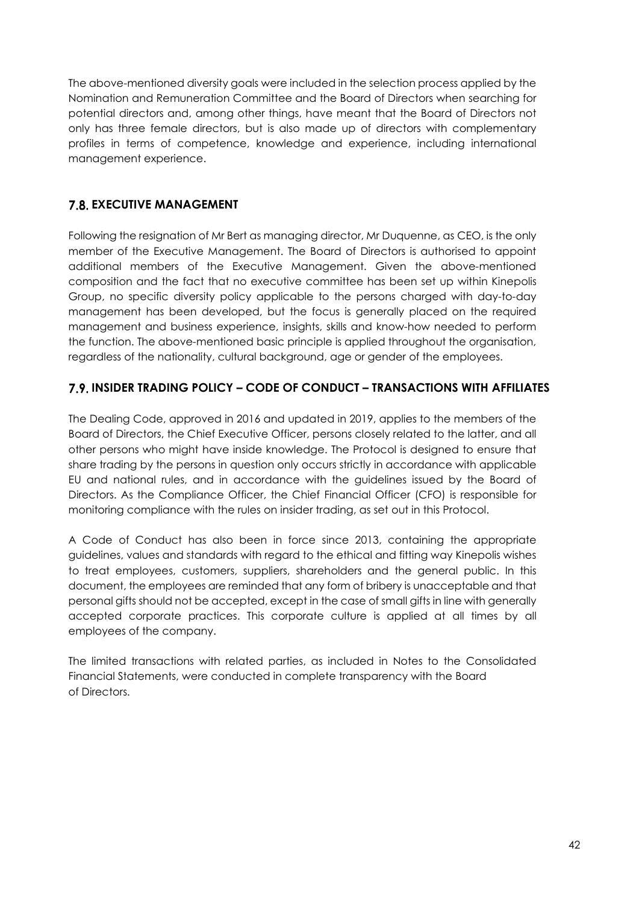The above-mentioned diversity goals were included in the selection process applied by the Nomination and Remuneration Committee and the Board of Directors when searching for potential directors and, among other things, have meant that the Board of Directors not only has three female directors, but is also made up of directors with complementary profiles in terms of competence, knowledge and experience, including international management experience.

## 7.8. EXECUTIVE MANAGEMENT

Following the resignation of Mr Bert as managing director, Mr Duquenne, as CEO, is the only member of the Executive Management. The Board of Directors is authorised to appoint additional members of the Executive Management. Given the above-mentioned composition and the fact that no executive committee has been set up within Kinepolis Group, no specific diversity policy applicable to the persons charged with day-to-day management has been developed, but the focus is generally placed on the required management and business experience, insights, skills and know-how needed to perform the function. The above-mentioned basic principle is applied throughout the organisation, regardless of the nationality, cultural background, age or gender of the employees.

## 7.9. INSIDER TRADING POLICY – CODE OF CONDUCT – TRANSACTIONS WITH AFFILIATES

The Dealing Code, approved in 2016 and updated in 2019, applies to the members of the Board of Directors, the Chief Executive Officer, persons closely related to the latter, and all other persons who might have inside knowledge. The Protocol is designed to ensure that share trading by the persons in question only occurs strictly in accordance with applicable EU and national rules, and in accordance with the guidelines issued by the Board of Directors. As the Compliance Officer, the Chief Financial Officer (CFO) is responsible for monitoring compliance with the rules on insider trading, as set out in this Protocol.

A Code of Conduct has also been in force since 2013, containing the appropriate guidelines, values and standards with regard to the ethical and fitting way Kinepolis wishes to treat employees, customers, suppliers, shareholders and the general public. In this document, the employees are reminded that any form of bribery is unacceptable and that personal gifts should not be accepted, except in the case of small gifts in line with generally accepted corporate practices. This corporate culture is applied at all times by all employees of the company.

The limited transactions with related parties, as included in Notes to the Consolidated Financial Statements, were conducted in complete transparency with the Board of Directors.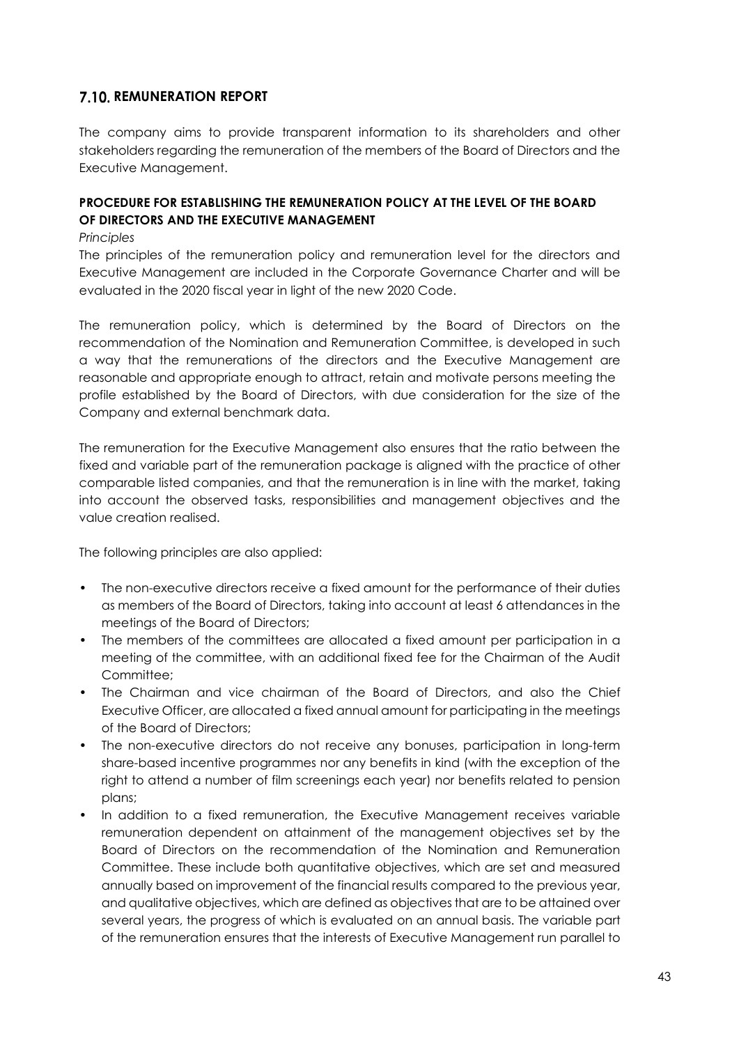## 7.10. REMUNERATION REPORT

The company aims to provide transparent information to its shareholders and other stakeholders regarding the remuneration of the members of the Board of Directors and the Executive Management.

### PROCEDURE FOR ESTABLISHING THE REMUNERATION POLICY AT THE LEVEL OF THE BOARD OF DIRECTORS AND THE EXECUTIVE MANAGEMENT

*Principles*

The principles of the remuneration policy and remuneration level for the directors and Executive Management are included in the Corporate Governance Charter and will be evaluated in the 2020 fiscal year in light of the new 2020 Code.

The remuneration policy, which is determined by the Board of Directors on the recommendation of the Nomination and Remuneration Committee, is developed in such a way that the remunerations of the directors and the Executive Management are reasonable and appropriate enough to attract, retain and motivate persons meeting the profile established by the Board of Directors, with due consideration for the size of the Company and external benchmark data.

The remuneration for the Executive Management also ensures that the ratio between the fixed and variable part of the remuneration package is aligned with the practice of other comparable listed companies, and that the remuneration is in line with the market, taking into account the observed tasks, responsibilities and management objectives and the value creation realised.

The following principles are also applied:

- The non-executive directors receive a fixed amount for the performance of their duties as members of the Board of Directors, taking into account at least 6 attendances in the meetings of the Board of Directors;
- The members of the committees are allocated a fixed amount per participation in a meeting of the committee, with an additional fixed fee for the Chairman of the Audit Committee;
- The Chairman and vice chairman of the Board of Directors, and also the Chief Executive Officer, are allocated a fixed annual amount for participating in the meetings of the Board of Directors;
- The non-executive directors do not receive any bonuses, participation in long-term share-based incentive programmes nor any benefits in kind (with the exception of the right to attend a number of film screenings each year) nor benefits related to pension plans;
- In addition to a fixed remuneration, the Executive Management receives variable remuneration dependent on attainment of the management objectives set by the Board of Directors on the recommendation of the Nomination and Remuneration Committee. These include both quantitative objectives, which are set and measured annually based on improvement of the financial results compared to the previous year, and qualitative objectives, which are defined as objectives that are to be attained over several years, the progress of which is evaluated on an annual basis. The variable part of the remuneration ensures that the interests of Executive Management run parallel to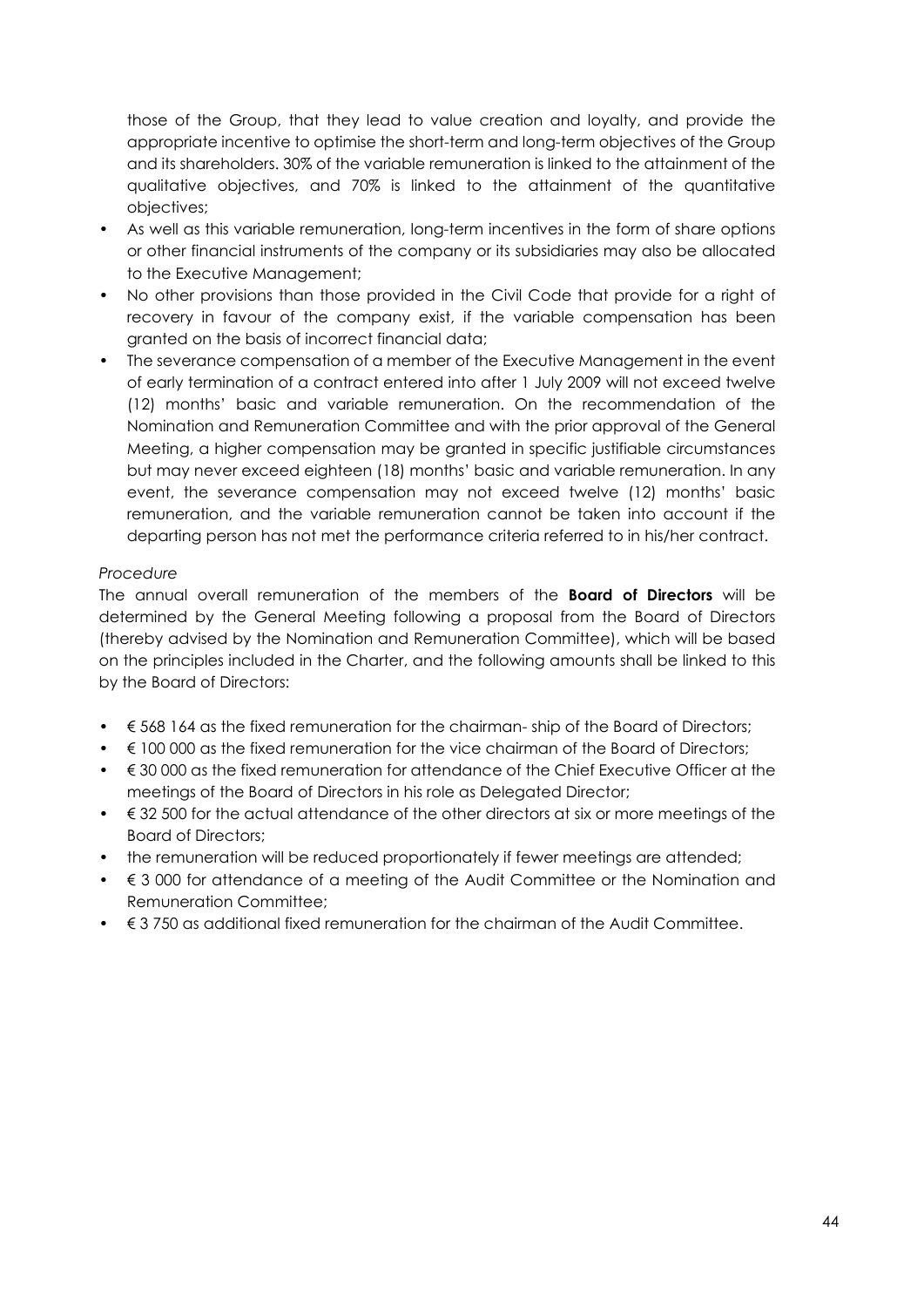those of the Group, that they lead to value creation and loyalty, and provide the appropriate incentive to optimise the short-term and long-term objectives of the Group and its shareholders. 30% of the variable remuneration is linked to the attainment of the qualitative objectives, and 70% is linked to the attainment of the quantitative objectives;

- As well as this variable remuneration, long-term incentives in the form of share options or other financial instruments of the company or its subsidiaries may also be allocated to the Executive Management;
- No other provisions than those provided in the Civil Code that provide for a right of recovery in favour of the company exist, if the variable compensation has been granted on the basis of incorrect financial data;
- The severance compensation of a member of the Executive Management in the event of early termination of a contract entered into after 1 July 2009 will not exceed twelve (12) months' basic and variable remuneration. On the recommendation of the Nomination and Remuneration Committee and with the prior approval of the General Meeting, a higher compensation may be granted in specific justifiable circumstances but may never exceed eighteen (18) months' basic and variable remuneration. In any event, the severance compensation may not exceed twelve (12) months' basic remuneration, and the variable remuneration cannot be taken into account if the departing person has not met the performance criteria referred to in his/her contract.

*Procedure*

The annual overall remuneration of the members of the **Board of Directors** will be determined by the General Meeting following a proposal from the Board of Directors (thereby advised by the Nomination and Remuneration Committee), which will be based on the principles included in the Charter, and the following amounts shall be linked to this by the Board of Directors:

- € 568 164 as the fixed remuneration for the chairman- ship of the Board of Directors;
- € 100 000 as the fixed remuneration for the vice chairman of the Board of Directors;
- € 30 000 as the fixed remuneration for attendance of the Chief Executive Officer at the meetings of the Board of Directors in his role as Delegated Director;
- € 32 500 for the actual attendance of the other directors at six or more meetings of the Board of Directors;
- the remuneration will be reduced proportionately if fewer meetings are attended;
- € 3 000 for attendance of a meeting of the Audit Committee or the Nomination and Remuneration Committee;
- € 3 750 as additional fixed remuneration for the chairman of the Audit Committee.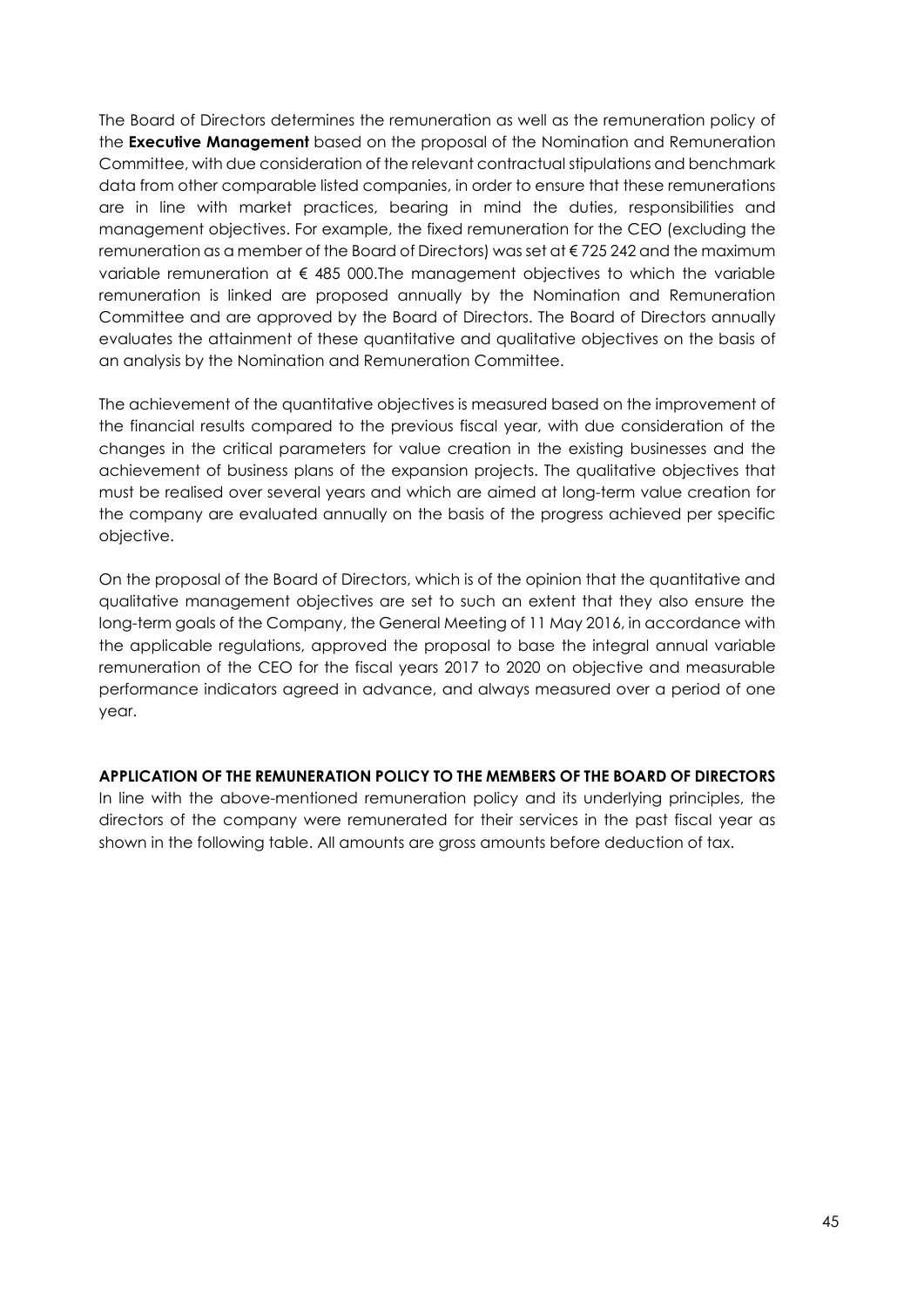The Board of Directors determines the remuneration as well as the remuneration policy of the **Executive Management** based on the proposal of the Nomination and Remuneration Committee, with due consideration of the relevant contractual stipulations and benchmark data from other comparable listed companies, in order to ensure that these remunerations are in line with market practices, bearing in mind the duties, responsibilities and management objectives. For example, the fixed remuneration for the CEO (excluding the remuneration as a member of the Board of Directors) was set at € 725 242 and the maximum variable remuneration at € 485 000.The management objectives to which the variable remuneration is linked are proposed annually by the Nomination and Remuneration Committee and are approved by the Board of Directors. The Board of Directors annually evaluates the attainment of these quantitative and qualitative objectives on the basis of an analysis by the Nomination and Remuneration Committee.

The achievement of the quantitative objectives is measured based on the improvement of the financial results compared to the previous fiscal year, with due consideration of the changes in the critical parameters for value creation in the existing businesses and the achievement of business plans of the expansion projects. The qualitative objectives that must be realised over several years and which are aimed at long-term value creation for the company are evaluated annually on the basis of the progress achieved per specific objective.

On the proposal of the Board of Directors, which is of the opinion that the quantitative and qualitative management objectives are set to such an extent that they also ensure the long-term goals of the Company, the General Meeting of 11 May 2016, in accordance with the applicable regulations, approved the proposal to base the integral annual variable remuneration of the CEO for the fiscal years 2017 to 2020 on objective and measurable performance indicators agreed in advance, and always measured over a period of one year.

**APPLICATION OF THE REMUNERATION POLICY TO THE MEMBERS OF THE BOARD OF DIRECTORS**

In line with the above-mentioned remuneration policy and its underlying principles, the directors of the company were remunerated for their services in the past fiscal year as shown in the following table. All amounts are gross amounts before deduction of tax.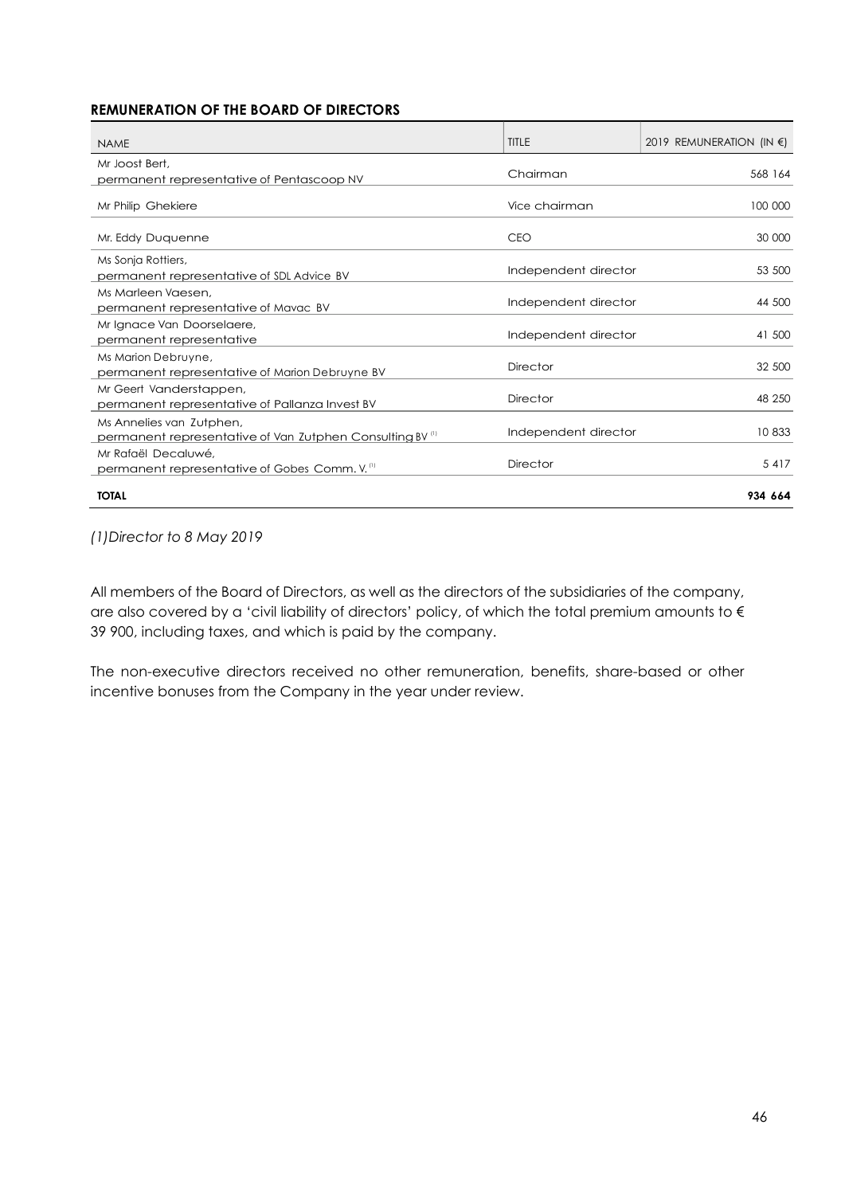**REMUNERATION OF THE BOARD OF DIRECTORS**

| NAME | TITLE | 2019 REMUNERATION (IN €) |
|---|---|---|
| Mr Joost Bert, permanent representative of Pentascoop NV | Chairman | 568 164 |
| Mr Philip Ghekiere | Vice chairman | 100 000 |
| Mr. Eddy Duquenne | CEO | 30 000 |
| Ms Sonja Rottiers, permanent representative of SDL Advice BV | Independent director | 53 500 |
| Ms Marleen Vaesen, permanent representative of Mavac BV | Independent director | 44 500 |
| Mr Ignace Van Doorselaere, permanent representative | Independent director | 41 500 |
| Ms Marion Debruyne, permanent representative of Marion Debruyne BV | Director | 32 500 |
| Mr Geert Vanderstappen, permanent representative of Pallanza Invest BV | Director | 48 250 |
| Ms Annelies van Zutphen, permanent representative of Van Zutphen Consulting BV [1] | Independent director | 10 833 |
| Mr Rafaël Decaluwé, permanent representative of Gobes Comm. V. [1] | Director | 5 417 |
| **TOTAL** | | **934 664** |

*(1)Director to 8 May 2019*

All members of the Board of Directors, as well as the directors of the subsidiaries of the company, are also covered by a 'civil liability of directors' policy, of which the total premium amounts to € 39 900, including taxes, and which is paid by the company.

The non-executive directors received no other remuneration, benefits, share-based or other incentive bonuses from the Company in the year under review.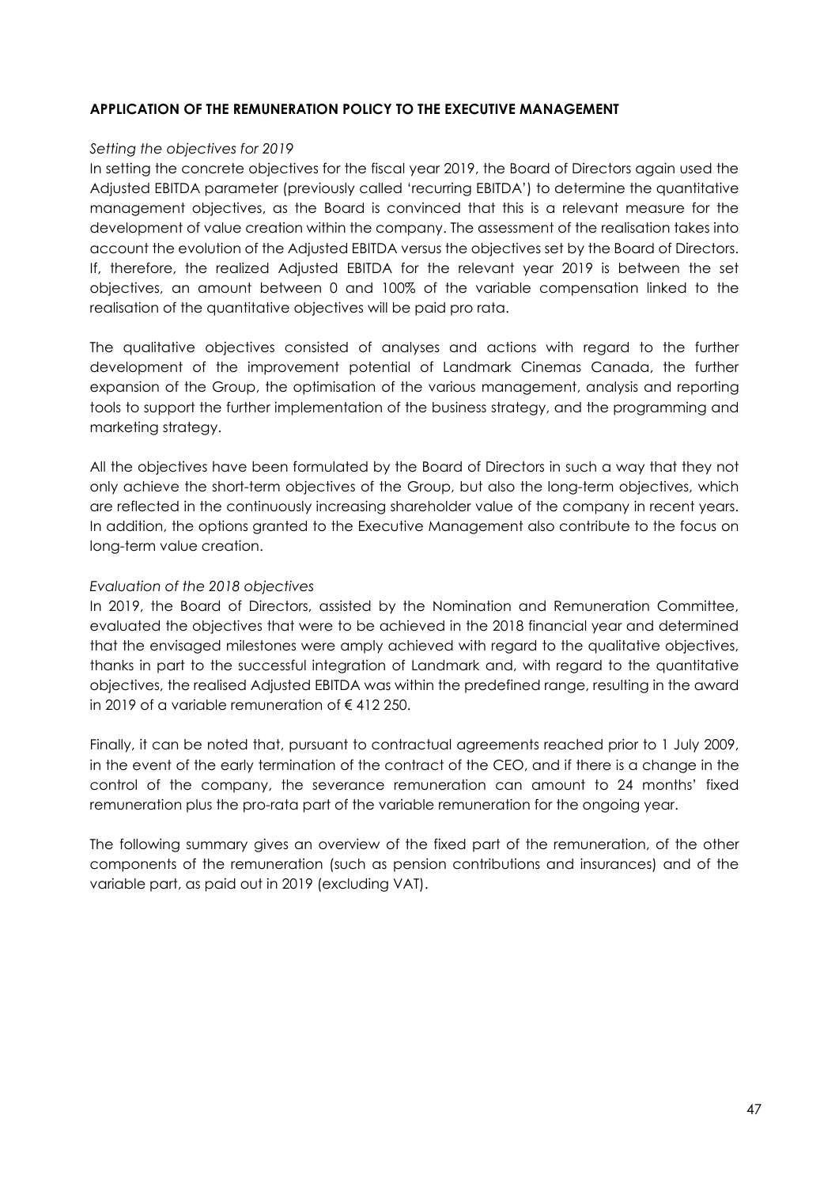**APPLICATION OF THE REMUNERATION POLICY TO THE EXECUTIVE MANAGEMENT**

*Setting the objectives for 2019*

In setting the concrete objectives for the fiscal year 2019, the Board of Directors again used the Adjusted EBITDA parameter (previously called 'recurring EBITDA') to determine the quantitative management objectives, as the Board is convinced that this is a relevant measure for the development of value creation within the company. The assessment of the realisation takes into account the evolution of the Adjusted EBITDA versus the objectives set by the Board of Directors. If, therefore, the realized Adjusted EBITDA for the relevant year 2019 is between the set objectives, an amount between 0 and 100% of the variable compensation linked to the realisation of the quantitative objectives will be paid pro rata.

The qualitative objectives consisted of analyses and actions with regard to the further development of the improvement potential of Landmark Cinemas Canada, the further expansion of the Group, the optimisation of the various management, analysis and reporting tools to support the further implementation of the business strategy, and the programming and marketing strategy.

All the objectives have been formulated by the Board of Directors in such a way that they not only achieve the short-term objectives of the Group, but also the long-term objectives, which are reflected in the continuously increasing shareholder value of the company in recent years. In addition, the options granted to the Executive Management also contribute to the focus on long-term value creation.

*Evaluation of the 2018 objectives*

In 2019, the Board of Directors, assisted by the Nomination and Remuneration Committee, evaluated the objectives that were to be achieved in the 2018 financial year and determined that the envisaged milestones were amply achieved with regard to the qualitative objectives, thanks in part to the successful integration of Landmark and, with regard to the quantitative objectives, the realised Adjusted EBITDA was within the predefined range, resulting in the award in 2019 of a variable remuneration of € 412 250.

Finally, it can be noted that, pursuant to contractual agreements reached prior to 1 July 2009, in the event of the early termination of the contract of the CEO, and if there is a change in the control of the company, the severance remuneration can amount to 24 months' fixed remuneration plus the pro-rata part of the variable remuneration for the ongoing year.

The following summary gives an overview of the fixed part of the remuneration, of the other components of the remuneration (such as pension contributions and insurances) and of the variable part, as paid out in 2019 (excluding VAT).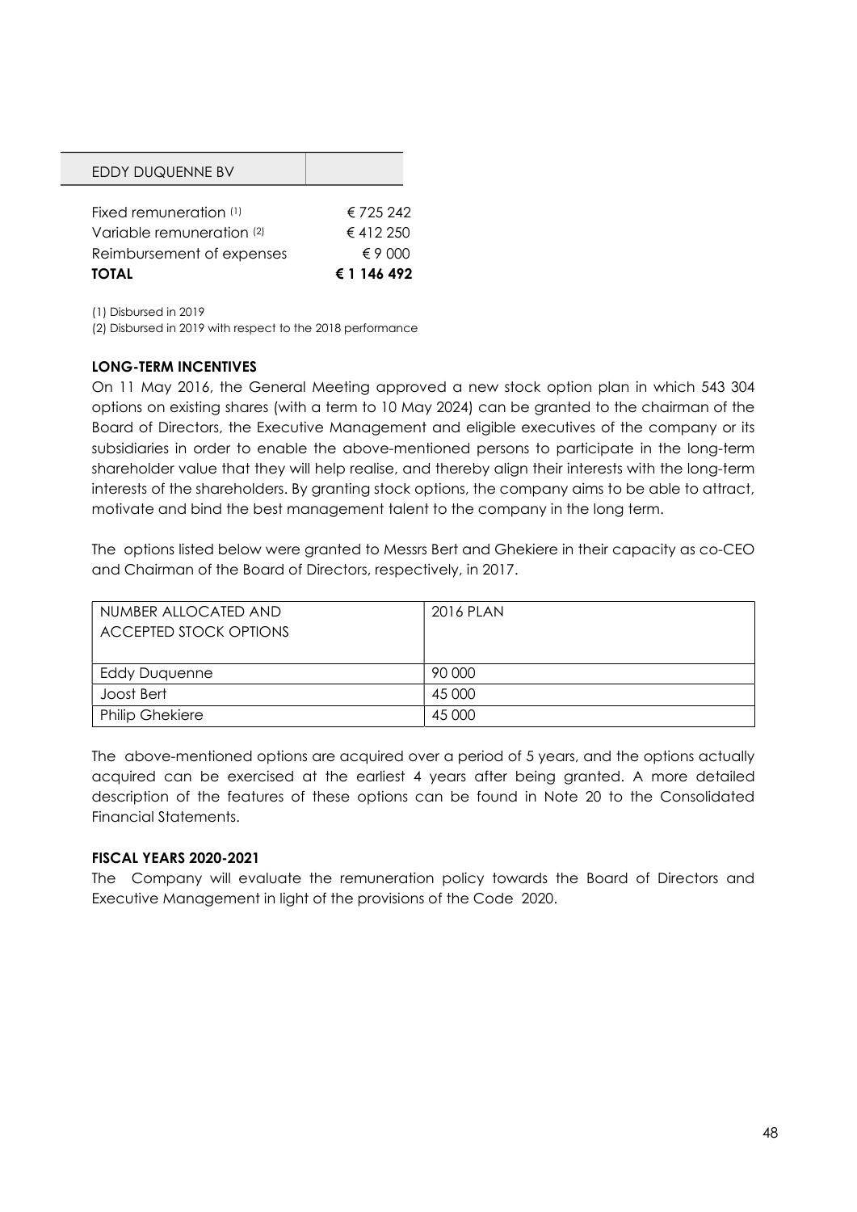| EDDY DUQUENNE BV | |
|---|---|
| Fixed remuneration (1) | € 725 242 |
| Variable remuneration (2) | € 412 250 |
| Reimbursement of expenses | € 9 000 |
| **TOTAL** | **€ 1 146 492** |

(1) Disbursed in 2019

(2) Disbursed in 2019 with respect to the 2018 performance

**LONG-TERM INCENTIVES**

On 11 May 2016, the General Meeting approved a new stock option plan in which 543 304 options on existing shares (with a term to 10 May 2024) can be granted to the chairman of the Board of Directors, the Executive Management and eligible executives of the company or its subsidiaries in order to enable the above-mentioned persons to participate in the long-term shareholder value that they will help realise, and thereby align their interests with the long-term interests of the shareholders. By granting stock options, the company aims to be able to attract, motivate and bind the best management talent to the company in the long term.

The options listed below were granted to Messrs Bert and Ghekiere in their capacity as co-CEO and Chairman of the Board of Directors, respectively, in 2017.

| NUMBER ALLOCATED AND ACCEPTED STOCK OPTIONS | 2016 PLAN |
|---|---|
| Eddy Duquenne | 90 000 |
| Joost Bert | 45 000 |
| Philip Ghekiere | 45 000 |

The above-mentioned options are acquired over a period of 5 years, and the options actually acquired can be exercised at the earliest 4 years after being granted. A more detailed description of the features of these options can be found in Note 20 to the Consolidated Financial Statements.

**FISCAL YEARS 2020-2021**

The Company will evaluate the remuneration policy towards the Board of Directors and Executive Management in light of the provisions of the Code 2020.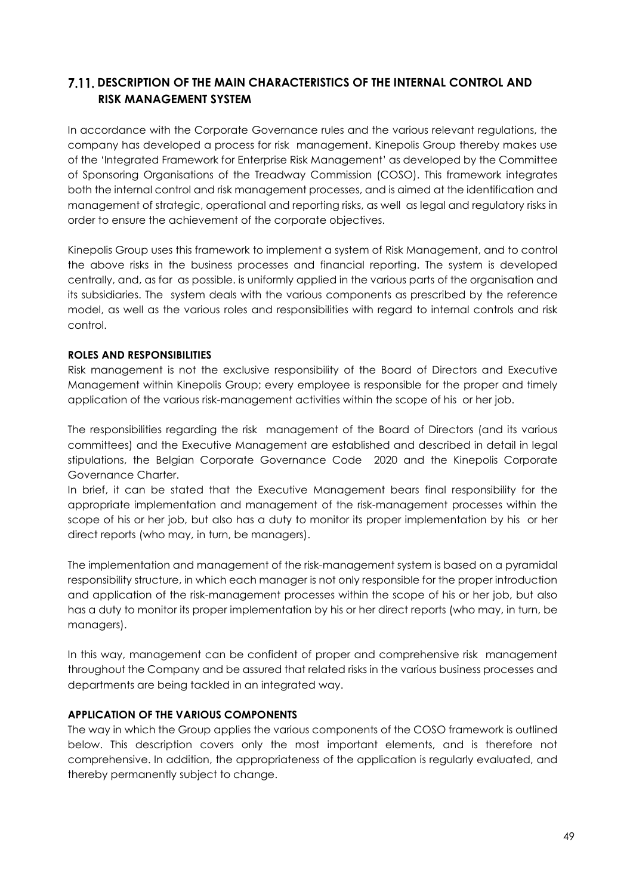## 7.11. DESCRIPTION OF THE MAIN CHARACTERISTICS OF THE INTERNAL CONTROL AND RISK MANAGEMENT SYSTEM

In accordance with the Corporate Governance rules and the various relevant regulations, the company has developed a process for risk management. Kinepolis Group thereby makes use of the 'Integrated Framework for Enterprise Risk Management' as developed by the Committee of Sponsoring Organisations of the Treadway Commission (COSO). This framework integrates both the internal control and risk management processes, and is aimed at the identification and management of strategic, operational and reporting risks, as well as legal and regulatory risks in order to ensure the achievement of the corporate objectives.

Kinepolis Group uses this framework to implement a system of Risk Management, and to control the above risks in the business processes and financial reporting. The system is developed centrally, and, as far as possible. is uniformly applied in the various parts of the organisation and its subsidiaries. The system deals with the various components as prescribed by the reference model, as well as the various roles and responsibilities with regard to internal controls and risk control.

**ROLES AND RESPONSIBILITIES**

Risk management is not the exclusive responsibility of the Board of Directors and Executive Management within Kinepolis Group; every employee is responsible for the proper and timely application of the various risk-management activities within the scope of his or her job.

The responsibilities regarding the risk management of the Board of Directors (and its various committees) and the Executive Management are established and described in detail in legal stipulations, the Belgian Corporate Governance Code 2020 and the Kinepolis Corporate Governance Charter.

In brief, it can be stated that the Executive Management bears final responsibility for the appropriate implementation and management of the risk-management processes within the scope of his or her job, but also has a duty to monitor its proper implementation by his or her direct reports (who may, in turn, be managers).

The implementation and management of the risk-management system is based on a pyramidal responsibility structure, in which each manager is not only responsible for the proper introduction and application of the risk-management processes within the scope of his or her job, but also has a duty to monitor its proper implementation by his or her direct reports (who may, in turn, be managers).

In this way, management can be confident of proper and comprehensive risk management throughout the Company and be assured that related risks in the various business processes and departments are being tackled in an integrated way.

**APPLICATION OF THE VARIOUS COMPONENTS**

The way in which the Group applies the various components of the COSO framework is outlined below. This description covers only the most important elements, and is therefore not comprehensive. In addition, the appropriateness of the application is regularly evaluated, and thereby permanently subject to change.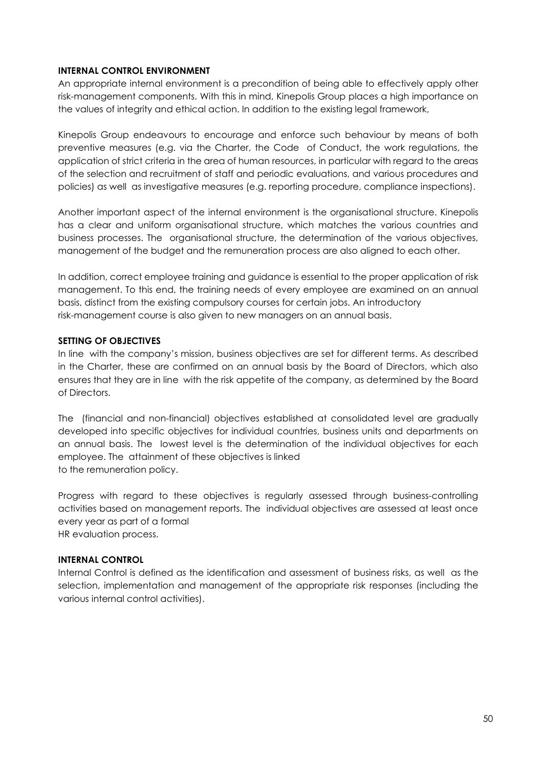**INTERNAL CONTROL ENVIRONMENT**

An appropriate internal environment is a precondition of being able to effectively apply other risk-management components. With this in mind, Kinepolis Group places a high importance on the values of integrity and ethical action. In addition to the existing legal framework,

Kinepolis Group endeavours to encourage and enforce such behaviour by means of both preventive measures (e.g. via the Charter, the Code of Conduct, the work regulations, the application of strict criteria in the area of human resources, in particular with regard to the areas of the selection and recruitment of staff and periodic evaluations, and various procedures and policies) as well as investigative measures (e.g. reporting procedure, compliance inspections).

Another important aspect of the internal environment is the organisational structure. Kinepolis has a clear and uniform organisational structure, which matches the various countries and business processes. The organisational structure, the determination of the various objectives, management of the budget and the remuneration process are also aligned to each other.

In addition, correct employee training and guidance is essential to the proper application of risk management. To this end, the training needs of every employee are examined on an annual basis, distinct from the existing compulsory courses for certain jobs. An introductory risk-management course is also given to new managers on an annual basis.

**SETTING OF OBJECTIVES**

In line with the company's mission, business objectives are set for different terms. As described in the Charter, these are confirmed on an annual basis by the Board of Directors, which also ensures that they are in line with the risk appetite of the company, as determined by the Board of Directors.

The (financial and non-financial) objectives established at consolidated level are gradually developed into specific objectives for individual countries, business units and departments on an annual basis. The lowest level is the determination of the individual objectives for each employee. The attainment of these objectives is linked to the remuneration policy.

Progress with regard to these objectives is regularly assessed through business-controlling activities based on management reports. The individual objectives are assessed at least once every year as part of a formal HR evaluation process.

**INTERNAL CONTROL**

Internal Control is defined as the identification and assessment of business risks, as well as the selection, implementation and management of the appropriate risk responses (including the various internal control activities).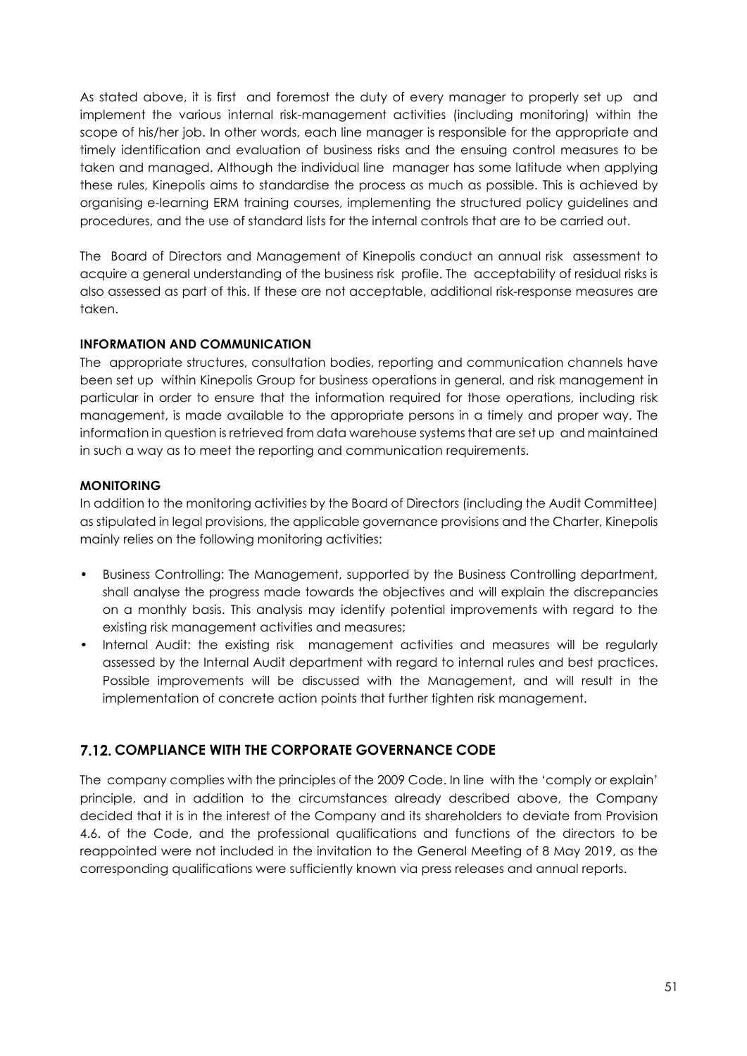As stated above, it is first and foremost the duty of every manager to properly set up and implement the various internal risk-management activities (including monitoring) within the scope of his/her job. In other words, each line manager is responsible for the appropriate and timely identification and evaluation of business risks and the ensuing control measures to be taken and managed. Although the individual line manager has some latitude when applying these rules, Kinepolis aims to standardise the process as much as possible. This is achieved by organising e-learning ERM training courses, implementing the structured policy guidelines and procedures, and the use of standard lists for the internal controls that are to be carried out.

The Board of Directors and Management of Kinepolis conduct an annual risk assessment to acquire a general understanding of the business risk profile. The acceptability of residual risks is also assessed as part of this. If these are not acceptable, additional risk-response measures are taken.

**INFORMATION AND COMMUNICATION**

The appropriate structures, consultation bodies, reporting and communication channels have been set up within Kinepolis Group for business operations in general, and risk management in particular in order to ensure that the information required for those operations, including risk management, is made available to the appropriate persons in a timely and proper way. The information in question is retrieved from data warehouse systems that are set up and maintained in such a way as to meet the reporting and communication requirements.

**MONITORING**

In addition to the monitoring activities by the Board of Directors (including the Audit Committee) as stipulated in legal provisions, the applicable governance provisions and the Charter, Kinepolis mainly relies on the following monitoring activities:

- Business Controlling: The Management, supported by the Business Controlling department, shall analyse the progress made towards the objectives and will explain the discrepancies on a monthly basis. This analysis may identify potential improvements with regard to the existing risk management activities and measures;
- Internal Audit: the existing risk management activities and measures will be regularly assessed by the Internal Audit department with regard to internal rules and best practices. Possible improvements will be discussed with the Management, and will result in the implementation of concrete action points that further tighten risk management.

## 7.12. COMPLIANCE WITH THE CORPORATE GOVERNANCE CODE

The company complies with the principles of the 2009 Code. In line with the 'comply or explain' principle, and in addition to the circumstances already described above, the Company decided that it is in the interest of the Company and its shareholders to deviate from Provision 4.6. of the Code, and the professional qualifications and functions of the directors to be reappointed were not included in the invitation to the General Meeting of 8 May 2019, as the corresponding qualifications were sufficiently known via press releases and annual reports.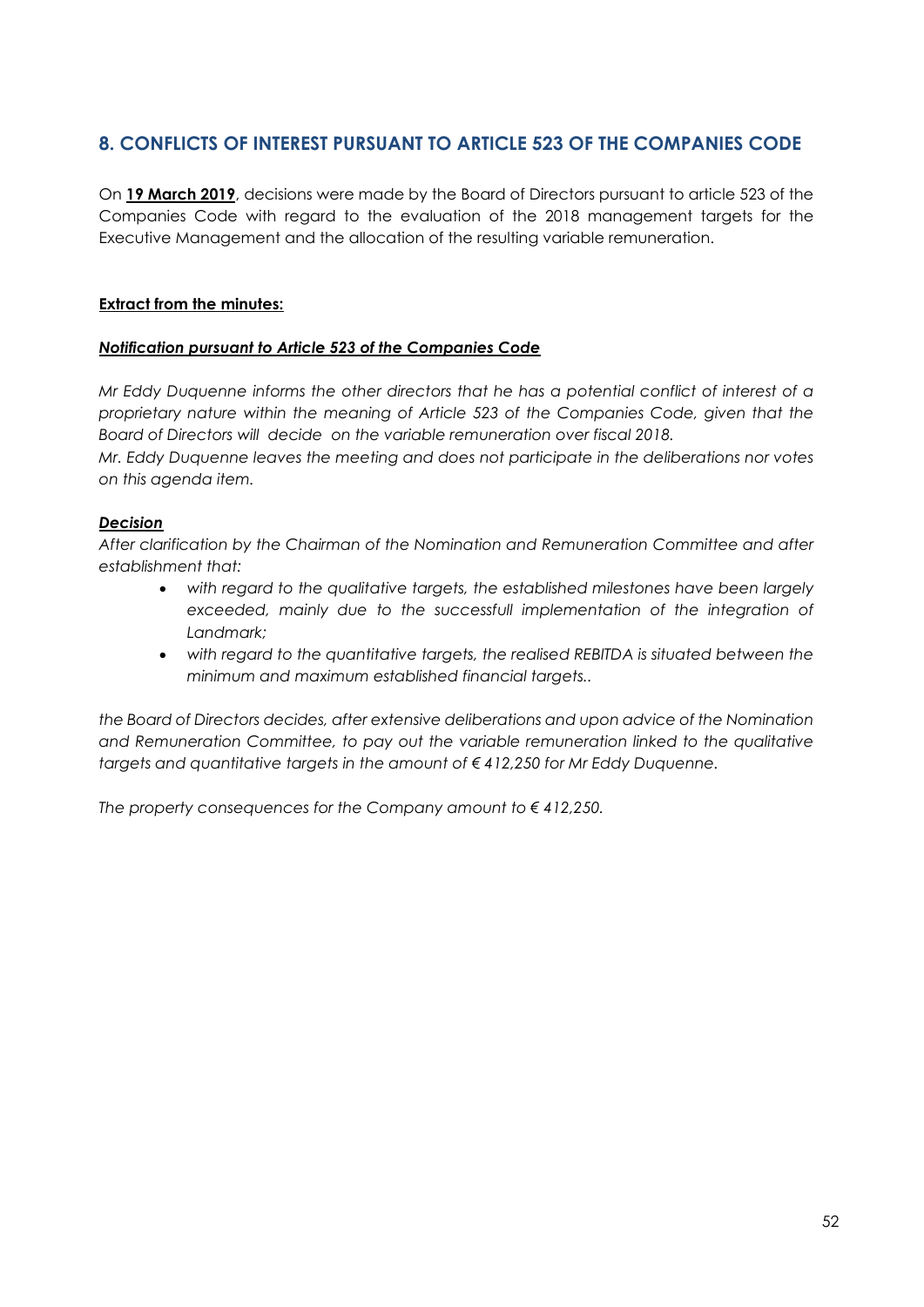## 8. CONFLICTS OF INTEREST PURSUANT TO ARTICLE 523 OF THE COMPANIES CODE

On **19 March 2019**, decisions were made by the Board of Directors pursuant to article 523 of the Companies Code with regard to the evaluation of the 2018 management targets for the Executive Management and the allocation of the resulting variable remuneration.

**Extract from the minutes:**

***Notification pursuant to Article 523 of the Companies Code***

*Mr Eddy Duquenne informs the other directors that he has a potential conflict of interest of a proprietary nature within the meaning of Article 523 of the Companies Code, given that the Board of Directors will decide on the variable remuneration over fiscal 2018.*
*Mr. Eddy Duquenne leaves the meeting and does not participate in the deliberations nor votes on this agenda item.*

***Decision***

*After clarification by the Chairman of the Nomination and Remuneration Committee and after establishment that:*

- *with regard to the qualitative targets, the established milestones have been largely exceeded, mainly due to the successfull implementation of the integration of Landmark;*
- *with regard to the quantitative targets, the realised REBITDA is situated between the minimum and maximum established financial targets..*

*the Board of Directors decides, after extensive deliberations and upon advice of the Nomination and Remuneration Committee, to pay out the variable remuneration linked to the qualitative targets and quantitative targets in the amount of € 412,250 for Mr Eddy Duquenne.*

*The property consequences for the Company amount to € 412,250.*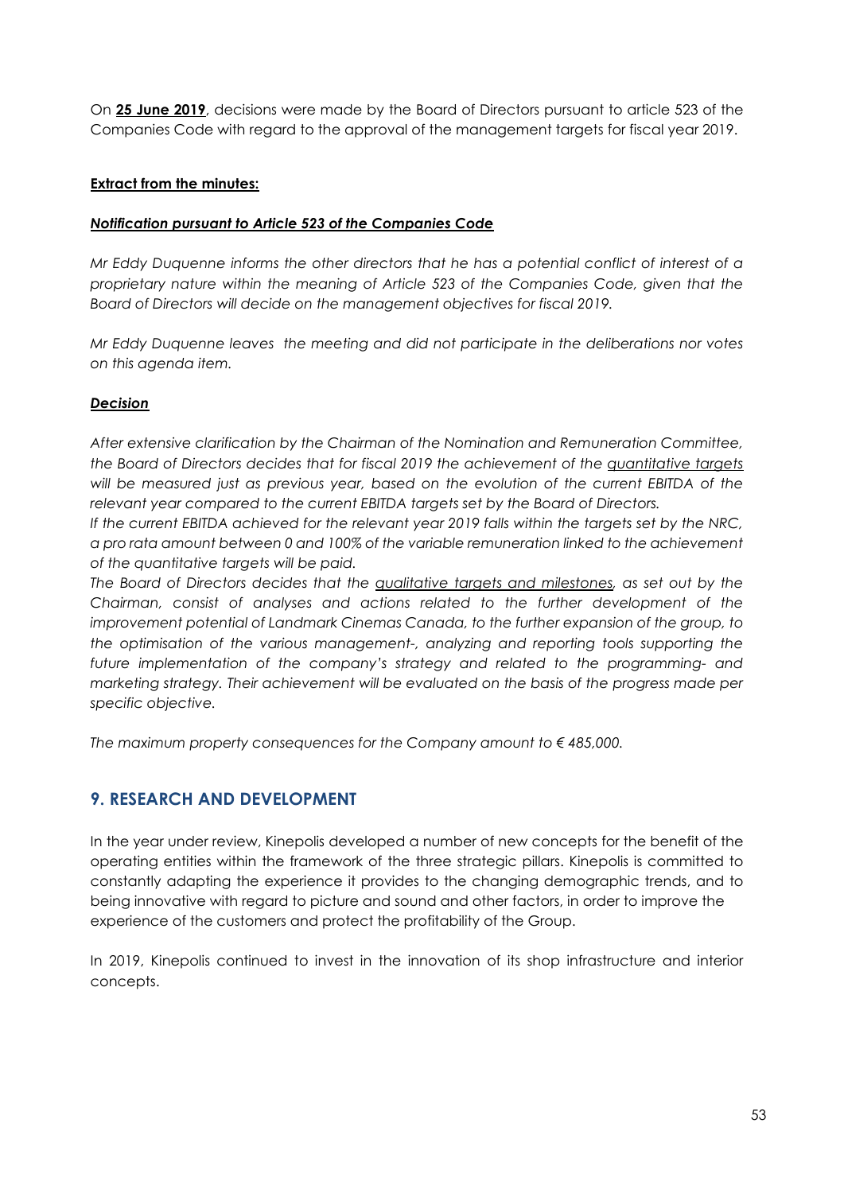On **25 June 2019**, decisions were made by the Board of Directors pursuant to article 523 of the Companies Code with regard to the approval of the management targets for fiscal year 2019.

**Extract from the minutes:**

***Notification pursuant to Article 523 of the Companies Code***

*Mr Eddy Duquenne informs the other directors that he has a potential conflict of interest of a proprietary nature within the meaning of Article 523 of the Companies Code, given that the Board of Directors will decide on the management objectives for fiscal 2019.*

*Mr Eddy Duquenne leaves the meeting and did not participate in the deliberations nor votes on this agenda item.*

***Decision***

*After extensive clarification by the Chairman of the Nomination and Remuneration Committee, the Board of Directors decides that for fiscal 2019 the achievement of the quantitative targets will be measured just as previous year, based on the evolution of the current EBITDA of the relevant year compared to the current EBITDA targets set by the Board of Directors.*
*If the current EBITDA achieved for the relevant year 2019 falls within the targets set by the NRC, a pro rata amount between 0 and 100% of the variable remuneration linked to the achievement of the quantitative targets will be paid.*
*The Board of Directors decides that the qualitative targets and milestones, as set out by the Chairman, consist of analyses and actions related to the further development of the improvement potential of Landmark Cinemas Canada, to the further expansion of the group, to the optimisation of the various management-, analyzing and reporting tools supporting the future implementation of the company's strategy and related to the programming- and marketing strategy. Their achievement will be evaluated on the basis of the progress made per specific objective.*

*The maximum property consequences for the Company amount to € 485,000.*

## 9. RESEARCH AND DEVELOPMENT

In the year under review, Kinepolis developed a number of new concepts for the benefit of the operating entities within the framework of the three strategic pillars. Kinepolis is committed to constantly adapting the experience it provides to the changing demographic trends, and to being innovative with regard to picture and sound and other factors, in order to improve the experience of the customers and protect the profitability of the Group.

In 2019, Kinepolis continued to invest in the innovation of its shop infrastructure and interior concepts.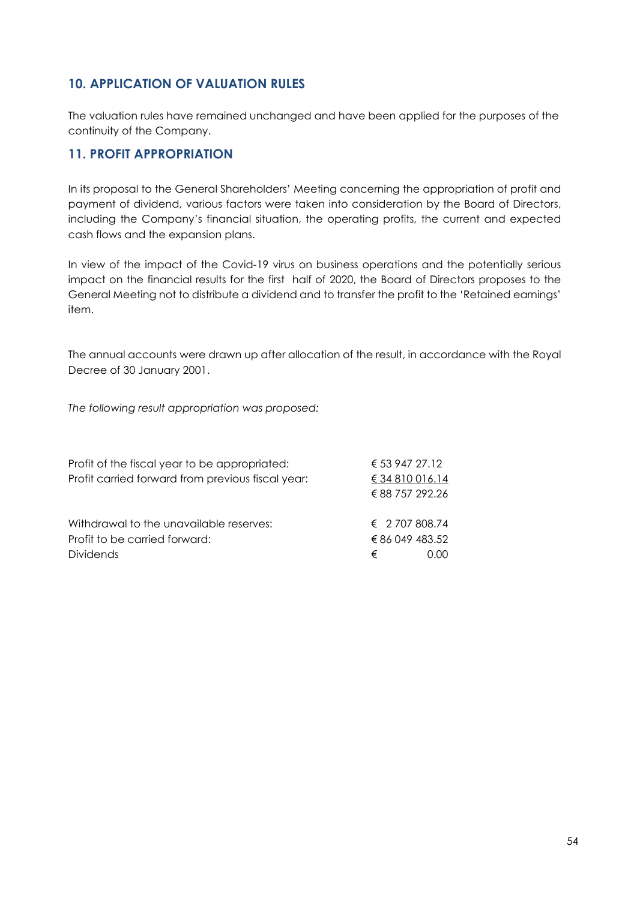## 10. APPLICATION OF VALUATION RULES

The valuation rules have remained unchanged and have been applied for the purposes of the continuity of the Company.

## 11. PROFIT APPROPRIATION

In its proposal to the General Shareholders' Meeting concerning the appropriation of profit and payment of dividend, various factors were taken into consideration by the Board of Directors, including the Company's financial situation, the operating profits, the current and expected cash flows and the expansion plans.

In view of the impact of the Covid-19 virus on business operations and the potentially serious impact on the financial results for the first half of 2020, the Board of Directors proposes to the General Meeting not to distribute a dividend and to transfer the profit to the 'Retained earnings' item.

The annual accounts were drawn up after allocation of the result, in accordance with the Royal Decree of 30 January 2001.

*The following result appropriation was proposed:*

| | |
|---|---|
| Profit of the fiscal year to be appropriated: | € 53 947 27.12 |
| Profit carried forward from previous fiscal year: | € 34 810 016.14 |
| | € 88 757 292.26 |
| | |
| Withdrawal to the unavailable reserves: | € 2 707 808.74 |
| Profit to be carried forward: | € 86 049 483.52 |
| Dividends | € 0.00 |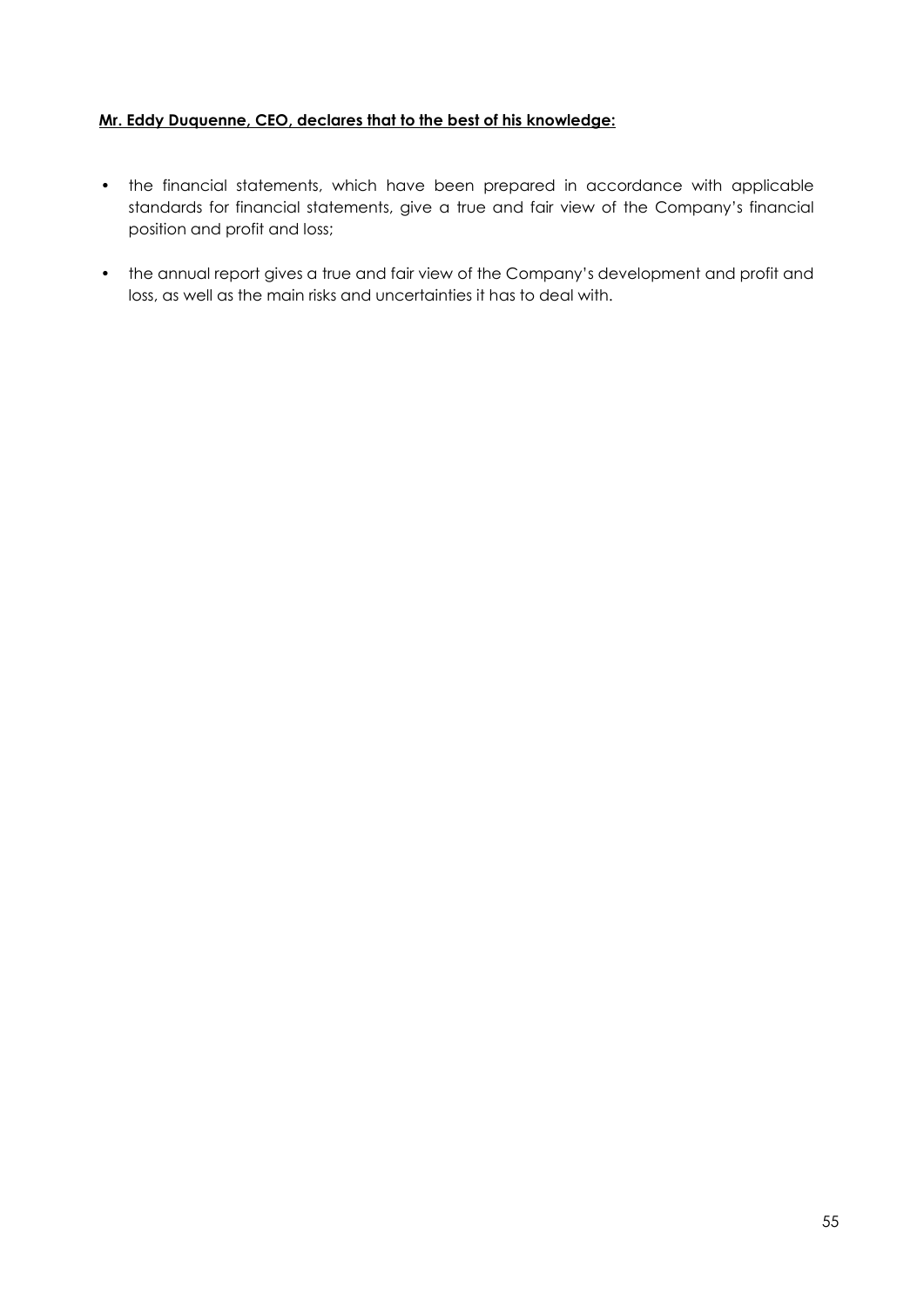**<u>Mr. Eddy Duquenne, CEO, declares that to the best of his knowledge:</u>**

- the financial statements, which have been prepared in accordance with applicable standards for financial statements, give a true and fair view of the Company's financial position and profit and loss;

- the annual report gives a true and fair view of the Company's development and profit and loss, as well as the main risks and uncertainties it has to deal with.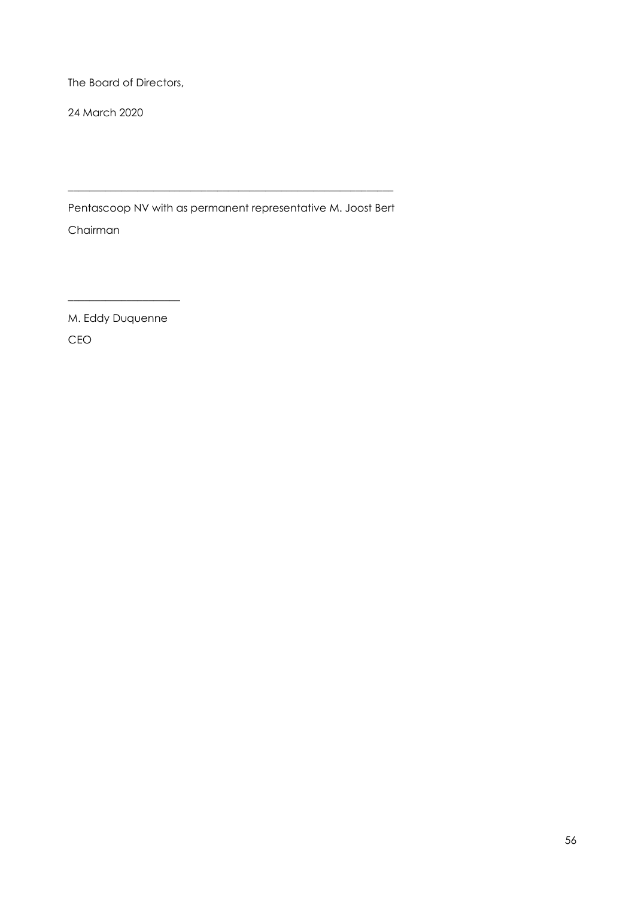The Board of Directors,

24 March 2020

\_\_\_\_\_\_\_\_\_\_\_\_\_\_\_\_\_\_\_\_\_\_\_\_\_\_\_\_\_\_\_\_\_\_\_\_\_\_\_\_\_\_\_\_\_\_\_\_\_\_\_\_\_\_\_\_\_\_

Pentascoop NV with as permanent representative M. Joost Bert

Chairman

\_\_\_\_\_\_\_\_\_\_\_\_\_\_\_\_\_\_\_\_

M. Eddy Duquenne

CEO